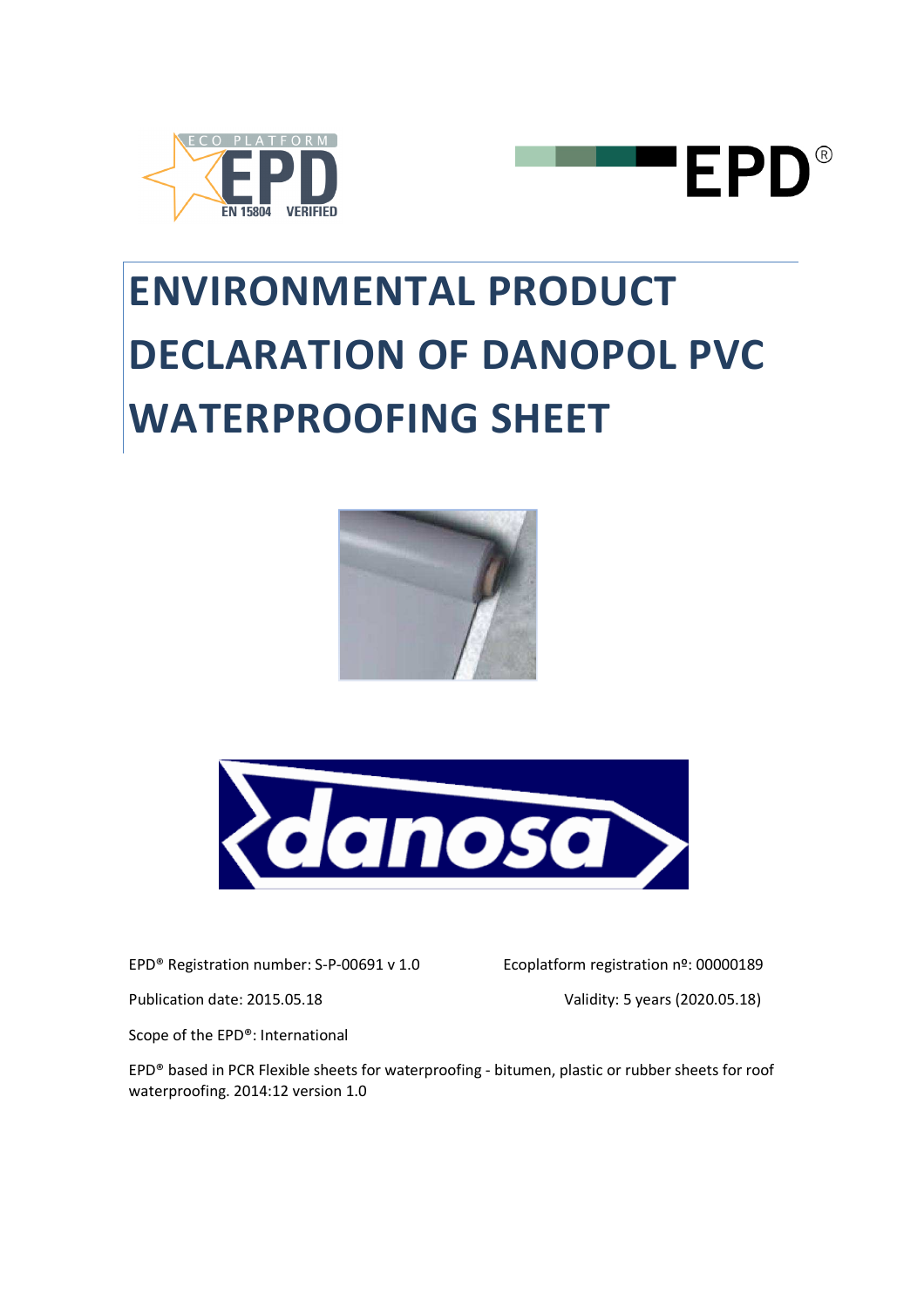# ENVIRONMENTAL PRODUCT DECLARATION OF DANOPOL PVC WATERPROOFING SHEET

EPD® Registration number: S-P-00691 v 1.0

Ecoplatform registration nº: 00000189

Publication date: 2015.05.18

Validity: 5 years (2020.05.18)

Scope of the EPD®: International

EPD® based in PCR Flexible sheets for waterproofing - bitumen, plastic or rubber sheets for roof waterproofing. 2014:12 version 1.0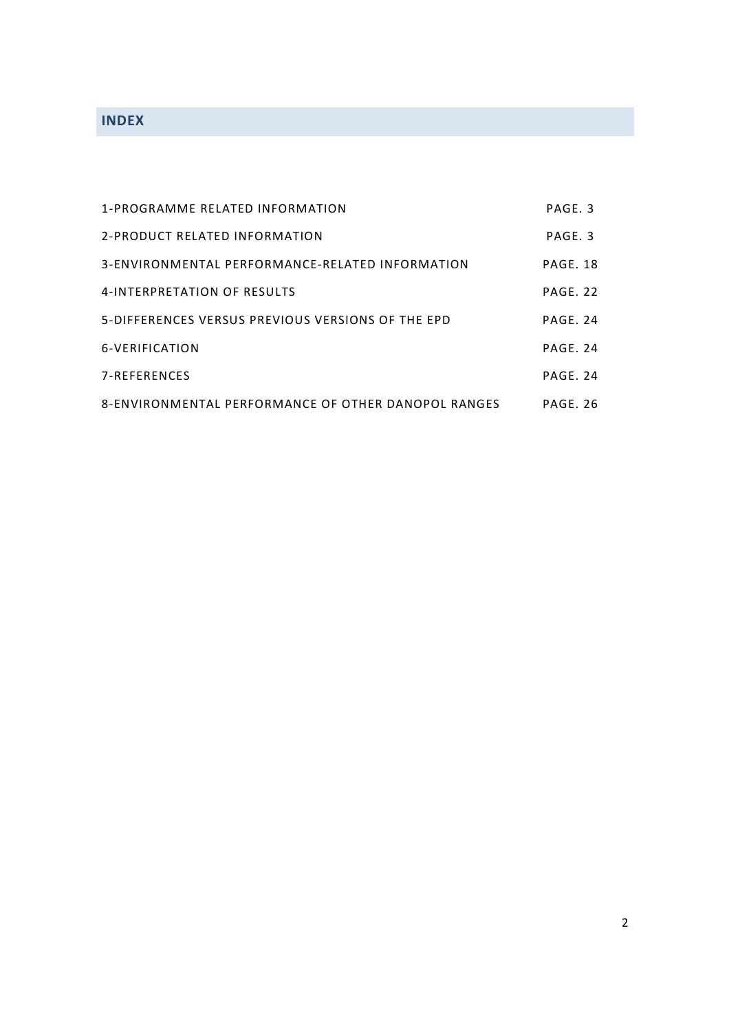## INDEX

| | |
|---|---|
| 1-PROGRAMME RELATED INFORMATION | PAGE. 3 |
| 2-PRODUCT RELATED INFORMATION | PAGE. 3 |
| 3-ENVIRONMENTAL PERFORMANCE-RELATED INFORMATION | PAGE. 18 |
| 4-INTERPRETATION OF RESULTS | PAGE. 22 |
| 5-DIFFERENCES VERSUS PREVIOUS VERSIONS OF THE EPD | PAGE. 24 |
| 6-VERIFICATION | PAGE. 24 |
| 7-REFERENCES | PAGE. 24 |
| 8-ENVIRONMENTAL PERFORMANCE OF OTHER DANOPOL RANGES | PAGE. 26 |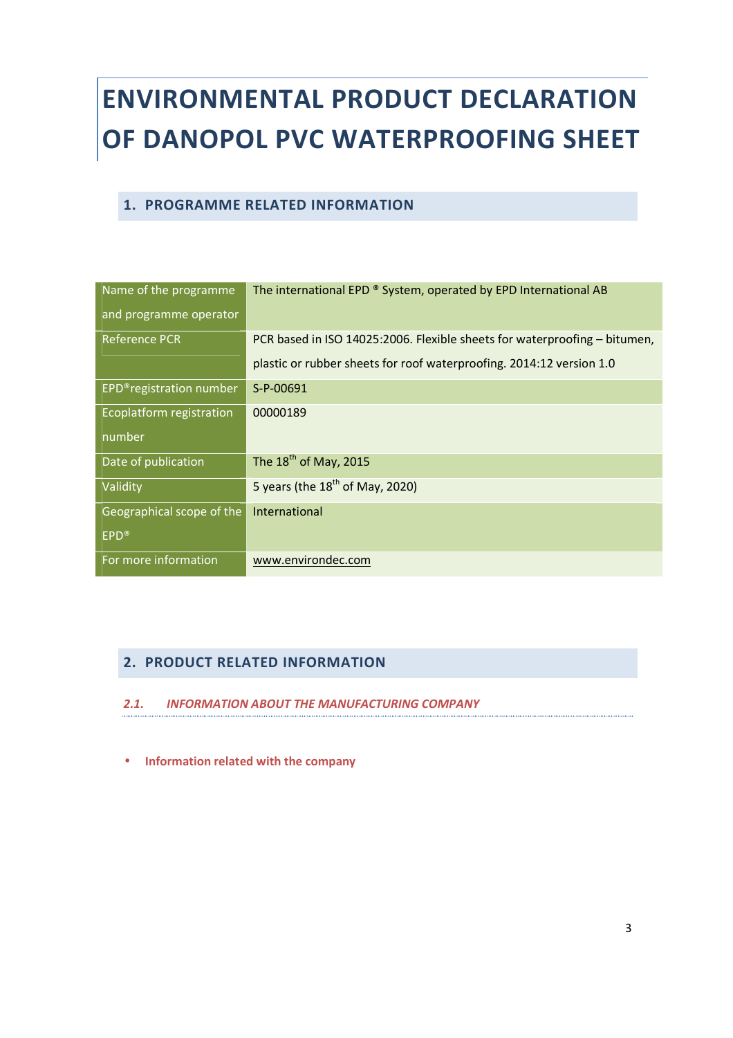# ENVIRONMENTAL PRODUCT DECLARATION OF DANOPOL PVC WATERPROOFING SHEET

## 1. PROGRAMME RELATED INFORMATION

| Name of the programme and programme operator | The international EPD ® System, operated by EPD International AB |
|---|---|
| Reference PCR | PCR based in ISO 14025:2006. Flexible sheets for waterproofing – bitumen, plastic or rubber sheets for roof waterproofing. 2014:12 version 1.0 |
| EPD®registration number | S-P-00691 |
| Ecoplatform registration number | 00000189 |
| Date of publication | The 18th of May, 2015 |
| Validity | 5 years (the 18th of May, 2020) |
| Geographical scope of the EPD® | International |
| For more information | www.environdec.com |

## 2. PRODUCT RELATED INFORMATION

### *2.1. INFORMATION ABOUT THE MANUFACTURING COMPANY*

- **Information related with the company**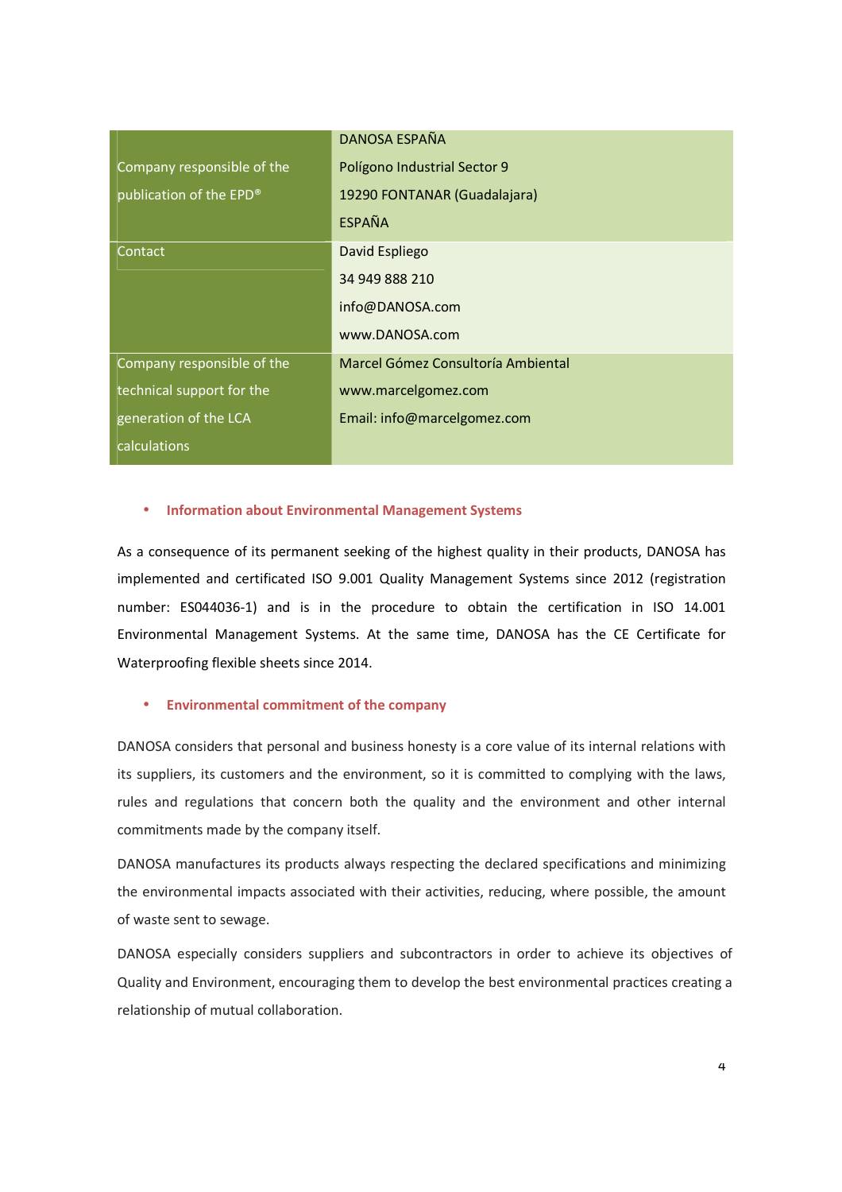| | |
|---|---|
| Company responsible of the publication of the EPD® | DANOSA ESPAÑA<br>Polígono Industrial Sector 9<br>19290 FONTANAR (Guadalajara)<br>ESPAÑA |
| Contact | David Espliego<br>34 949 888 210<br>info@DANOSA.com<br>www.DANOSA.com |
| Company responsible of the technical support for the generation of the LCA calculations | Marcel Gómez Consultoría Ambiental<br>www.marcelgomez.com<br>Email: info@marcelgomez.com |

- **Information about Environmental Management Systems**

As a consequence of its permanent seeking of the highest quality in their products, DANOSA has implemented and certificated ISO 9.001 Quality Management Systems since 2012 (registration number: ES044036-1) and is in the procedure to obtain the certification in ISO 14.001 Environmental Management Systems. At the same time, DANOSA has the CE Certificate for Waterproofing flexible sheets since 2014.

- **Environmental commitment of the company**

DANOSA considers that personal and business honesty is a core value of its internal relations with its suppliers, its customers and the environment, so it is committed to complying with the laws, rules and regulations that concern both the quality and the environment and other internal commitments made by the company itself.

DANOSA manufactures its products always respecting the declared specifications and minimizing the environmental impacts associated with their activities, reducing, where possible, the amount of waste sent to sewage.

DANOSA especially considers suppliers and subcontractors in order to achieve its objectives of Quality and Environment, encouraging them to develop the best environmental practices creating a relationship of mutual collaboration.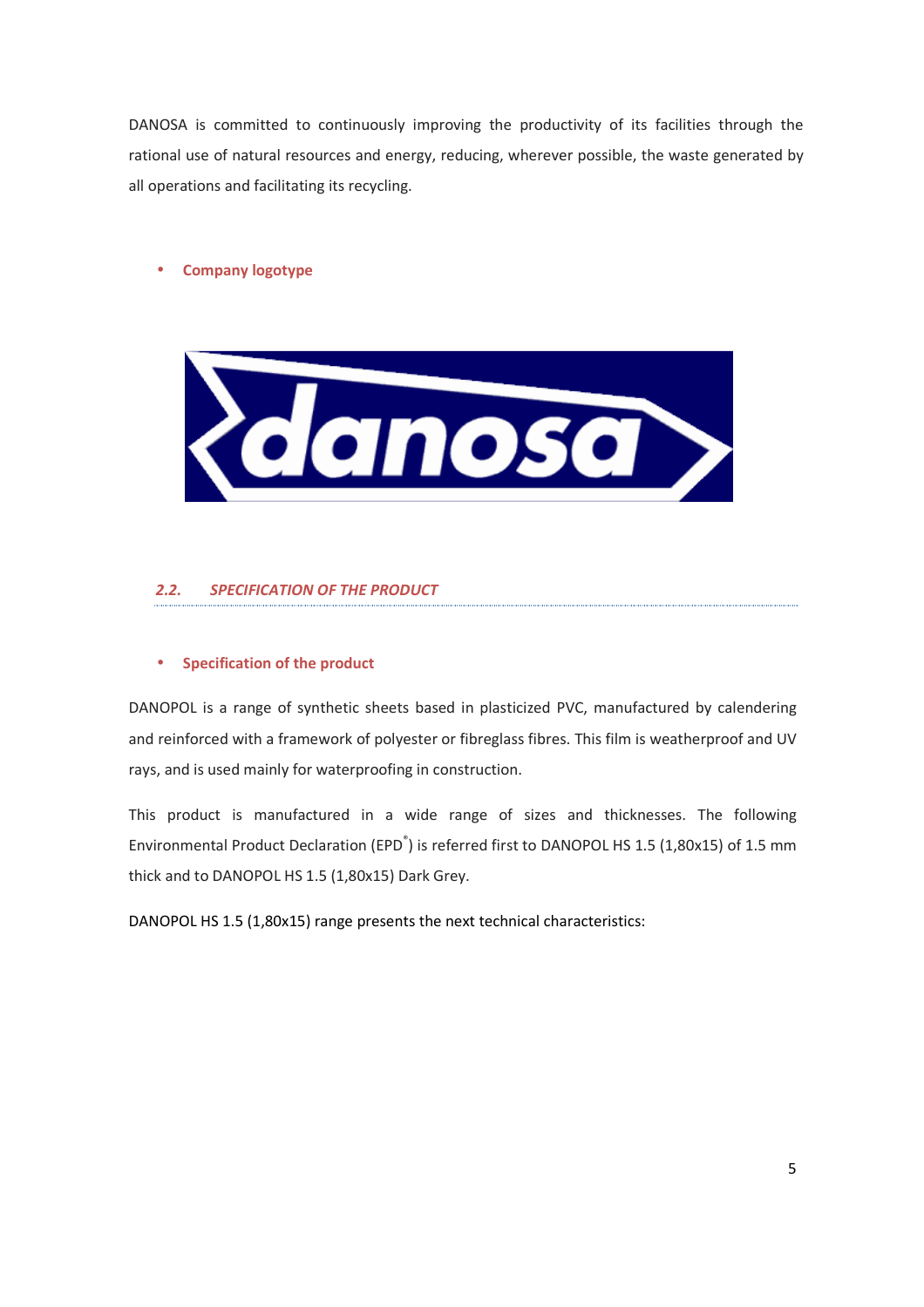DANOSA is committed to continuously improving the productivity of its facilities through the rational use of natural resources and energy, reducing, wherever possible, the waste generated by all operations and facilitating its recycling.

- **Company logotype**

## *2.2. SPECIFICATION OF THE PRODUCT*

- **Specification of the product**

DANOPOL is a range of synthetic sheets based in plasticized PVC, manufactured by calendering and reinforced with a framework of polyester or fibreglass fibres. This film is weatherproof and UV rays, and is used mainly for waterproofing in construction.

This product is manufactured in a wide range of sizes and thicknesses. The following Environmental Product Declaration (EPD®) is referred first to DANOPOL HS 1.5 (1,80x15) of 1.5 mm thick and to DANOPOL HS 1.5 (1,80x15) Dark Grey.

DANOPOL HS 1.5 (1,80x15) range presents the next technical characteristics: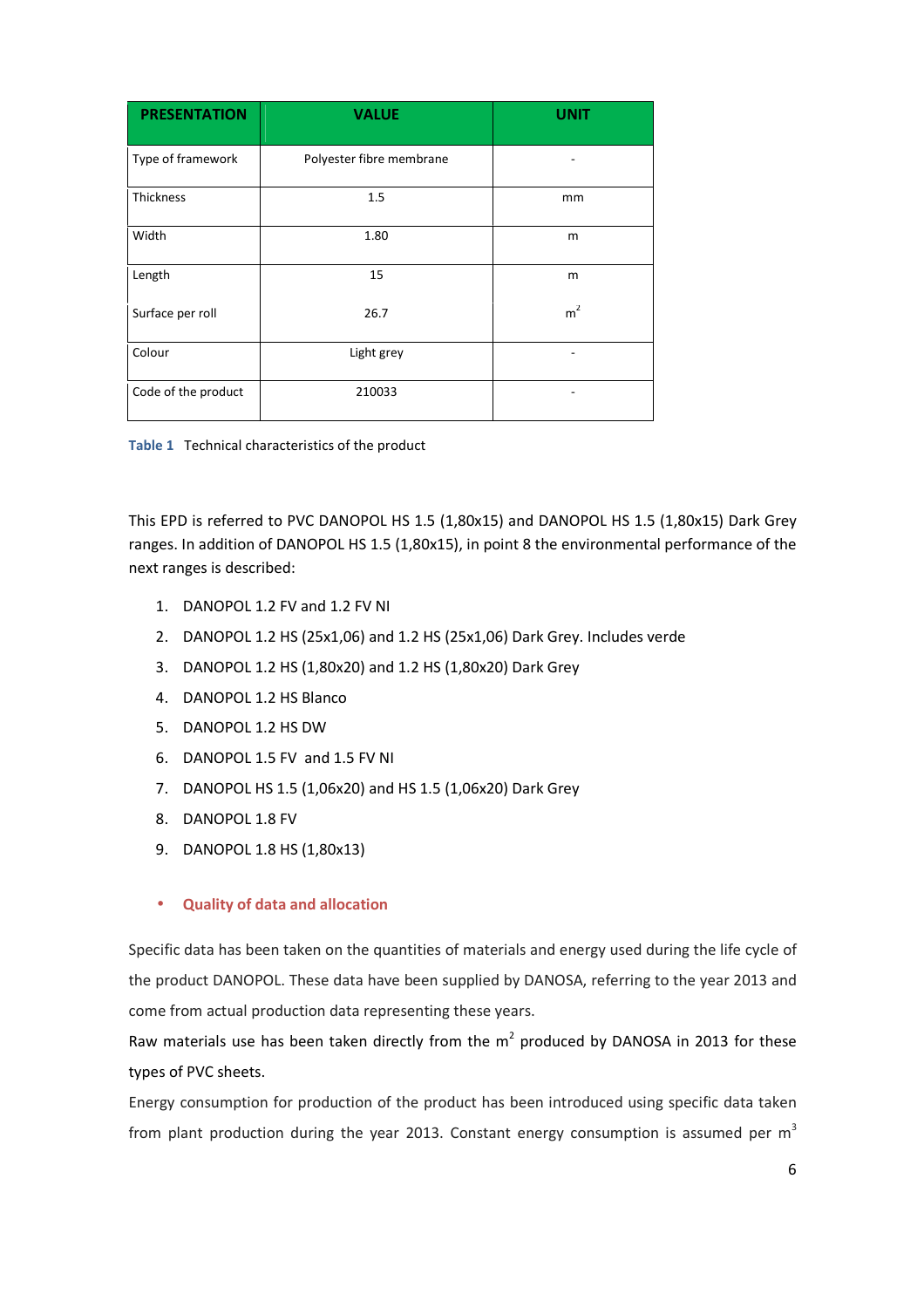| PRESENTATION | VALUE | UNIT |
|---|---|---|
| Type of framework | Polyester fibre membrane | - |
| Thickness | 1.5 | mm |
| Width | 1.80 | m |
| Length | 15 | m |
| Surface per roll | 26.7 | $m^2$ |
| Colour | Light grey | - |
| Code of the product | 210033 | - |

**Table 1** Technical characteristics of the product

This EPD is referred to PVC DANOPOL HS 1.5 (1,80x15) and DANOPOL HS 1.5 (1,80x15) Dark Grey ranges. In addition of DANOPOL HS 1.5 (1,80x15), in point 8 the environmental performance of the next ranges is described:

1. DANOPOL 1.2 FV and 1.2 FV NI
2. DANOPOL 1.2 HS (25x1,06) and 1.2 HS (25x1,06) Dark Grey. Includes verde
3. DANOPOL 1.2 HS (1,80x20) and 1.2 HS (1,80x20) Dark Grey
4. DANOPOL 1.2 HS Blanco
5. DANOPOL 1.2 HS DW
6. DANOPOL 1.5 FV and 1.5 FV NI
7. DANOPOL HS 1.5 (1,06x20) and HS 1.5 (1,06x20) Dark Grey
8. DANOPOL 1.8 FV
9. DANOPOL 1.8 HS (1,80x13)

- **Quality of data and allocation**

Specific data has been taken on the quantities of materials and energy used during the life cycle of the product DANOPOL. These data have been supplied by DANOSA, referring to the year 2013 and come from actual production data representing these years.

Raw materials use has been taken directly from the $m^2$ produced by DANOSA in 2013 for these types of PVC sheets.

Energy consumption for production of the product has been introduced using specific data taken from plant production during the year 2013. Constant energy consumption is assumed per $m^3$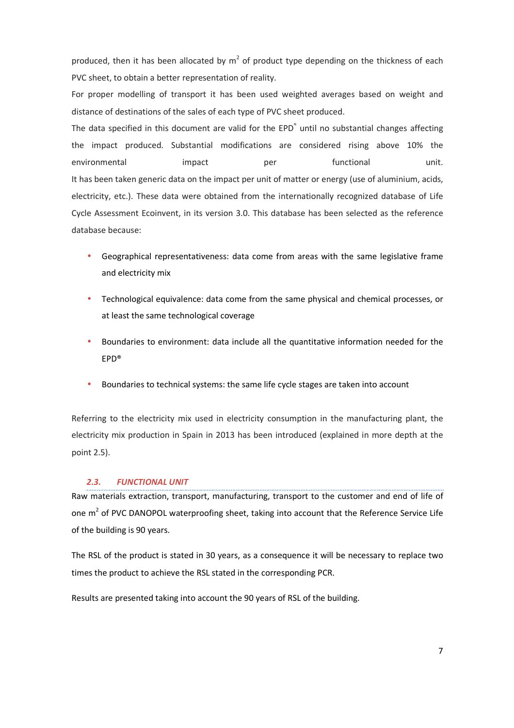produced, then it has been allocated by $m^2$ of product type depending on the thickness of each PVC sheet, to obtain a better representation of reality.

For proper modelling of transport it has been used weighted averages based on weight and distance of destinations of the sales of each type of PVC sheet produced.

The data specified in this document are valid for the EPD® until no substantial changes affecting the impact produced. Substantial modifications are considered rising above 10% the environmental impact per functional unit.

It has been taken generic data on the impact per unit of matter or energy (use of aluminium, acids, electricity, etc.). These data were obtained from the internationally recognized database of Life Cycle Assessment Ecoinvent, in its version 3.0. This database has been selected as the reference database because:

- Geographical representativeness: data come from areas with the same legislative frame and electricity mix
- Technological equivalence: data come from the same physical and chemical processes, or at least the same technological coverage
- Boundaries to environment: data include all the quantitative information needed for the EPD®
- Boundaries to technical systems: the same life cycle stages are taken into account

Referring to the electricity mix used in electricity consumption in the manufacturing plant, the electricity mix production in Spain in 2013 has been introduced (explained in more depth at the point 2.5).

## *2.3. FUNCTIONAL UNIT*

Raw materials extraction, transport, manufacturing, transport to the customer and end of life of one $m^2$ of PVC DANOPOL waterproofing sheet, taking into account that the Reference Service Life of the building is 90 years.

The RSL of the product is stated in 30 years, as a consequence it will be necessary to replace two times the product to achieve the RSL stated in the corresponding PCR.

Results are presented taking into account the 90 years of RSL of the building.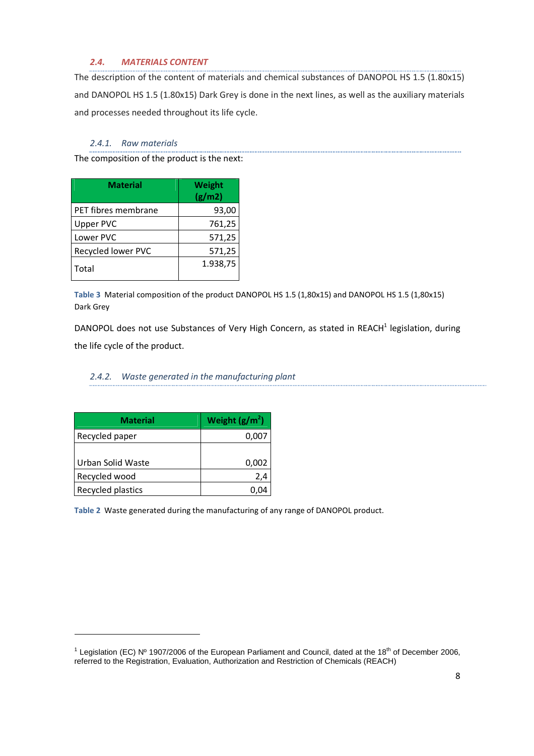## 2.4. MATERIALS CONTENT

The description of the content of materials and chemical substances of DANOPOL HS 1.5 (1.80x15) and DANOPOL HS 1.5 (1.80x15) Dark Grey is done in the next lines, as well as the auxiliary materials and processes needed throughout its life cycle.

### 2.4.1. Raw materials

The composition of the product is the next:

| Material | Weight (g/m2) |
|---|---|
| PET fibres membrane | 93,00 |
| Upper PVC | 761,25 |
| Lower PVC | 571,25 |
| Recycled lower PVC | 571,25 |
| Total | 1.938,75 |

**Table 3** Material composition of the product DANOPOL HS 1.5 (1,80x15) and DANOPOL HS 1.5 (1,80x15) Dark Grey

DANOPOL does not use Substances of Very High Concern, as stated in REACH[1] legislation, during the life cycle of the product.

### 2.4.2. Waste generated in the manufacturing plant

| Material | Weight (g/m$^2$) |
|---|---|
| Recycled paper | 0,007 |
| Urban Solid Waste | 0,002 |
| Recycled wood | 2,4 |
| Recycled plastics | 0,04 |

**Table 2** Waste generated during the manufacturing of any range of DANOPOL product.

[1] Legislation (EC) Nº 1907/2006 of the European Parliament and Council, dated at the 18th of December 2006, referred to the Registration, Evaluation, Authorization and Restriction of Chemicals (REACH)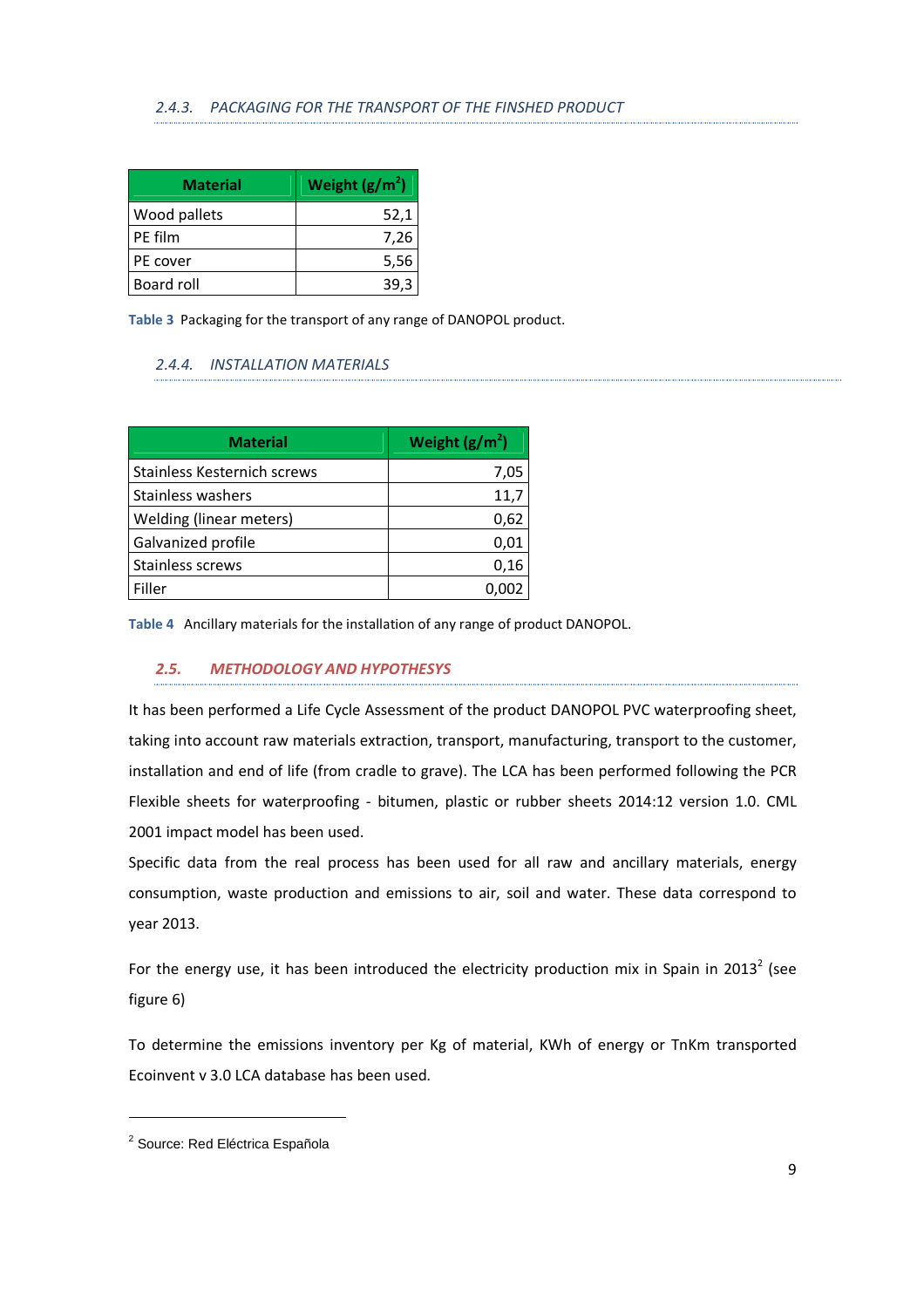### 2.4.3. PACKAGING FOR THE TRANSPORT OF THE FINSHED PRODUCT

| Material | Weight (g/m$^2$) |
|---|---|
| Wood pallets | 52,1 |
| PE film | 7,26 |
| PE cover | 5,56 |
| Board roll | 39,3 |

**Table 3** Packaging for the transport of any range of DANOPOL product.

### 2.4.4. INSTALLATION MATERIALS

| Material | Weight (g/m$^2$) |
|---|---|
| Stainless Kesternich screws | 7,05 |
| Stainless washers | 11,7 |
| Welding (linear meters) | 0,62 |
| Galvanized profile | 0,01 |
| Stainless screws | 0,16 |
| Filler | 0,002 |

**Table 4** Ancillary materials for the installation of any range of product DANOPOL.

## 2.5. METHODOLOGY AND HYPOTHESYS

It has been performed a Life Cycle Assessment of the product DANOPOL PVC waterproofing sheet, taking into account raw materials extraction, transport, manufacturing, transport to the customer, installation and end of life (from cradle to grave). The LCA has been performed following the PCR Flexible sheets for waterproofing - bitumen, plastic or rubber sheets 2014:12 version 1.0. CML 2001 impact model has been used.

Specific data from the real process has been used for all raw and ancillary materials, energy consumption, waste production and emissions to air, soil and water. These data correspond to year 2013.

For the energy use, it has been introduced the electricity production mix in Spain in 2013[2] (see figure 6)

To determine the emissions inventory per Kg of material, KWh of energy or TnKm transported Ecoinvent v 3.0 LCA database has been used.

[2] Source: Red Eléctrica Española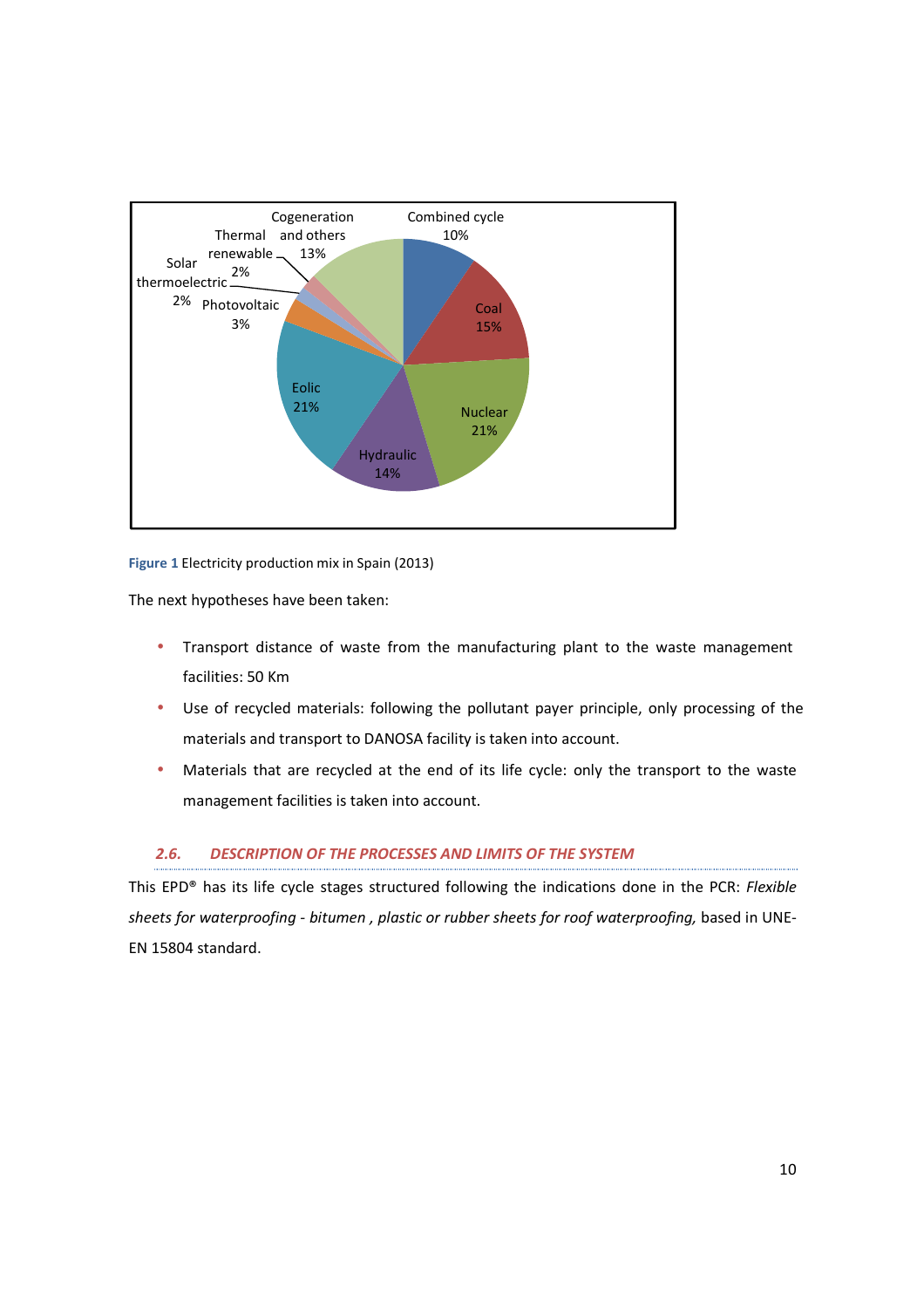Figure 1 Electricity production mix in Spain (2013)

The next hypotheses have been taken:

- Transport distance of waste from the manufacturing plant to the waste management facilities: 50 Km
- Use of recycled materials: following the pollutant payer principle, only processing of the materials and transport to DANOSA facility is taken into account.
- Materials that are recycled at the end of its life cycle: only the transport to the waste management facilities is taken into account.

### 2.6. DESCRIPTION OF THE PROCESSES AND LIMITS OF THE SYSTEM

This EPD® has its life cycle stages structured following the indications done in the PCR: *Flexible sheets for waterproofing - bitumen , plastic or rubber sheets for roof waterproofing,* based in UNE-EN 15804 standard.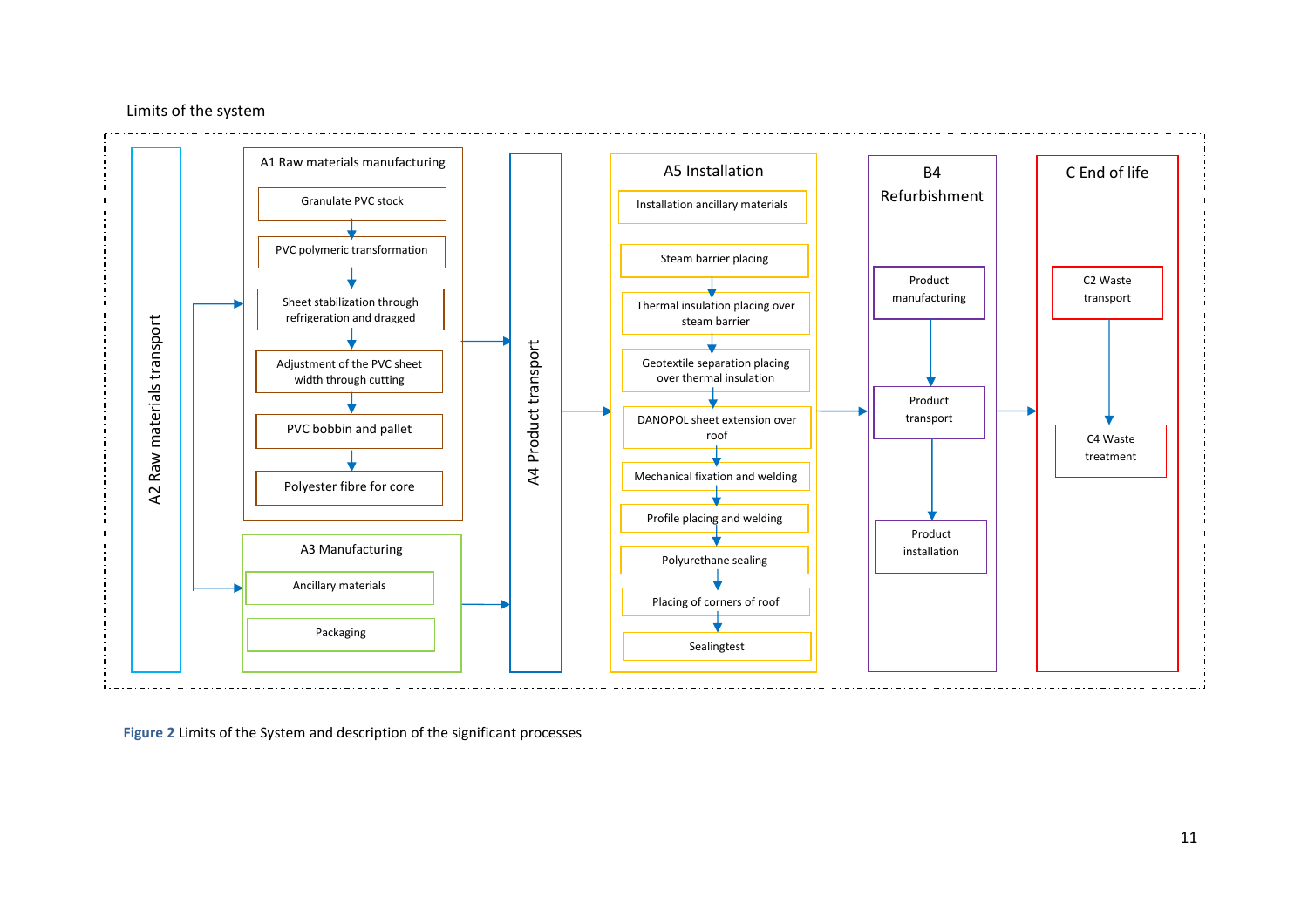Limits of the system

A2 Raw materials transport

A1 Raw materials manufacturing

- Granulate PVC stock
- PVC polymeric transformation
- Sheet stabilization through refrigeration and dragged
- Adjustment of the PVC sheet width through cutting
- PVC bobbin and pallet
- Polyester fibre for core

A3 Manufacturing

- Ancillary materials
- Packaging

A4 Product transport

A5 Installation

- Installation ancillary materials
- Steam barrier placing
- Thermal insulation placing over steam barrier
- Geotextile separation placing over thermal insulation
- DANOPOL sheet extension over roof
- Mechanical fixation and welding
- Profile placing and welding
- Polyurethane sealing
- Placing of corners of roof
- Sealingtest

B4 Refurbishment

- Product manufacturing
- Product transport
- Product installation

C End of life

- C2 Waste transport
- C4 Waste treatment

**Figure 2** Limits of the System and description of the significant processes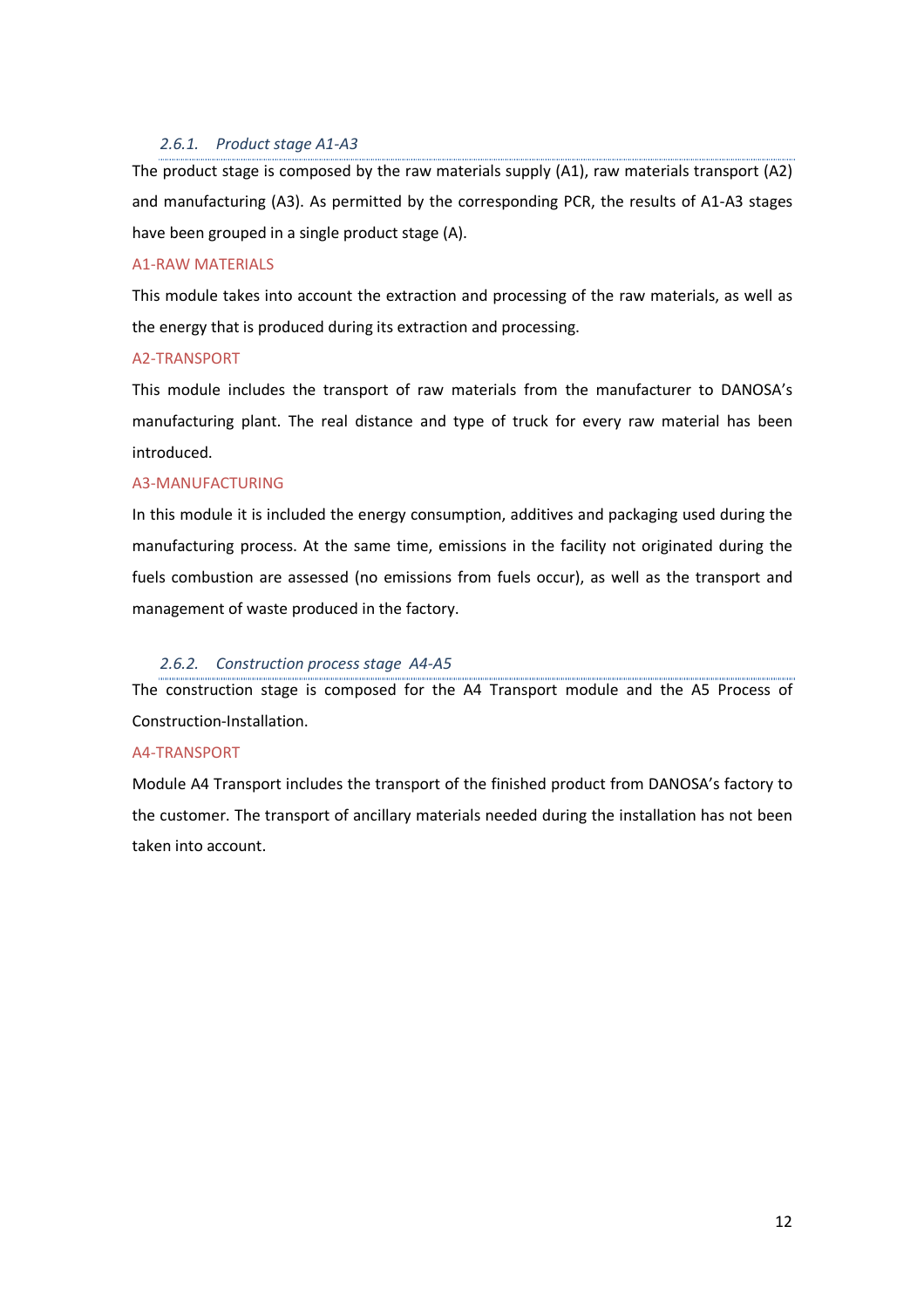### *2.6.1. Product stage A1-A3*

The product stage is composed by the raw materials supply (A1), raw materials transport (A2) and manufacturing (A3). As permitted by the corresponding PCR, the results of A1-A3 stages have been grouped in a single product stage (A).

#### A1-RAW MATERIALS

This module takes into account the extraction and processing of the raw materials, as well as the energy that is produced during its extraction and processing.

#### A2-TRANSPORT

This module includes the transport of raw materials from the manufacturer to DANOSA's manufacturing plant. The real distance and type of truck for every raw material has been introduced.

#### A3-MANUFACTURING

In this module it is included the energy consumption, additives and packaging used during the manufacturing process. At the same time, emissions in the facility not originated during the fuels combustion are assessed (no emissions from fuels occur), as well as the transport and management of waste produced in the factory.

### *2.6.2. Construction process stage A4-A5*

The construction stage is composed for the A4 Transport module and the A5 Process of Construction-Installation.

#### A4-TRANSPORT

Module A4 Transport includes the transport of the finished product from DANOSA's factory to the customer. The transport of ancillary materials needed during the installation has not been taken into account.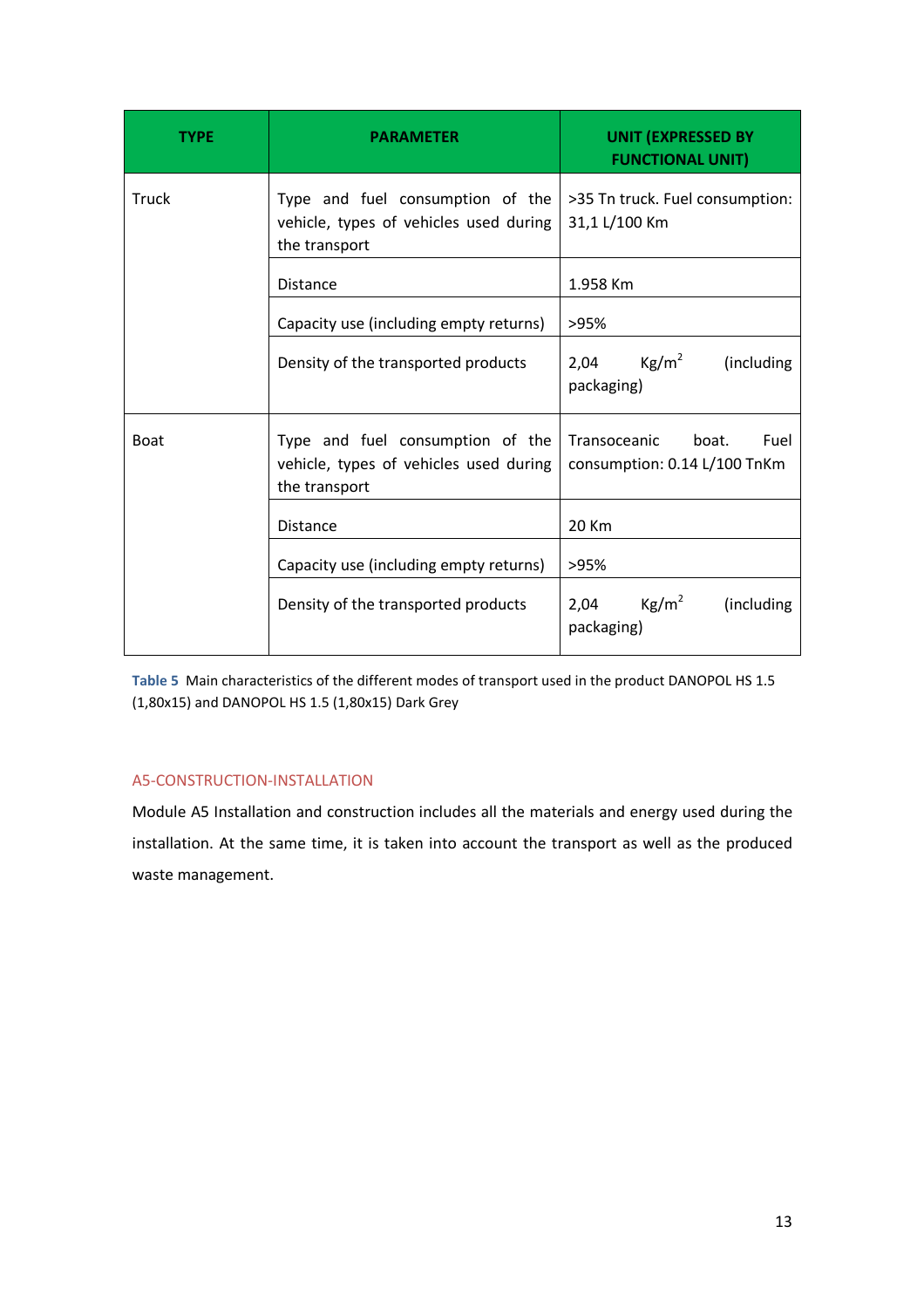| TYPE | PARAMETER | UNIT (EXPRESSED BY FUNCTIONAL UNIT) |
|---|---|---|
| Truck | Type and fuel consumption of the vehicle, types of vehicles used during the transport | >35 Tn truck. Fuel consumption: 31,1 L/100 Km |
| | Distance | 1.958 Km |
| | Capacity use (including empty returns) | >95% |
| | Density of the transported products | 2,04 $Kg/m^2$ (including packaging) |
| Boat | Type and fuel consumption of the vehicle, types of vehicles used during the transport | Transoceanic boat. Fuel consumption: 0.14 L/100 TnKm |
| | Distance | 20 Km |
| | Capacity use (including empty returns) | >95% |
| | Density of the transported products | 2,04 $Kg/m^2$ (including packaging) |

**Table 5** Main characteristics of the different modes of transport used in the product DANOPOL HS 1.5 (1,80x15) and DANOPOL HS 1.5 (1,80x15) Dark Grey

### A5-CONSTRUCTION-INSTALLATION

Module A5 Installation and construction includes all the materials and energy used during the installation. At the same time, it is taken into account the transport as well as the produced waste management.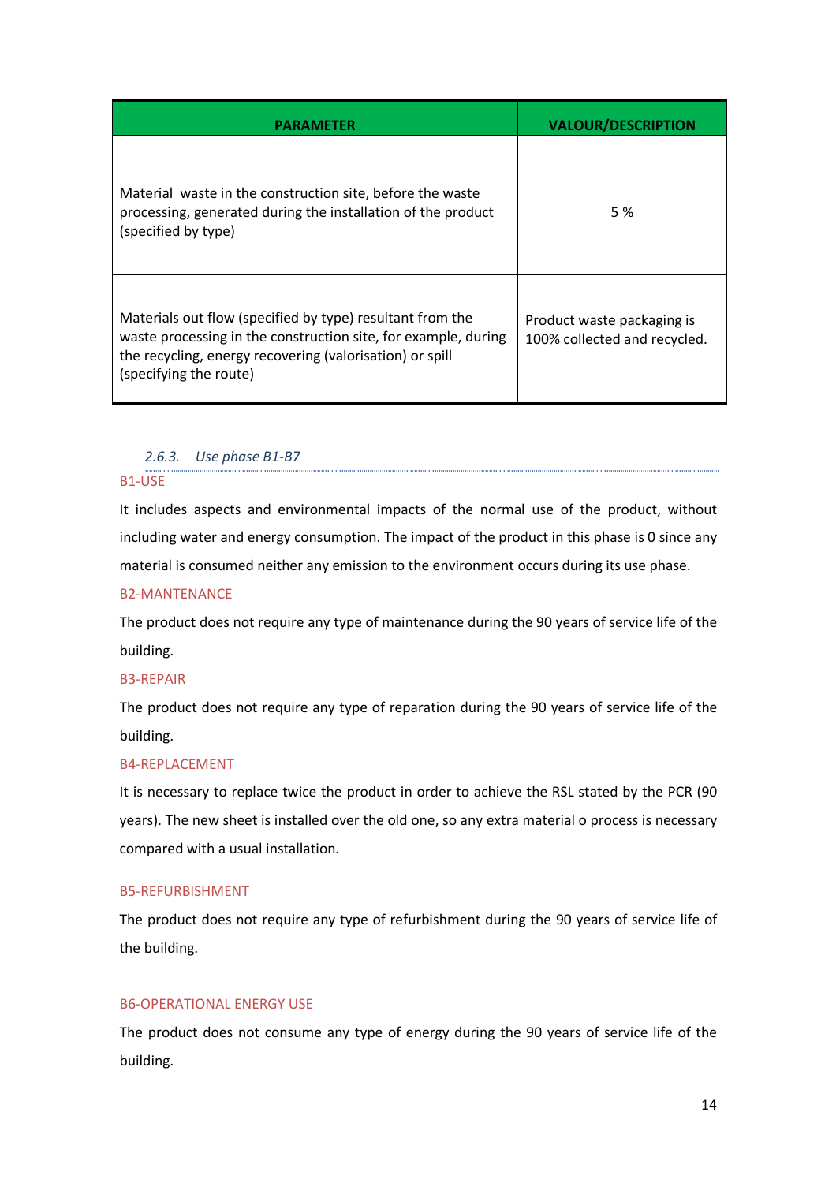| PARAMETER | VALOUR/DESCRIPTION |
| --- | --- |
| Material waste in the construction site, before the waste processing, generated during the installation of the product (specified by type) | 5 % |
| Materials out flow (specified by type) resultant from the waste processing in the construction site, for example, during the recycling, energy recovering (valorisation) or spill (specifying the route) | Product waste packaging is 100% collected and recycled. |

### *2.6.3. Use phase B1-B7*

#### B1-USE

It includes aspects and environmental impacts of the normal use of the product, without including water and energy consumption. The impact of the product in this phase is 0 since any material is consumed neither any emission to the environment occurs during its use phase.

#### B2-MANTENANCE

The product does not require any type of maintenance during the 90 years of service life of the building.

#### B3-REPAIR

The product does not require any type of reparation during the 90 years of service life of the building.

#### B4-REPLACEMENT

It is necessary to replace twice the product in order to achieve the RSL stated by the PCR (90 years). The new sheet is installed over the old one, so any extra material o process is necessary compared with a usual installation.

#### B5-REFURBISHMENT

The product does not require any type of refurbishment during the 90 years of service life of the building.

#### B6-OPERATIONAL ENERGY USE

The product does not consume any type of energy during the 90 years of service life of the building.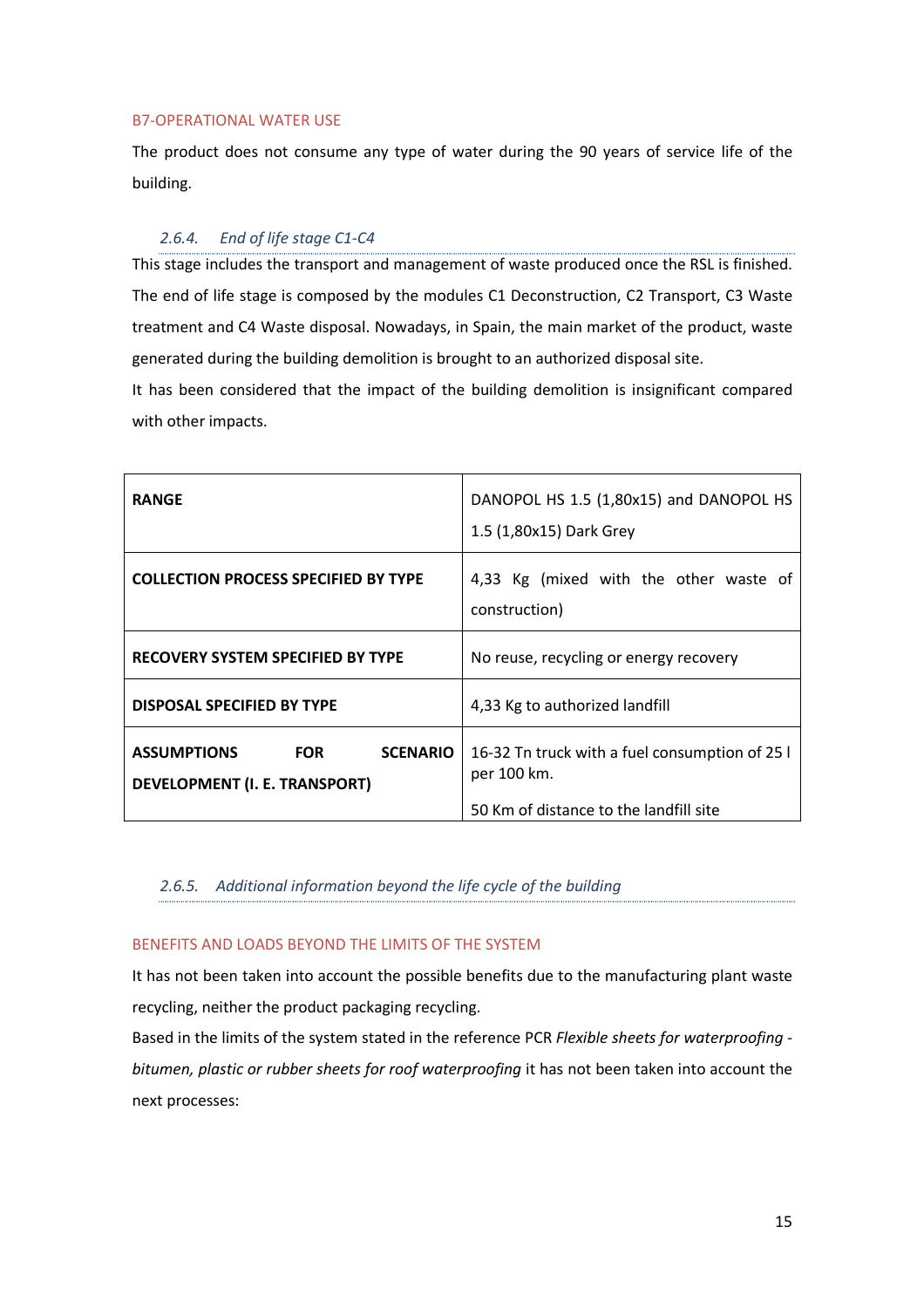B7-OPERATIONAL WATER USE

The product does not consume any type of water during the 90 years of service life of the building.

### 2.6.4. End of life stage C1-C4

This stage includes the transport and management of waste produced once the RSL is finished. The end of life stage is composed by the modules C1 Deconstruction, C2 Transport, C3 Waste treatment and C4 Waste disposal. Nowadays, in Spain, the main market of the product, waste generated during the building demolition is brought to an authorized disposal site.

It has been considered that the impact of the building demolition is insignificant compared with other impacts.

| **RANGE** | DANOPOL HS 1.5 (1,80x15) and DANOPOL HS 1.5 (1,80x15) Dark Grey |
|---|---|
| **COLLECTION PROCESS SPECIFIED BY TYPE** | 4,33 Kg (mixed with the other waste of construction) |
| **RECOVERY SYSTEM SPECIFIED BY TYPE** | No reuse, recycling or energy recovery |
| **DISPOSAL SPECIFIED BY TYPE** | 4,33 Kg to authorized landfill |
| **ASSUMPTIONS FOR SCENARIO DEVELOPMENT (I. E. TRANSPORT)** | 16-32 Tn truck with a fuel consumption of 25 l per 100 km.<br><br>50 Km of distance to the landfill site |

### 2.6.5. Additional information beyond the life cycle of the building

BENEFITS AND LOADS BEYOND THE LIMITS OF THE SYSTEM

It has not been taken into account the possible benefits due to the manufacturing plant waste recycling, neither the product packaging recycling.

Based in the limits of the system stated in the reference PCR *Flexible sheets for waterproofing - bitumen, plastic or rubber sheets for roof waterproofing* it has not been taken into account the next processes: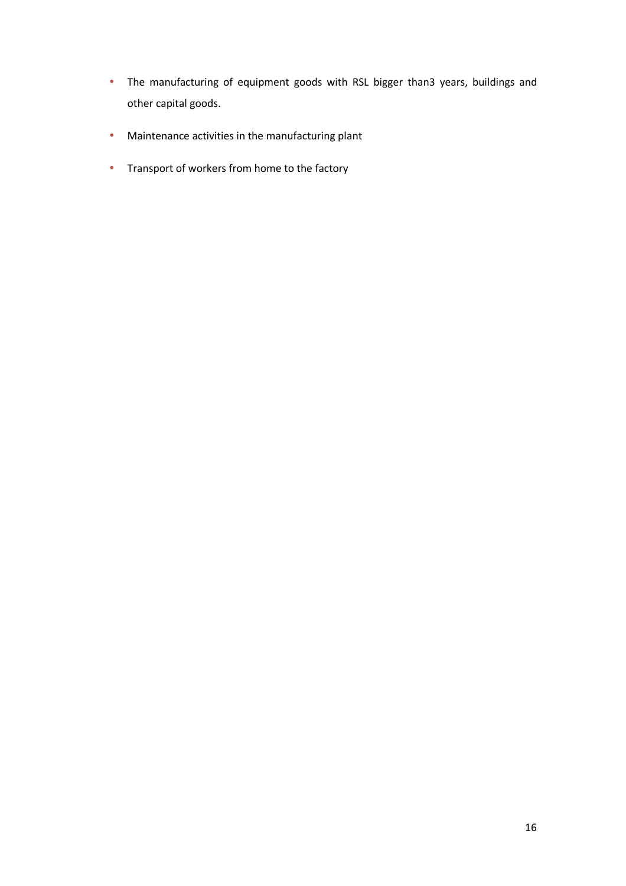- The manufacturing of equipment goods with RSL bigger than3 years, buildings and other capital goods.
- Maintenance activities in the manufacturing plant
- Transport of workers from home to the factory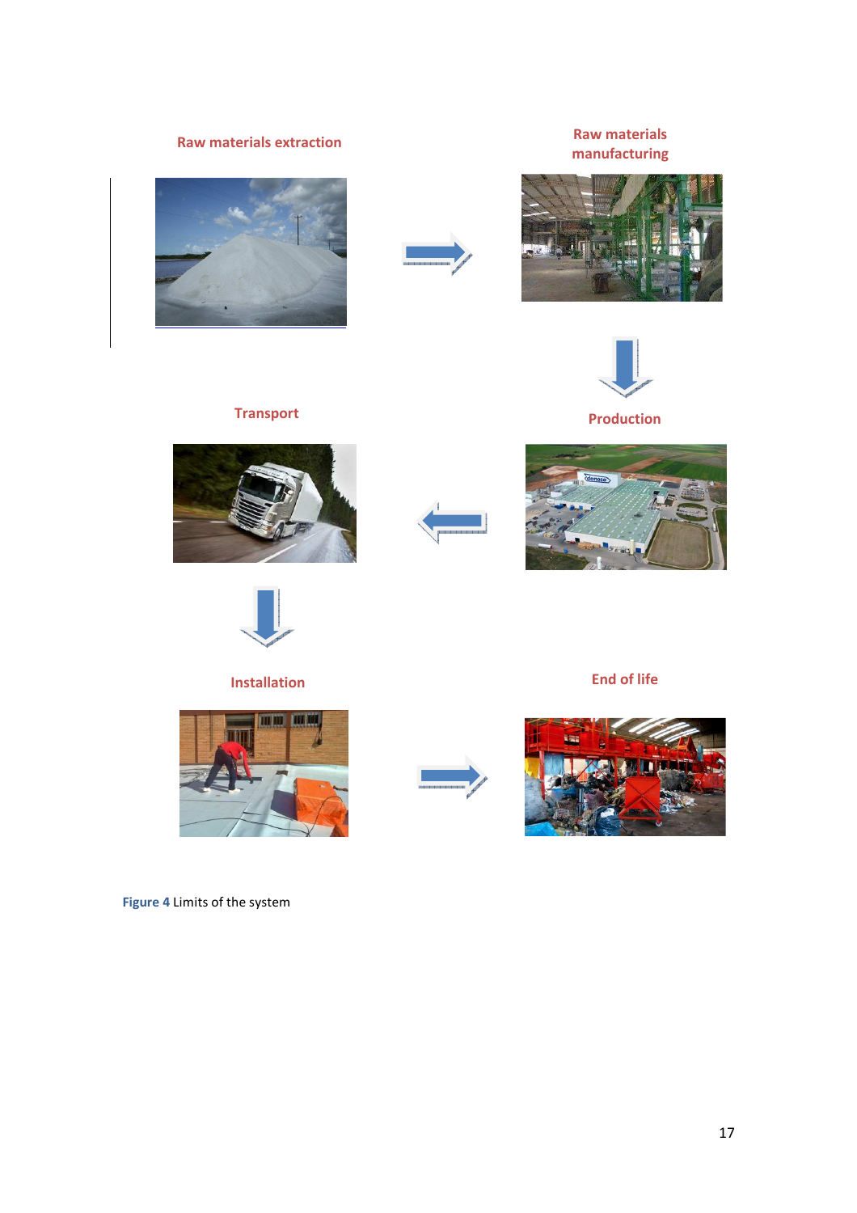Raw materials extraction

Raw materials manufacturing

Production

Transport

Installation

End of life

**Figure 4** Limits of the system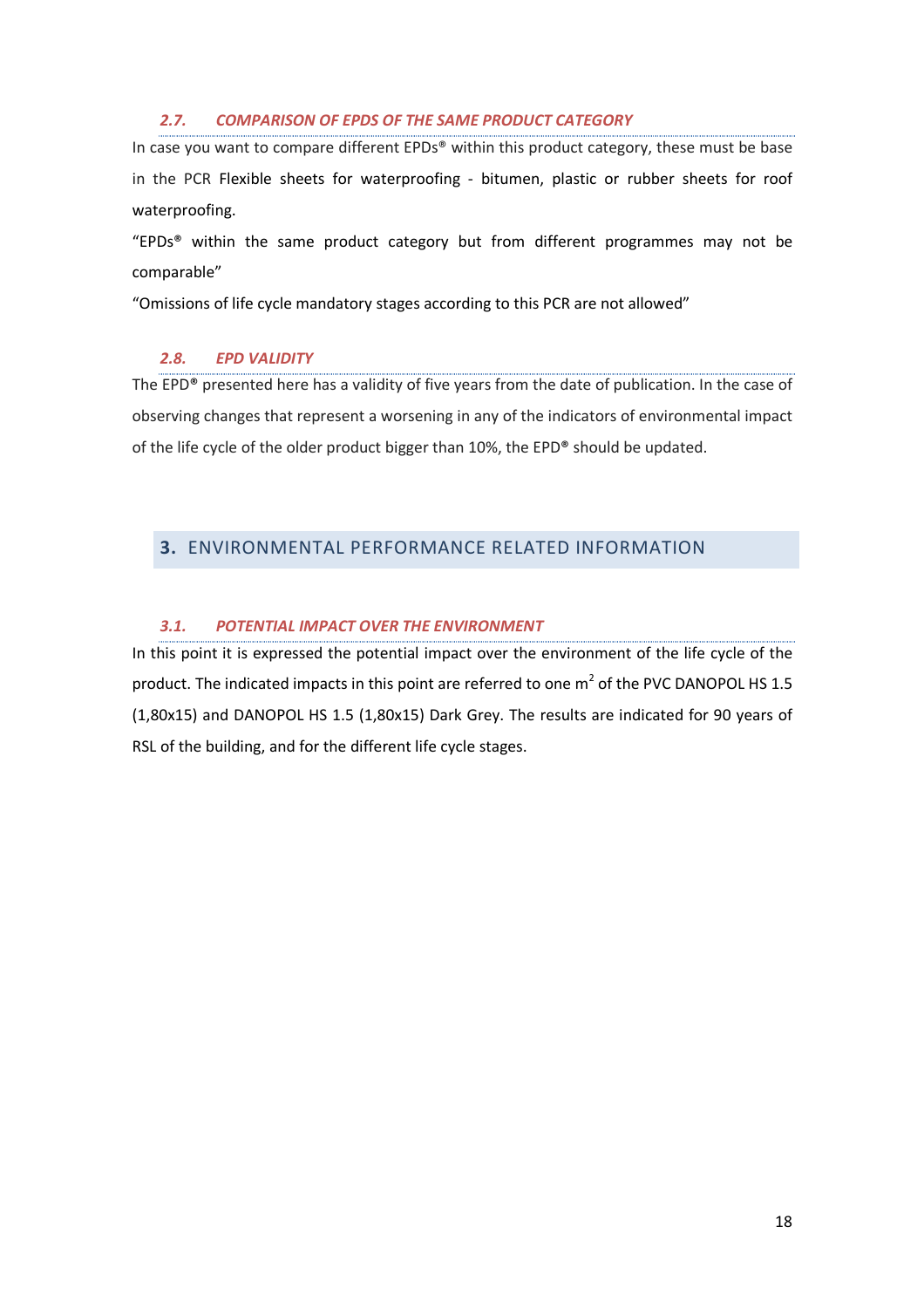### *2.7. COMPARISON OF EPDS OF THE SAME PRODUCT CATEGORY*

In case you want to compare different EPDs® within this product category, these must be base in the PCR Flexible sheets for waterproofing - bitumen, plastic or rubber sheets for roof waterproofing.

"EPDs® within the same product category but from different programmes may not be comparable"

"Omissions of life cycle mandatory stages according to this PCR are not allowed"

### *2.8. EPD VALIDITY*

The EPD® presented here has a validity of five years from the date of publication. In the case of observing changes that represent a worsening in any of the indicators of environmental impact of the life cycle of the older product bigger than 10%, the EPD® should be updated.

## 3. ENVIRONMENTAL PERFORMANCE RELATED INFORMATION

### *3.1. POTENTIAL IMPACT OVER THE ENVIRONMENT*

In this point it is expressed the potential impact over the environment of the life cycle of the product. The indicated impacts in this point are referred to one $m^2$ of the PVC DANOPOL HS 1.5 (1,80x15) and DANOPOL HS 1.5 (1,80x15) Dark Grey. The results are indicated for 90 years of RSL of the building, and for the different life cycle stages.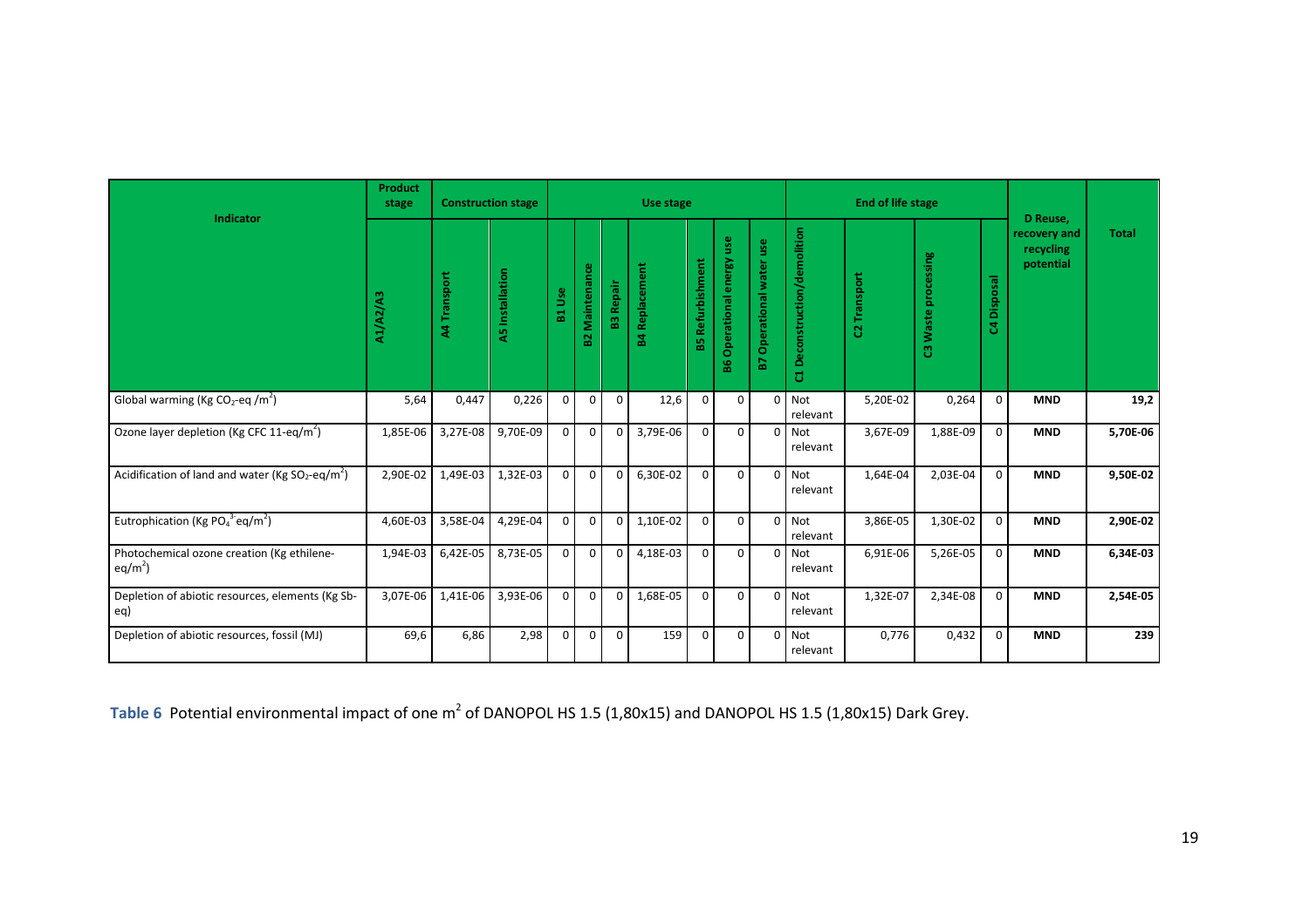| Indicator | Product stage | Construction stage | | Use stage | | | | | | | End of life stage | | | | D Reuse, recovery and recycling potential | Total |
|---|---|---|---|---|---|---|---|---|---|---|---|---|---|---|---|---|
| | A1/A2/A3 | A4 Transport | A5 Installation | B1 Use | B2 Maintenance | B3 Repair | B4 Replacement | B5 Refurbishment | B6 Operational energy use | B7 Operational water use | C1 Deconstruction/demolition | C2 Transport | C3 Waste processing | C4 Disposal | | |
| Global warming (Kg $CO_2$-eq /$m^2$) | 5,64 | 0,447 | 0,226 | 0 | 0 | 0 | 12,6 | 0 | 0 | 0 | Not relevant | 5,20E-02 | 0,264 | 0 | **MND** | **19,2** |
| Ozone layer depletion (Kg CFC 11-eq/$m^2$) | 1,85E-06 | 3,27E-08 | 9,70E-09 | 0 | 0 | 0 | 3,79E-06 | 0 | 0 | 0 | Not relevant | 3,67E-09 | 1,88E-09 | 0 | **MND** | **5,70E-06** |
| Acidification of land and water (Kg $SO_2$-eq/$m^2$) | 2,90E-02 | 1,49E-03 | 1,32E-03 | 0 | 0 | 0 | 6,30E-02 | 0 | 0 | 0 | Not relevant | 1,64E-04 | 2,03E-04 | 0 | **MND** | **9,50E-02** |
| Eutrophication (Kg $PO_4^{3-}$ eq/$m^2$) | 4,60E-03 | 3,58E-04 | 4,29E-04 | 0 | 0 | 0 | 1,10E-02 | 0 | 0 | 0 | Not relevant | 3,86E-05 | 1,30E-02 | 0 | **MND** | **2,90E-02** |
| Photochemical ozone creation (Kg ethilene-eq/$m^2$) | 1,94E-03 | 6,42E-05 | 8,73E-05 | 0 | 0 | 0 | 4,18E-03 | 0 | 0 | 0 | Not relevant | 6,91E-06 | 5,26E-05 | 0 | **MND** | **6,34E-03** |
| Depletion of abiotic resources, elements (Kg Sb-eq) | 3,07E-06 | 1,41E-06 | 3,93E-06 | 0 | 0 | 0 | 1,68E-05 | 0 | 0 | 0 | Not relevant | 1,32E-07 | 2,34E-08 | 0 | **MND** | **2,54E-05** |
| Depletion of abiotic resources, fossil (MJ) | 69,6 | 6,86 | 2,98 | 0 | 0 | 0 | 159 | 0 | 0 | 0 | Not relevant | 0,776 | 0,432 | 0 | **MND** | **239** |

**Table 6** Potential environmental impact of one $m^2$ of DANOPOL HS 1.5 (1,80x15) and DANOPOL HS 1.5 (1,80x15) Dark Grey.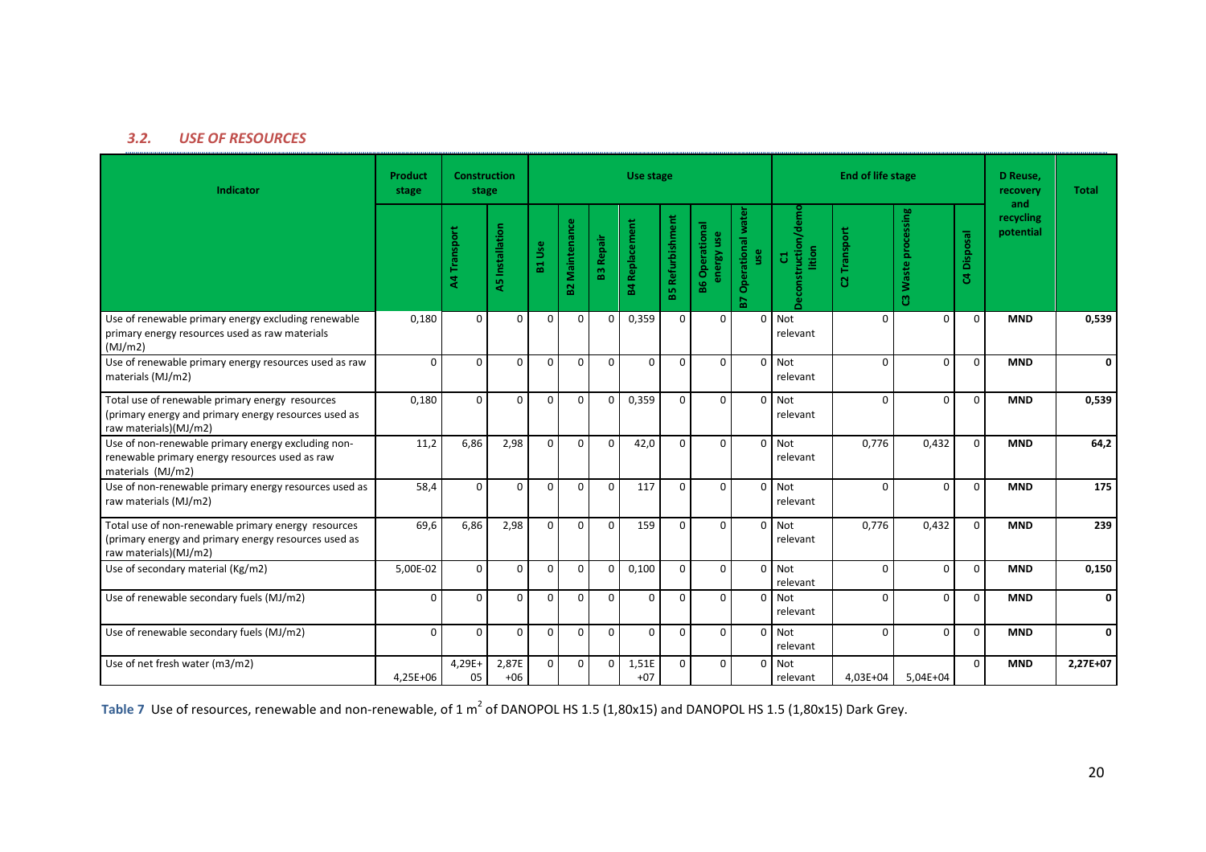### *3.2. USE OF RESOURCES*

| Indicator | Product stage | Construction stage | | Use stage | | | | | | | End of life stage | | | | D Reuse, recovery and recycling potential | Total |
|---|---|---|---|---|---|---|---|---|---|---|---|---|---|---|---|---|
| | | A4 Transport | A5 Installation | B1 Use | B2 Maintenance | B3 Repair | B4 Replacement | B5 Refurbishment | B6 Operational energy use | B7 Operational water use | C1 Deconstruction/demolition | C2 Transport | C3 Waste processing | C4 Disposal | | |
| Use of renewable primary energy excluding renewable primary energy resources used as raw materials (MJ/m2) | 0,180 | 0 | 0 | 0 | 0 | 0 | 0,359 | 0 | 0 | 0 | Not relevant | 0 | 0 | 0 | **MND** | **0,539** |
| Use of renewable primary energy resources used as raw materials (MJ/m2) | 0 | 0 | 0 | 0 | 0 | 0 | 0 | 0 | 0 | 0 | Not relevant | 0 | 0 | 0 | **MND** | **0** |
| Total use of renewable primary energy resources (primary energy and primary energy resources used as raw materials)(MJ/m2) | 0,180 | 0 | 0 | 0 | 0 | 0 | 0,359 | 0 | 0 | 0 | Not relevant | 0 | 0 | 0 | **MND** | **0,539** |
| Use of non-renewable primary energy excluding non-renewable primary energy resources used as raw materials (MJ/m2) | 11,2 | 6,86 | 2,98 | 0 | 0 | 0 | 42,0 | 0 | 0 | 0 | Not relevant | 0,776 | 0,432 | 0 | **MND** | **64,2** |
| Use of non-renewable primary energy resources used as raw materials (MJ/m2) | 58,4 | 0 | 0 | 0 | 0 | 0 | 117 | 0 | 0 | 0 | Not relevant | 0 | 0 | 0 | **MND** | **175** |
| Total use of non-renewable primary energy resources (primary energy and primary energy resources used as raw materials)(MJ/m2) | 69,6 | 6,86 | 2,98 | 0 | 0 | 0 | 159 | 0 | 0 | 0 | Not relevant | 0,776 | 0,432 | 0 | **MND** | **239** |
| Use of secondary material (Kg/m2) | 5,00E-02 | 0 | 0 | 0 | 0 | 0 | 0,100 | 0 | 0 | 0 | Not relevant | 0 | 0 | 0 | **MND** | **0,150** |
| Use of renewable secondary fuels (MJ/m2) | 0 | 0 | 0 | 0 | 0 | 0 | 0 | 0 | 0 | 0 | Not relevant | 0 | 0 | 0 | **MND** | **0** |
| Use of renewable secondary fuels (MJ/m2) | 0 | 0 | 0 | 0 | 0 | 0 | 0 | 0 | 0 | 0 | Not relevant | 0 | 0 | 0 | **MND** | **0** |
| Use of net fresh water (m3/m2) | 4,25E+06 | 4,29E+05 | 2,87E+06 | 0 | 0 | 0 | 1,51E+07 | 0 | 0 | 0 | Not relevant | 4,03E+04 | 5,04E+04 | 0 | **MND** | **2,27E+07** |

**Table 7** Use of resources, renewable and non-renewable, of 1 m$^2$ of DANOPOL HS 1.5 (1,80x15) and DANOPOL HS 1.5 (1,80x15) Dark Grey.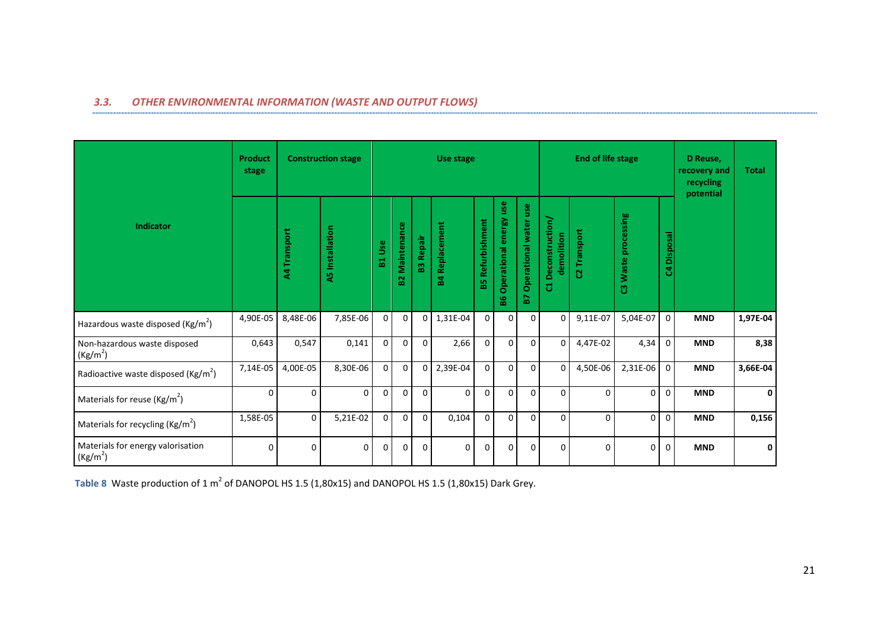### *3.3. OTHER ENVIRONMENTAL INFORMATION (WASTE AND OUTPUT FLOWS)*

| Indicator | Product stage | Construction stage | | Use stage | | | | | | | End of life stage | | | | D Reuse, recovery and recycling potential | Total |
|---|---|---|---|---|---|---|---|---|---|---|---|---|---|---|---|---|
| | | A4 Transport | A5 Installation | B1 Use | B2 Maintenance | B3 Repair | B4 Replacement | B5 Refurbishment | B6 Operational energy use | B7 Operational water use | C1 Deconstruction/ demolition | C2 Transport | C3 Waste processing | C4 Disposal | | |
| Hazardous waste disposed (Kg/m$^2$) | 4,90E-05 | 8,48E-06 | 7,85E-06 | 0 | 0 | 0 | 1,31E-04 | 0 | 0 | 0 | 0 | 9,11E-07 | 5,04E-07 | 0 | **MND** | **1,97E-04** |
| Non-hazardous waste disposed (Kg/m$^2$) | 0,643 | 0,547 | 0,141 | 0 | 0 | 0 | 2,66 | 0 | 0 | 0 | 0 | 4,47E-02 | 4,34 | 0 | **MND** | **8,38** |
| Radioactive waste disposed (Kg/m$^2$) | 7,14E-05 | 4,00E-05 | 8,30E-06 | 0 | 0 | 0 | 2,39E-04 | 0 | 0 | 0 | 0 | 4,50E-06 | 2,31E-06 | 0 | **MND** | **3,66E-04** |
| Materials for reuse (Kg/m$^2$) | 0 | 0 | 0 | 0 | 0 | 0 | 0 | 0 | 0 | 0 | 0 | 0 | 0 | 0 | **MND** | **0** |
| Materials for recycling (Kg/m$^2$) | 1,58E-05 | 0 | 5,21E-02 | 0 | 0 | 0 | 0,104 | 0 | 0 | 0 | 0 | 0 | 0 | 0 | **MND** | **0,156** |
| Materials for energy valorisation (Kg/m$^2$) | 0 | 0 | 0 | 0 | 0 | 0 | 0 | 0 | 0 | 0 | 0 | 0 | 0 | 0 | **MND** | **0** |

**Table 8** Waste production of 1 m$^2$ of DANOPOL HS 1.5 (1,80x15) and DANOPOL HS 1.5 (1,80x15) Dark Grey.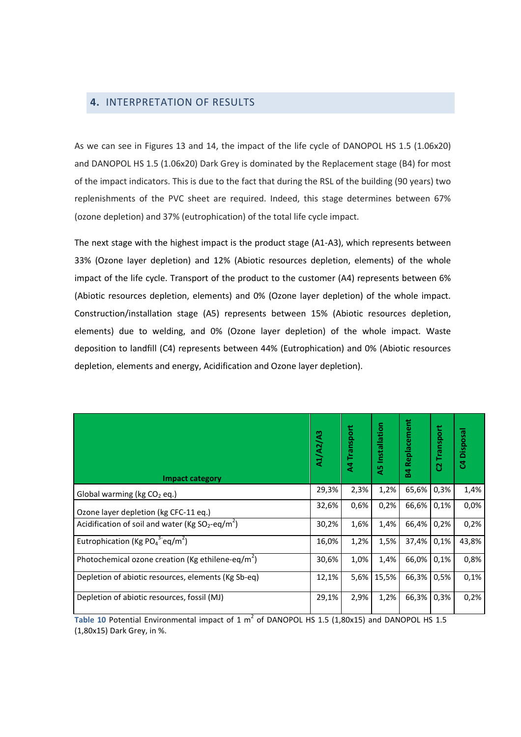## 4. INTERPRETATION OF RESULTS

As we can see in Figures 13 and 14, the impact of the life cycle of DANOPOL HS 1.5 (1.06x20) and DANOPOL HS 1.5 (1.06x20) Dark Grey is dominated by the Replacement stage (B4) for most of the impact indicators. This is due to the fact that during the RSL of the building (90 years) two replenishments of the PVC sheet are required. Indeed, this stage determines between 67% (ozone depletion) and 37% (eutrophication) of the total life cycle impact.

The next stage with the highest impact is the product stage (A1-A3), which represents between 33% (Ozone layer depletion) and 12% (Abiotic resources depletion, elements) of the whole impact of the life cycle. Transport of the product to the customer (A4) represents between 6% (Abiotic resources depletion, elements) and 0% (Ozone layer depletion) of the whole impact. Construction/installation stage (A5) represents between 15% (Abiotic resources depletion, elements) due to welding, and 0% (Ozone layer depletion) of the whole impact. Waste deposition to landfill (C4) represents between 44% (Eutrophication) and 0% (Abiotic resources depletion, elements and energy, Acidification and Ozone layer depletion).

| Impact category | A1/A2/A3 | A4 Transport | A5 Installation | B4 Replacement | C2 Transport | C4 Disposal |
|---|---|---|---|---|---|---|
| Global warming (kg $CO_2$ eq.) | 29,3% | 2,3% | 1,2% | 65,6% | 0,3% | 1,4% |
| Ozone layer depletion (kg CFC-11 eq.) | 32,6% | 0,6% | 0,2% | 66,6% | 0,1% | 0,0% |
| Acidification of soil and water (Kg $SO_2$-eq/$m^2$) | 30,2% | 1,6% | 1,4% | 66,4% | 0,2% | 0,2% |
| Eutrophication (Kg $PO_4^{3-}$eq/$m^2$) | 16,0% | 1,2% | 1,5% | 37,4% | 0,1% | 43,8% |
| Photochemical ozone creation (Kg ethilene-eq/$m^2$) | 30,6% | 1,0% | 1,4% | 66,0% | 0,1% | 0,8% |
| Depletion of abiotic resources, elements (Kg Sb-eq) | 12,1% | 5,6% | 15,5% | 66,3% | 0,5% | 0,1% |
| Depletion of abiotic resources, fossil (MJ) | 29,1% | 2,9% | 1,2% | 66,3% | 0,3% | 0,2% |

**Table 10** Potential Environmental impact of 1 $m^2$ of DANOPOL HS 1.5 (1,80x15) and DANOPOL HS 1.5 (1,80x15) Dark Grey, in %.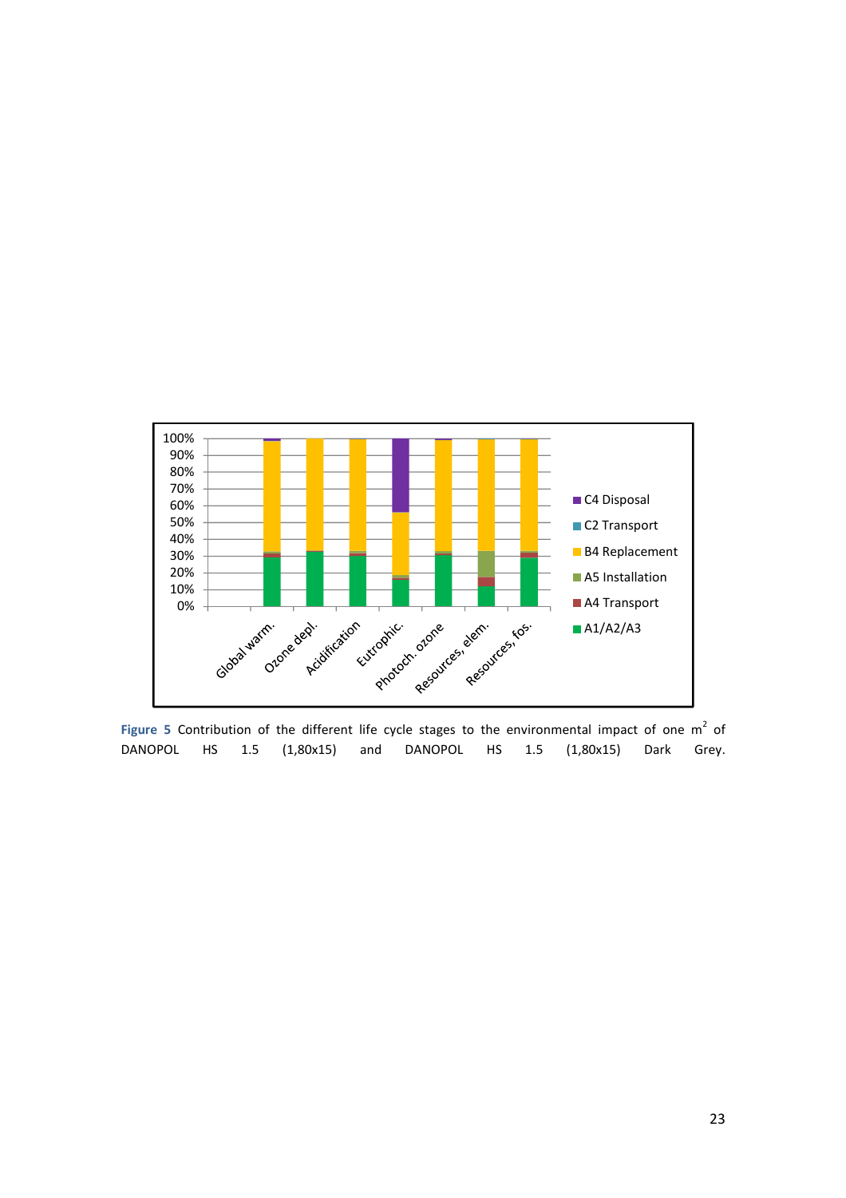Figure 5 Contribution of the different life cycle stages to the environmental impact of one $m^2$ of DANOPOL HS 1.5 (1,80x15) and DANOPOL HS 1.5 (1,80x15) Dark Grey.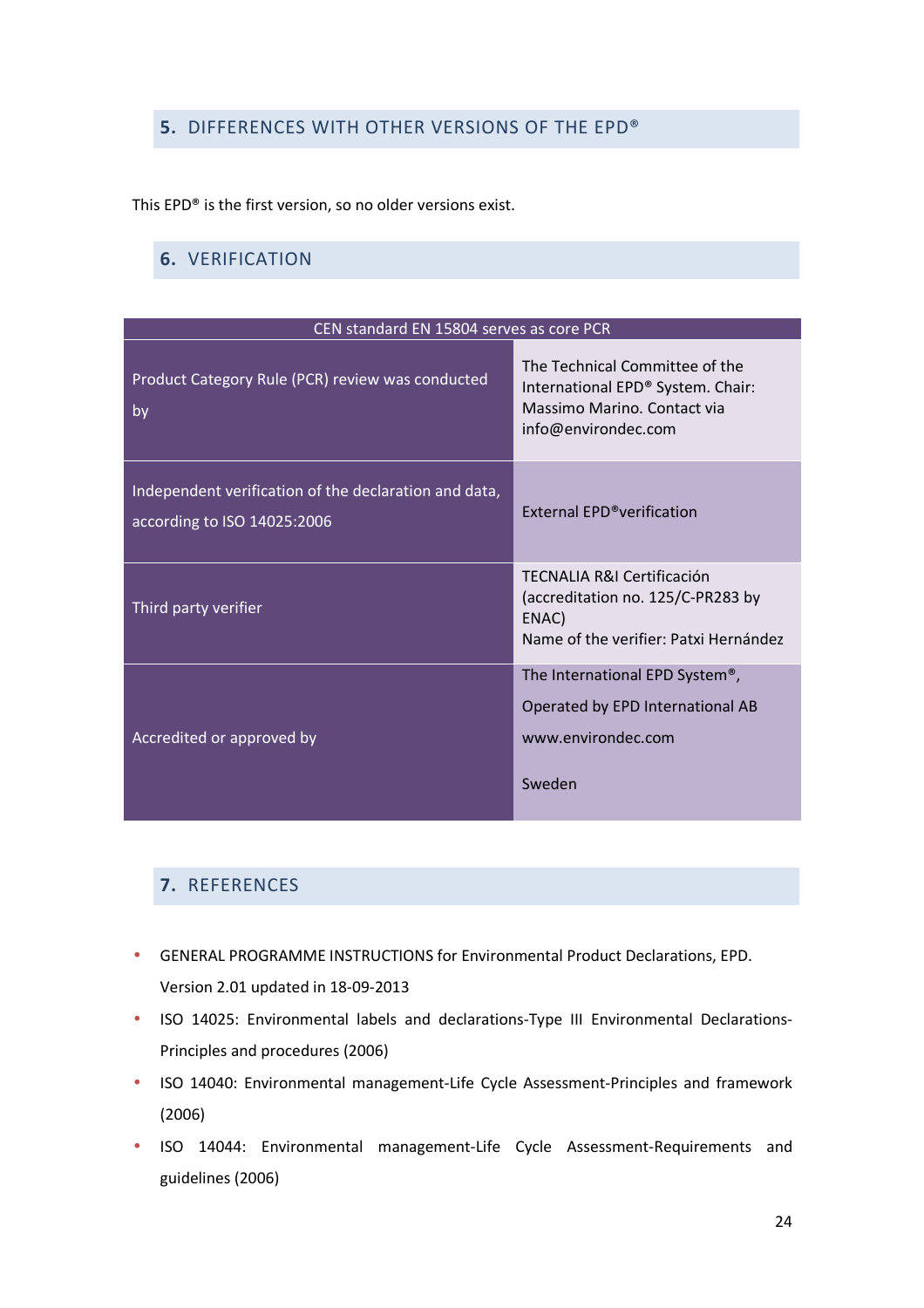## 5. DIFFERENCES WITH OTHER VERSIONS OF THE EPD®

This EPD® is the first version, so no older versions exist.

## 6. VERIFICATION

| CEN standard EN 15804 serves as core PCR | |
|---|---|
| Product Category Rule (PCR) review was conducted by | The Technical Committee of the International EPD® System. Chair: Massimo Marino. Contact via info@environdec.com |
| Independent verification of the declaration and data, according to ISO 14025:2006 | External EPD®verification |
| Third party verifier | TECNALIA R&I Certificación (accreditation no. 125/C-PR283 by ENAC)<br>Name of the verifier: Patxi Hernández |
| Accredited or approved by | The International EPD System®,<br>Operated by EPD International AB<br>www.environdec.com<br><br>Sweden |

## 7. REFERENCES

- GENERAL PROGRAMME INSTRUCTIONS for Environmental Product Declarations, EPD. Version 2.01 updated in 18-09-2013
- ISO 14025: Environmental labels and declarations-Type III Environmental Declarations-Principles and procedures (2006)
- ISO 14040: Environmental management-Life Cycle Assessment-Principles and framework (2006)
- ISO 14044: Environmental management-Life Cycle Assessment-Requirements and guidelines (2006)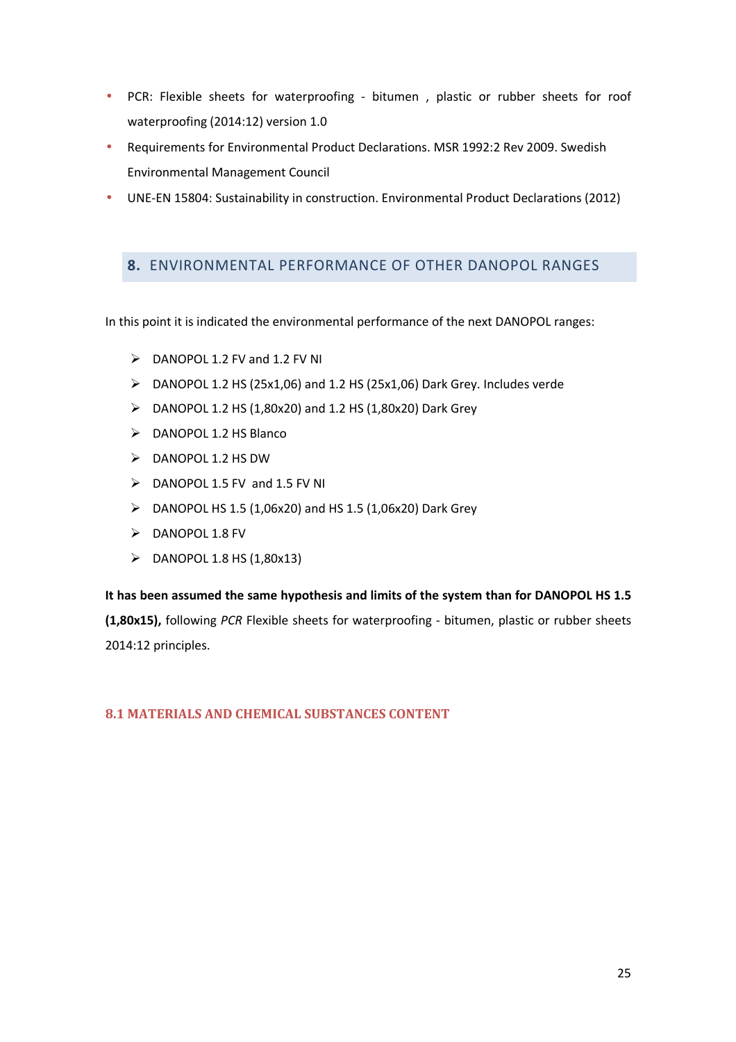- PCR: Flexible sheets for waterproofing - bitumen , plastic or rubber sheets for roof waterproofing (2014:12) version 1.0
- Requirements for Environmental Product Declarations. MSR 1992:2 Rev 2009. Swedish Environmental Management Council
- UNE-EN 15804: Sustainability in construction. Environmental Product Declarations (2012)

## 8. ENVIRONMENTAL PERFORMANCE OF OTHER DANOPOL RANGES

In this point it is indicated the environmental performance of the next DANOPOL ranges:

- DANOPOL 1.2 FV and 1.2 FV NI
- DANOPOL 1.2 HS (25x1,06) and 1.2 HS (25x1,06) Dark Grey. Includes verde
- DANOPOL 1.2 HS (1,80x20) and 1.2 HS (1,80x20) Dark Grey
- DANOPOL 1.2 HS Blanco
- DANOPOL 1.2 HS DW
- DANOPOL 1.5 FV and 1.5 FV NI
- DANOPOL HS 1.5 (1,06x20) and HS 1.5 (1,06x20) Dark Grey
- DANOPOL 1.8 FV
- DANOPOL 1.8 HS (1,80x13)

**It has been assumed the same hypothesis and limits of the system than for DANOPOL HS 1.5 (1,80x15),** following *PCR* Flexible sheets for waterproofing - bitumen, plastic or rubber sheets 2014:12 principles.

### 8.1 MATERIALS AND CHEMICAL SUBSTANCES CONTENT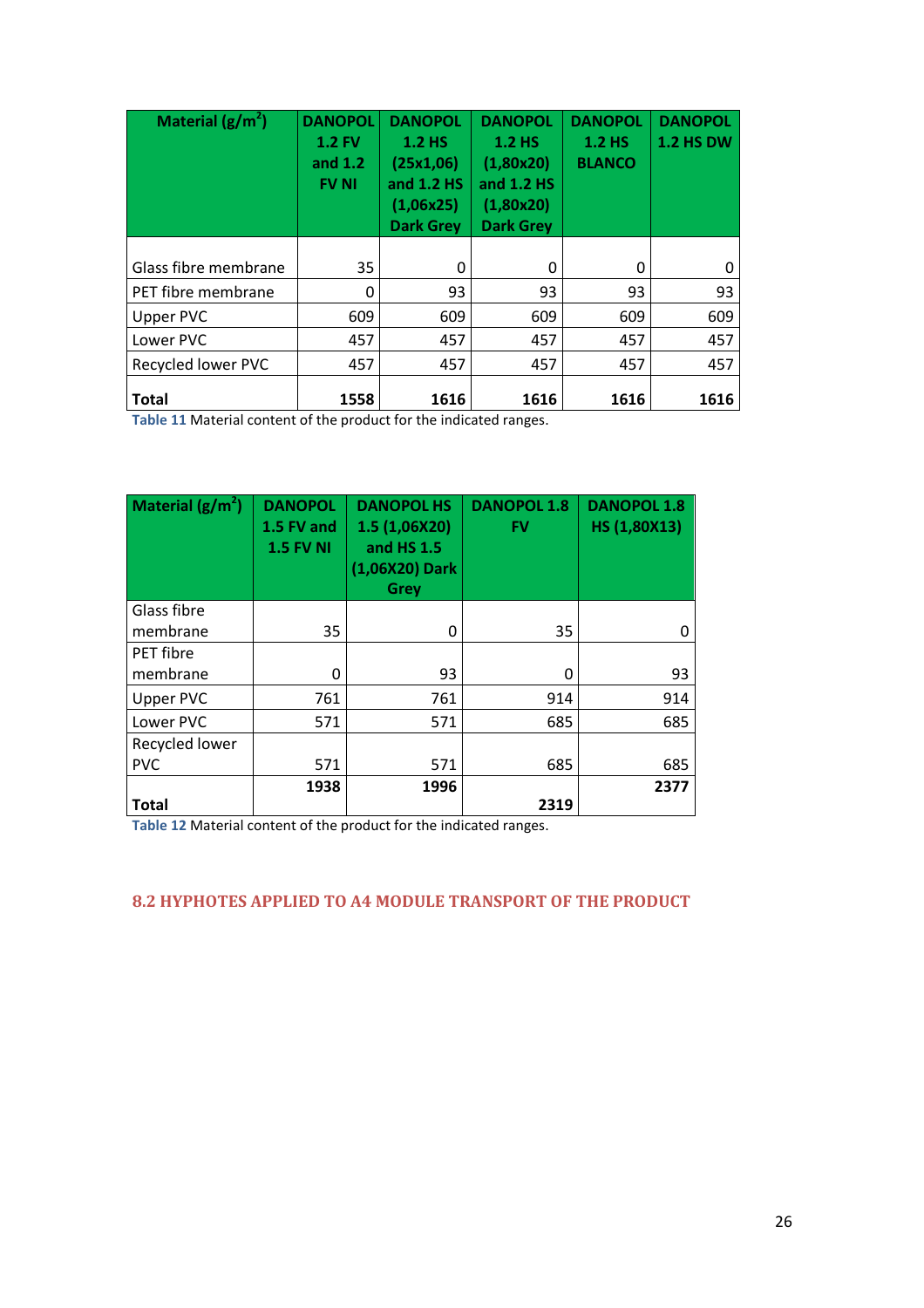| Material (g/m$^2$) | DANOPOL 1.2 FV and 1.2 FV NI | DANOPOL 1.2 HS (25x1,06) and 1.2 HS (1,06x25) Dark Grey | DANOPOL 1.2 HS (1,80x20) and 1.2 HS (1,80x20) Dark Grey | DANOPOL 1.2 HS BLANCO | DANOPOL 1.2 HS DW |
|---|---|---|---|---|---|
| Glass fibre membrane | 35 | 0 | 0 | 0 | 0 |
| PET fibre membrane | 0 | 93 | 93 | 93 | 93 |
| Upper PVC | 609 | 609 | 609 | 609 | 609 |
| Lower PVC | 457 | 457 | 457 | 457 | 457 |
| Recycled lower PVC | 457 | 457 | 457 | 457 | 457 |
| **Total** | **1558** | **1616** | **1616** | **1616** | **1616** |

Table 11 Material content of the product for the indicated ranges.

| Material (g/m$^2$) | DANOPOL 1.5 FV and 1.5 FV NI | DANOPOL HS 1.5 (1,06X20) and HS 1.5 (1,06X20) Dark Grey | DANOPOL 1.8 FV | DANOPOL 1.8 HS (1,80X13) |
|---|---|---|---|---|
| Glass fibre membrane | 35 | 0 | 35 | 0 |
| PET fibre membrane | 0 | 93 | 0 | 93 |
| Upper PVC | 761 | 761 | 914 | 914 |
| Lower PVC | 571 | 571 | 685 | 685 |
| Recycled lower PVC | 571 | 571 | 685 | 685 |
| **Total** | **1938** | **1996** | **2319** | **2377** |

Table 12 Material content of the product for the indicated ranges.

## 8.2 HYPHOTES APPLIED TO A4 MODULE TRANSPORT OF THE PRODUCT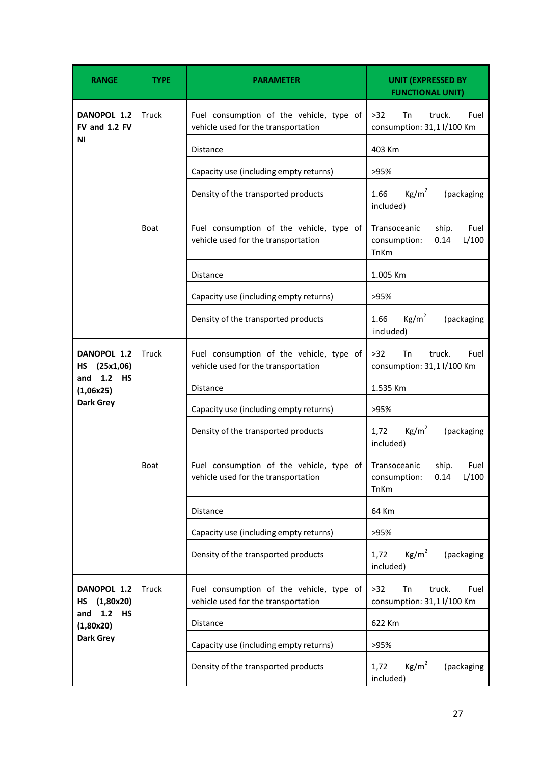| RANGE | TYPE | PARAMETER | UNIT (EXPRESSED BY FUNCTIONAL UNIT) |
|---|---|---|---|
| **DANOPOL 1.2 FV and 1.2 FV NI** | Truck | Fuel consumption of the vehicle, type of vehicle used for the transportation | >32 Tn truck. Fuel consumption: 31,1 l/100 Km |
| | | Distance | 403 Km |
| | | Capacity use (including empty returns) | >95% |
| | | Density of the transported products | 1.66 $Kg/m^2$ (packaging included) |
| | Boat | Fuel consumption of the vehicle, type of vehicle used for the transportation | Transoceanic ship. Fuel consumption: 0.14 L/100 TnKm |
| | | Distance | 1.005 Km |
| | | Capacity use (including empty returns) | >95% |
| | | Density of the transported products | 1.66 $Kg/m^2$ (packaging included) |
| **DANOPOL 1.2 HS (25x1,06) and 1.2 HS (1,06x25) Dark Grey** | Truck | Fuel consumption of the vehicle, type of vehicle used for the transportation | >32 Tn truck. Fuel consumption: 31,1 l/100 Km |
| | | Distance | 1.535 Km |
| | | Capacity use (including empty returns) | >95% |
| | | Density of the transported products | 1,72 $Kg/m^2$ (packaging included) |
| | Boat | Fuel consumption of the vehicle, type of vehicle used for the transportation | Transoceanic ship. Fuel consumption: 0.14 L/100 TnKm |
| | | Distance | 64 Km |
| | | Capacity use (including empty returns) | >95% |
| | | Density of the transported products | 1,72 $Kg/m^2$ (packaging included) |
| **DANOPOL 1.2 HS (1,80x20) and 1.2 HS (1,80x20) Dark Grey** | Truck | Fuel consumption of the vehicle, type of vehicle used for the transportation | >32 Tn truck. Fuel consumption: 31,1 l/100 Km |
| | | Distance | 622 Km |
| | | Capacity use (including empty returns) | >95% |
| | | Density of the transported products | 1,72 $Kg/m^2$ (packaging included) |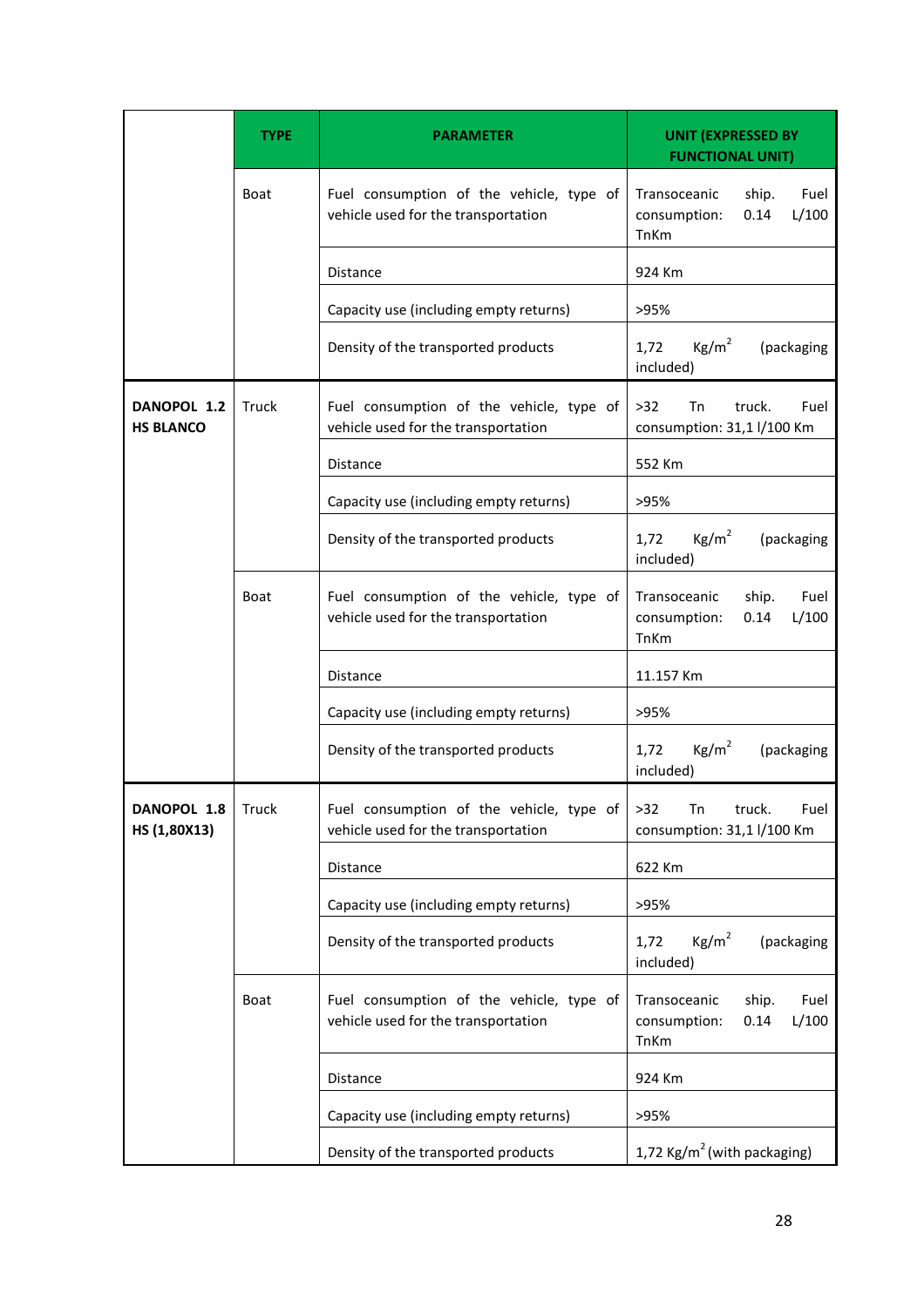|  | TYPE | PARAMETER | UNIT (EXPRESSED BY FUNCTIONAL UNIT) |
|---|---|---|---|
|  | Boat | Fuel consumption of the vehicle, type of vehicle used for the transportation | Transoceanic ship. Fuel consumption: 0.14 L/100 TnKm |
|  |  | Distance | 924 Km |
|  |  | Capacity use (including empty returns) | >95% |
|  |  | Density of the transported products | 1,72 Kg/$m^2$ (packaging included) |
| **DANOPOL 1.2 HS BLANCO** | Truck | Fuel consumption of the vehicle, type of vehicle used for the transportation | >32 Tn truck. Fuel consumption: 31,1 l/100 Km |
|  |  | Distance | 552 Km |
|  |  | Capacity use (including empty returns) | >95% |
|  |  | Density of the transported products | 1,72 Kg/$m^2$ (packaging included) |
|  | Boat | Fuel consumption of the vehicle, type of vehicle used for the transportation | Transoceanic ship. Fuel consumption: 0.14 L/100 TnKm |
|  |  | Distance | 11.157 Km |
|  |  | Capacity use (including empty returns) | >95% |
|  |  | Density of the transported products | 1,72 Kg/$m^2$ (packaging included) |
| **DANOPOL 1.8 HS (1,80X13)** | Truck | Fuel consumption of the vehicle, type of vehicle used for the transportation | >32 Tn truck. Fuel consumption: 31,1 l/100 Km |
|  |  | Distance | 622 Km |
|  |  | Capacity use (including empty returns) | >95% |
|  |  | Density of the transported products | 1,72 Kg/$m^2$ (packaging included) |
|  | Boat | Fuel consumption of the vehicle, type of vehicle used for the transportation | Transoceanic ship. Fuel consumption: 0.14 L/100 TnKm |
|  |  | Distance | 924 Km |
|  |  | Capacity use (including empty returns) | >95% |
|  |  | Density of the transported products | 1,72 Kg/$m^2$ (with packaging) |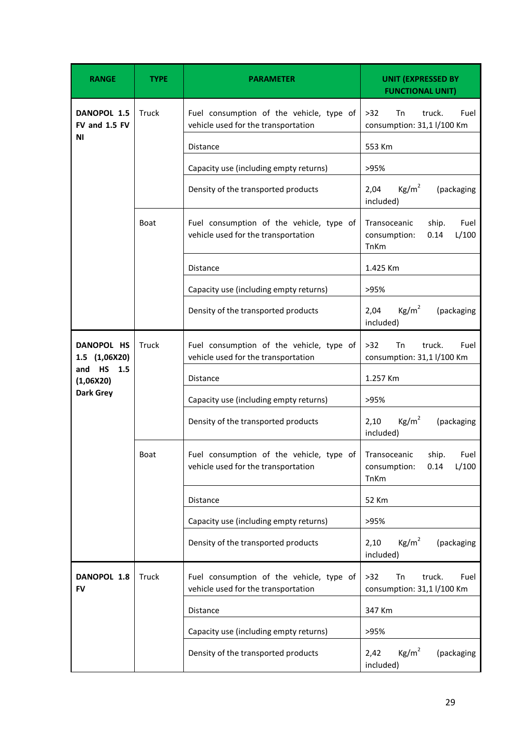| RANGE | TYPE | PARAMETER | UNIT (EXPRESSED BY FUNCTIONAL UNIT) |
|---|---|---|---|
| **DANOPOL 1.5 FV and 1.5 FV NI** | Truck | Fuel consumption of the vehicle, type of vehicle used for the transportation | >32 Tn truck. Fuel consumption: 31,1 l/100 Km |
| | | Distance | 553 Km |
| | | Capacity use (including empty returns) | >95% |
| | | Density of the transported products | 2,04 $Kg/m^2$ (packaging included) |
| | Boat | Fuel consumption of the vehicle, type of vehicle used for the transportation | Transoceanic ship. Fuel consumption: 0.14 L/100 TnKm |
| | | Distance | 1.425 Km |
| | | Capacity use (including empty returns) | >95% |
| | | Density of the transported products | 2,04 $Kg/m^2$ (packaging included) |
| **DANOPOL HS 1.5 (1,06X20) and HS 1.5 (1,06X20) Dark Grey** | Truck | Fuel consumption of the vehicle, type of vehicle used for the transportation | >32 Tn truck. Fuel consumption: 31,1 l/100 Km |
| | | Distance | 1.257 Km |
| | | Capacity use (including empty returns) | >95% |
| | | Density of the transported products | 2,10 $Kg/m^2$ (packaging included) |
| | Boat | Fuel consumption of the vehicle, type of vehicle used for the transportation | Transoceanic ship. Fuel consumption: 0.14 L/100 TnKm |
| | | Distance | 52 Km |
| | | Capacity use (including empty returns) | >95% |
| | | Density of the transported products | 2,10 $Kg/m^2$ (packaging included) |
| **DANOPOL 1.8 FV** | Truck | Fuel consumption of the vehicle, type of vehicle used for the transportation | >32 Tn truck. Fuel consumption: 31,1 l/100 Km |
| | | Distance | 347 Km |
| | | Capacity use (including empty returns) | >95% |
| | | Density of the transported products | 2,42 $Kg/m^2$ (packaging included) |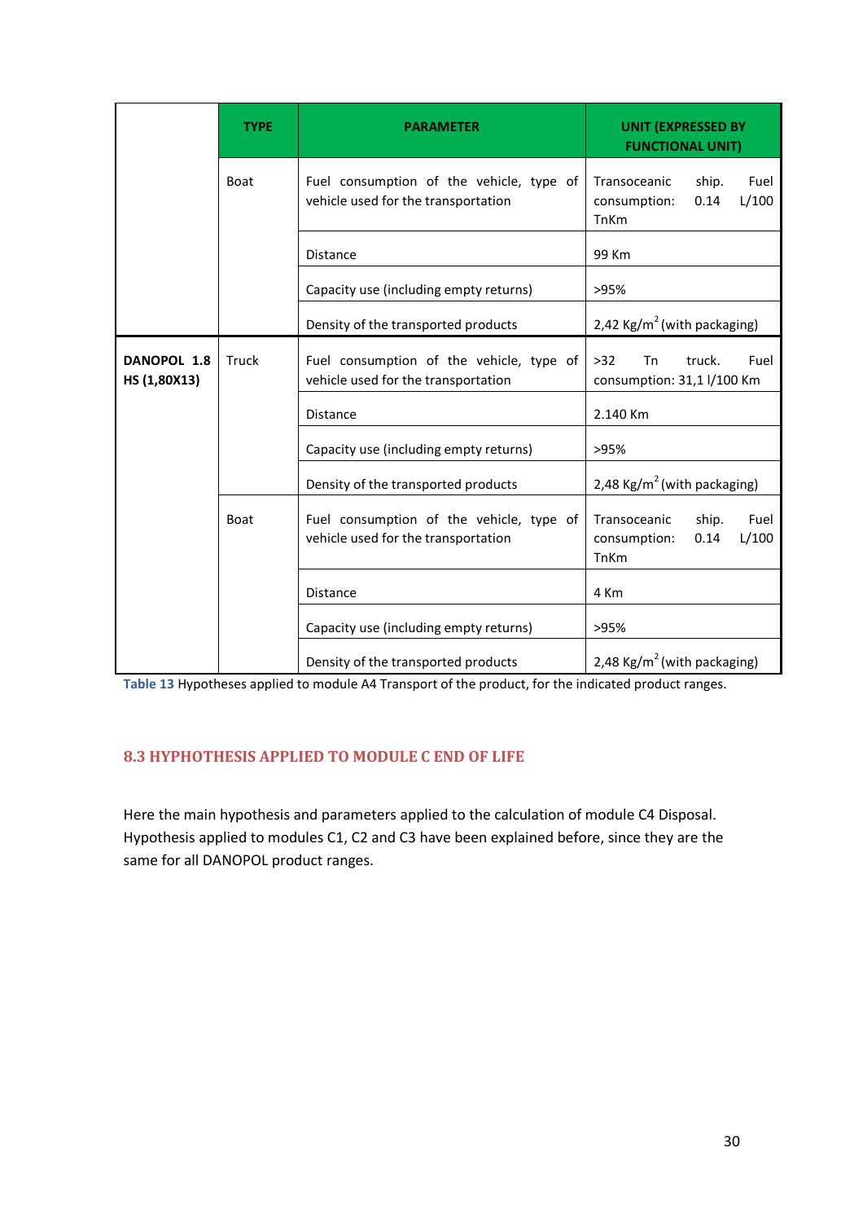| | TYPE | PARAMETER | UNIT (EXPRESSED BY FUNCTIONAL UNIT) |
|---|---|---|---|
| | Boat | Fuel consumption of the vehicle, type of vehicle used for the transportation | Transoceanic ship. Fuel consumption: 0.14 L/100 TnKm |
| | | Distance | 99 Km |
| | | Capacity use (including empty returns) | >95% |
| | | Density of the transported products | 2,42 Kg/$m^2$ (with packaging) |
| **DANOPOL 1.8 HS (1,80X13)** | Truck | Fuel consumption of the vehicle, type of vehicle used for the transportation | >32 Tn truck. Fuel consumption: 31,1 l/100 Km |
| | | Distance | 2.140 Km |
| | | Capacity use (including empty returns) | >95% |
| | | Density of the transported products | 2,48 Kg/$m^2$ (with packaging) |
| | Boat | Fuel consumption of the vehicle, type of vehicle used for the transportation | Transoceanic ship. Fuel consumption: 0.14 L/100 TnKm |
| | | Distance | 4 Km |
| | | Capacity use (including empty returns) | >95% |
| | | Density of the transported products | 2,48 Kg/$m^2$ (with packaging) |

**Table 13** Hypotheses applied to module A4 Transport of the product, for the indicated product ranges.

## 8.3 HYPHOTHESIS APPLIED TO MODULE C END OF LIFE

Here the main hypothesis and parameters applied to the calculation of module C4 Disposal. Hypothesis applied to modules C1, C2 and C3 have been explained before, since they are the same for all DANOPOL product ranges.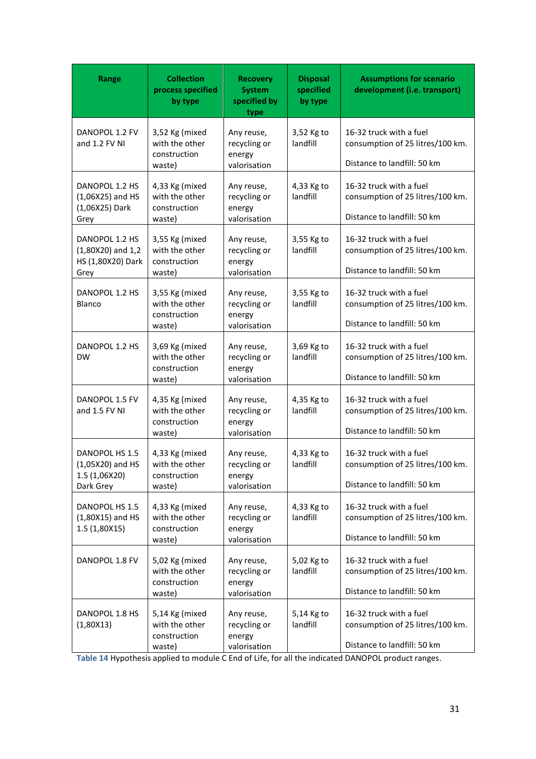| Range | Collection process specified by type | Recovery System specified by type | Disposal specified by type | Assumptions for scenario development (i.e. transport) |
|---|---|---|---|---|
| DANOPOL 1.2 FV and 1.2 FV NI | 3,52 Kg (mixed with the other construction waste) | Any reuse, recycling or energy valorisation | 3,52 Kg to landfill | 16-32 truck with a fuel consumption of 25 litres/100 km. Distance to landfill: 50 km |
| DANOPOL 1.2 HS (1,06X25) and HS (1,06X25) Dark Grey | 4,33 Kg (mixed with the other construction waste) | Any reuse, recycling or energy valorisation | 4,33 Kg to landfill | 16-32 truck with a fuel consumption of 25 litres/100 km. Distance to landfill: 50 km |
| DANOPOL 1.2 HS (1,80X20) and 1,2 HS (1,80X20) Dark Grey | 3,55 Kg (mixed with the other construction waste) | Any reuse, recycling or energy valorisation | 3,55 Kg to landfill | 16-32 truck with a fuel consumption of 25 litres/100 km. Distance to landfill: 50 km |
| DANOPOL 1.2 HS Blanco | 3,55 Kg (mixed with the other construction waste) | Any reuse, recycling or energy valorisation | 3,55 Kg to landfill | 16-32 truck with a fuel consumption of 25 litres/100 km. Distance to landfill: 50 km |
| DANOPOL 1.2 HS DW | 3,69 Kg (mixed with the other construction waste) | Any reuse, recycling or energy valorisation | 3,69 Kg to landfill | 16-32 truck with a fuel consumption of 25 litres/100 km. Distance to landfill: 50 km |
| DANOPOL 1.5 FV and 1.5 FV NI | 4,35 Kg (mixed with the other construction waste) | Any reuse, recycling or energy valorisation | 4,35 Kg to landfill | 16-32 truck with a fuel consumption of 25 litres/100 km. Distance to landfill: 50 km |
| DANOPOL HS 1.5 (1,05X20) and HS 1.5 (1,06X20) Dark Grey | 4,33 Kg (mixed with the other construction waste) | Any reuse, recycling or energy valorisation | 4,33 Kg to landfill | 16-32 truck with a fuel consumption of 25 litres/100 km. Distance to landfill: 50 km |
| DANOPOL HS 1.5 (1,80X15) and HS 1.5 (1,80X15) | 4,33 Kg (mixed with the other construction waste) | Any reuse, recycling or energy valorisation | 4,33 Kg to landfill | 16-32 truck with a fuel consumption of 25 litres/100 km. Distance to landfill: 50 km |
| DANOPOL 1.8 FV | 5,02 Kg (mixed with the other construction waste) | Any reuse, recycling or energy valorisation | 5,02 Kg to landfill | 16-32 truck with a fuel consumption of 25 litres/100 km. Distance to landfill: 50 km |
| DANOPOL 1.8 HS (1,80X13) | 5,14 Kg (mixed with the other construction waste) | Any reuse, recycling or energy valorisation | 5,14 Kg to landfill | 16-32 truck with a fuel consumption of 25 litres/100 km. Distance to landfill: 50 km |

**Table 14** Hypothesis applied to module C End of Life, for all the indicated DANOPOL product ranges.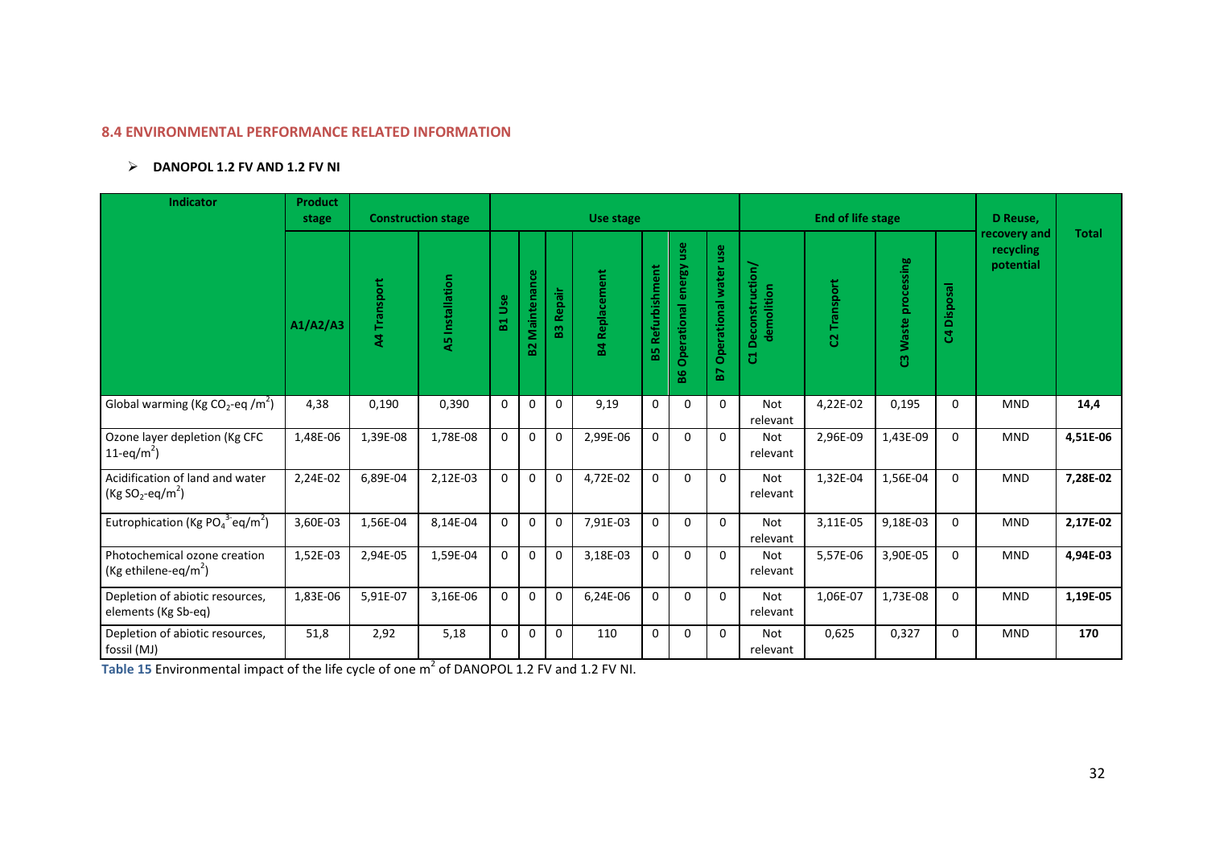### 8.4 ENVIRONMENTAL PERFORMANCE RELATED INFORMATION

- **DANOPOL 1.2 FV AND 1.2 FV NI**

| Indicator | Product stage | Construction stage | | Use stage | | | | | | | End of life stage | | | | D Reuse, recovery and recycling potential | Total |
|---|---|---|---|---|---|---|---|---|---|---|---|---|---|---|---|---|
| | A1/A2/A3 | A4 Transport | A5 Installation | B1 Use | B2 Maintenance | B3 Repair | B4 Replacement | B5 Refurbishment | B6 Operational energy use | B7 Operational water use | C1 Deconstruction/ demolition | C2 Transport | C3 Waste processing | C4 Disposal | | |
| Global warming (Kg $CO_2$-eq /$m^2$) | 4,38 | 0,190 | 0,390 | 0 | 0 | 0 | 9,19 | 0 | 0 | 0 | Not relevant | 4,22E-02 | 0,195 | 0 | MND | **14,4** |
| Ozone layer depletion (Kg CFC 11-eq/$m^2$) | 1,48E-06 | 1,39E-08 | 1,78E-08 | 0 | 0 | 0 | 2,99E-06 | 0 | 0 | 0 | Not relevant | 2,96E-09 | 1,43E-09 | 0 | MND | **4,51E-06** |
| Acidification of land and water (Kg $SO_2$-eq/$m^2$) | 2,24E-02 | 6,89E-04 | 2,12E-03 | 0 | 0 | 0 | 4,72E-02 | 0 | 0 | 0 | Not relevant | 1,32E-04 | 1,56E-04 | 0 | MND | **7,28E-02** |
| Eutrophication (Kg $PO_4^{3-}$eq/$m^2$) | 3,60E-03 | 1,56E-04 | 8,14E-04 | 0 | 0 | 0 | 7,91E-03 | 0 | 0 | 0 | Not relevant | 3,11E-05 | 9,18E-03 | 0 | MND | **2,17E-02** |
| Photochemical ozone creation (Kg ethilene-eq/$m^2$) | 1,52E-03 | 2,94E-05 | 1,59E-04 | 0 | 0 | 0 | 3,18E-03 | 0 | 0 | 0 | Not relevant | 5,57E-06 | 3,90E-05 | 0 | MND | **4,94E-03** |
| Depletion of abiotic resources, elements (Kg Sb-eq) | 1,83E-06 | 5,91E-07 | 3,16E-06 | 0 | 0 | 0 | 6,24E-06 | 0 | 0 | 0 | Not relevant | 1,06E-07 | 1,73E-08 | 0 | MND | **1,19E-05** |
| Depletion of abiotic resources, fossil (MJ) | 51,8 | 2,92 | 5,18 | 0 | 0 | 0 | 110 | 0 | 0 | 0 | Not relevant | 0,625 | 0,327 | 0 | MND | **170** |

**Table 15** Environmental impact of the life cycle of one $m^2$ of DANOPOL 1.2 FV and 1.2 FV NI.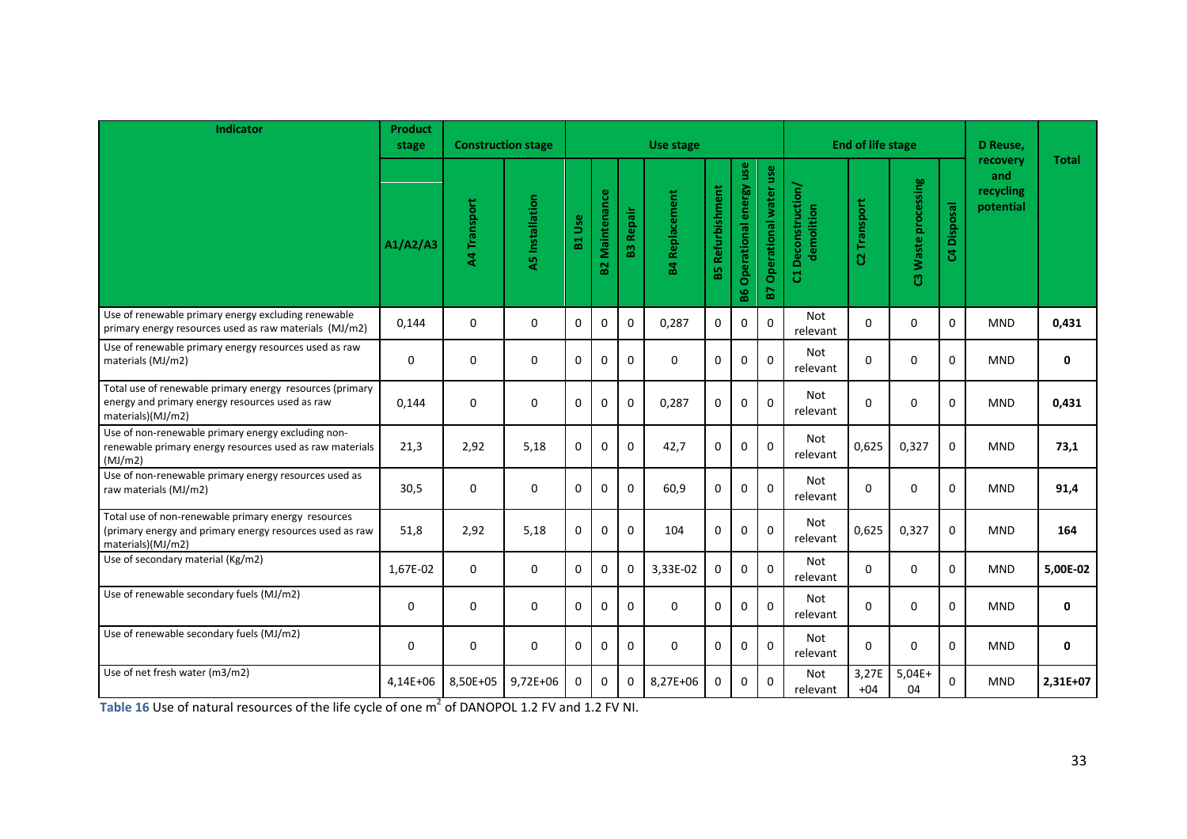| Indicator | Product stage | Construction stage | | Use stage | | | | | | | End of life stage | | | | D Reuse, recovery and recycling potential | Total |
|---|---|---|---|---|---|---|---|---|---|---|---|---|---|---|---|---|
| | A1/A2/A3 | A4 Transport | A5 Installation | B1 Use | B2 Maintenance | B3 Repair | B4 Replacement | B5 Refurbishment | B6 Operational energy use | B7 Operational water use | C1 Deconstruction/ demolition | C2 Transport | C3 Waste processing | C4 Disposal | | |
| Use of renewable primary energy excluding renewable primary energy resources used as raw materials (MJ/m2) | 0,144 | 0 | 0 | 0 | 0 | 0 | 0,287 | 0 | 0 | 0 | Not relevant | 0 | 0 | 0 | MND | **0,431** |
| Use of renewable primary energy resources used as raw materials (MJ/m2) | 0 | 0 | 0 | 0 | 0 | 0 | 0 | 0 | 0 | 0 | Not relevant | 0 | 0 | 0 | MND | **0** |
| Total use of renewable primary energy resources (primary energy and primary energy resources used as raw materials)(MJ/m2) | 0,144 | 0 | 0 | 0 | 0 | 0 | 0,287 | 0 | 0 | 0 | Not relevant | 0 | 0 | 0 | MND | **0,431** |
| Use of non-renewable primary energy excluding non-renewable primary energy resources used as raw materials (MJ/m2) | 21,3 | 2,92 | 5,18 | 0 | 0 | 0 | 42,7 | 0 | 0 | 0 | Not relevant | 0,625 | 0,327 | 0 | MND | **73,1** |
| Use of non-renewable primary energy resources used as raw materials (MJ/m2) | 30,5 | 0 | 0 | 0 | 0 | 0 | 60,9 | 0 | 0 | 0 | Not relevant | 0 | 0 | 0 | MND | **91,4** |
| Total use of non-renewable primary energy resources (primary energy and primary energy resources used as raw materials)(MJ/m2) | 51,8 | 2,92 | 5,18 | 0 | 0 | 0 | 104 | 0 | 0 | 0 | Not relevant | 0,625 | 0,327 | 0 | MND | **164** |
| Use of secondary material (Kg/m2) | 1,67E-02 | 0 | 0 | 0 | 0 | 0 | 3,33E-02 | 0 | 0 | 0 | Not relevant | 0 | 0 | 0 | MND | **5,00E-02** |
| Use of renewable secondary fuels (MJ/m2) | 0 | 0 | 0 | 0 | 0 | 0 | 0 | 0 | 0 | 0 | Not relevant | 0 | 0 | 0 | MND | **0** |
| Use of renewable secondary fuels (MJ/m2) | 0 | 0 | 0 | 0 | 0 | 0 | 0 | 0 | 0 | 0 | Not relevant | 0 | 0 | 0 | MND | **0** |
| Use of net fresh water (m3/m2) | 4,14E+06 | 8,50E+05 | 9,72E+06 | 0 | 0 | 0 | 8,27E+06 | 0 | 0 | 0 | Not relevant | 3,27E+04 | 5,04E+04 | 0 | MND | **2,31E+07** |

**Table 16** Use of natural resources of the life cycle of one $m^2$ of DANOPOL 1.2 FV and 1.2 FV NI.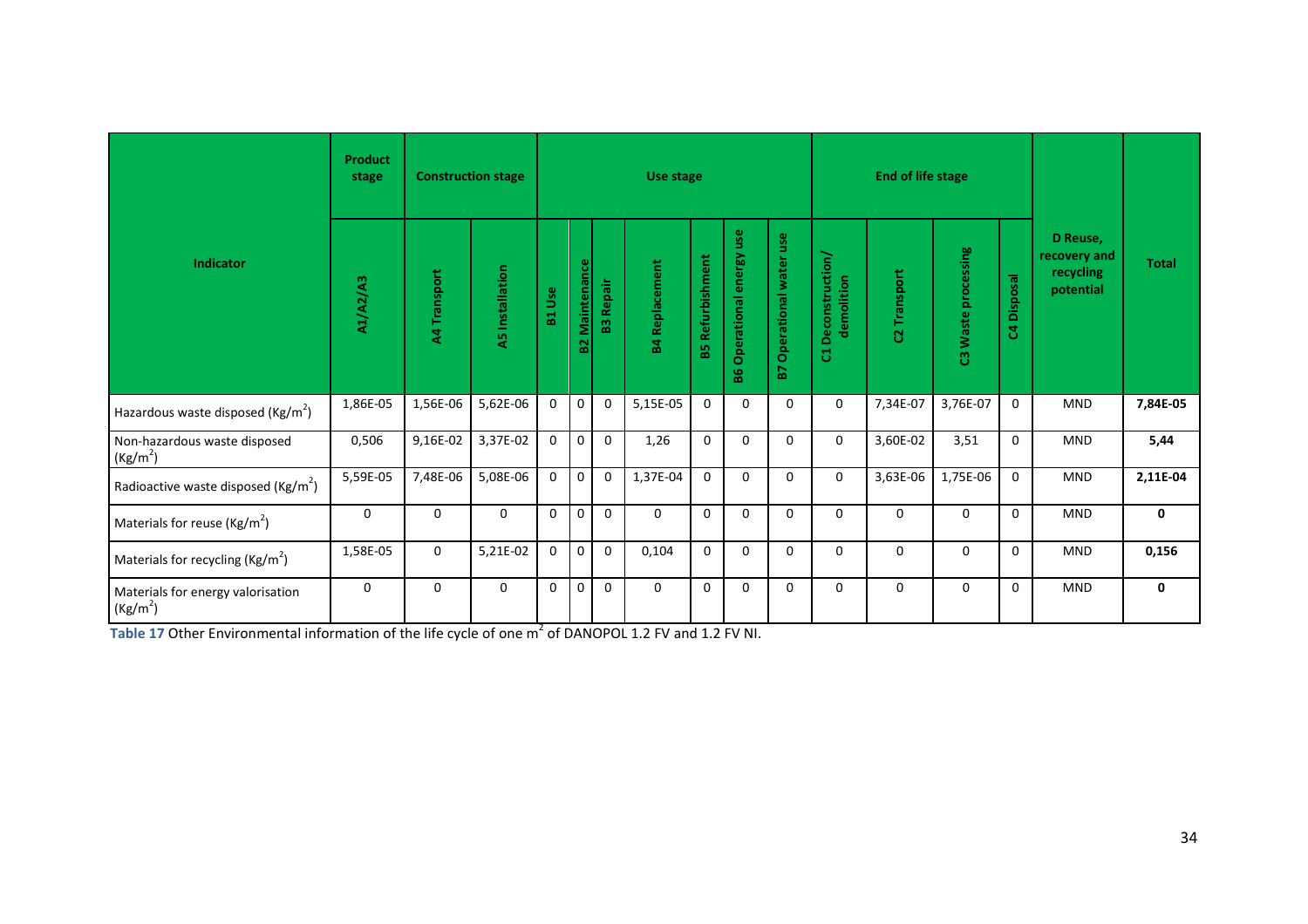| Indicator | Product stage | Construction stage | | Use stage | | | | | | | End of life stage | | | | D Reuse, recovery and recycling potential | Total |
|---|---|---|---|---|---|---|---|---|---|---|---|---|---|---|---|---|
| | A1/A2/A3 | A4 Transport | A5 Installation | B1 Use | B2 Maintenance | B3 Repair | B4 Replacement | B5 Refurbishment | B6 Operational energy use | B7 Operational water use | C1 Deconstruction/ demolition | C2 Transport | C3 Waste processing | C4 Disposal | | |
| Hazardous waste disposed (Kg/m$^2$) | 1,86E-05 | 1,56E-06 | 5,62E-06 | 0 | 0 | 0 | 5,15E-05 | 0 | 0 | 0 | 0 | 7,34E-07 | 3,76E-07 | 0 | MND | **7,84E-05** |
| Non-hazardous waste disposed (Kg/m$^2$) | 0,506 | 9,16E-02 | 3,37E-02 | 0 | 0 | 0 | 1,26 | 0 | 0 | 0 | 0 | 3,60E-02 | 3,51 | 0 | MND | **5,44** |
| Radioactive waste disposed (Kg/m$^2$) | 5,59E-05 | 7,48E-06 | 5,08E-06 | 0 | 0 | 0 | 1,37E-04 | 0 | 0 | 0 | 0 | 3,63E-06 | 1,75E-06 | 0 | MND | **2,11E-04** |
| Materials for reuse (Kg/m$^2$) | 0 | 0 | 0 | 0 | 0 | 0 | 0 | 0 | 0 | 0 | 0 | 0 | 0 | 0 | MND | **0** |
| Materials for recycling (Kg/m$^2$) | 1,58E-05 | 0 | 5,21E-02 | 0 | 0 | 0 | 0,104 | 0 | 0 | 0 | 0 | 0 | 0 | 0 | MND | **0,156** |
| Materials for energy valorisation (Kg/m$^2$) | 0 | 0 | 0 | 0 | 0 | 0 | 0 | 0 | 0 | 0 | 0 | 0 | 0 | 0 | MND | **0** |

**Table 17** Other Environmental information of the life cycle of one m$^2$ of DANOPOL 1.2 FV and 1.2 FV NI.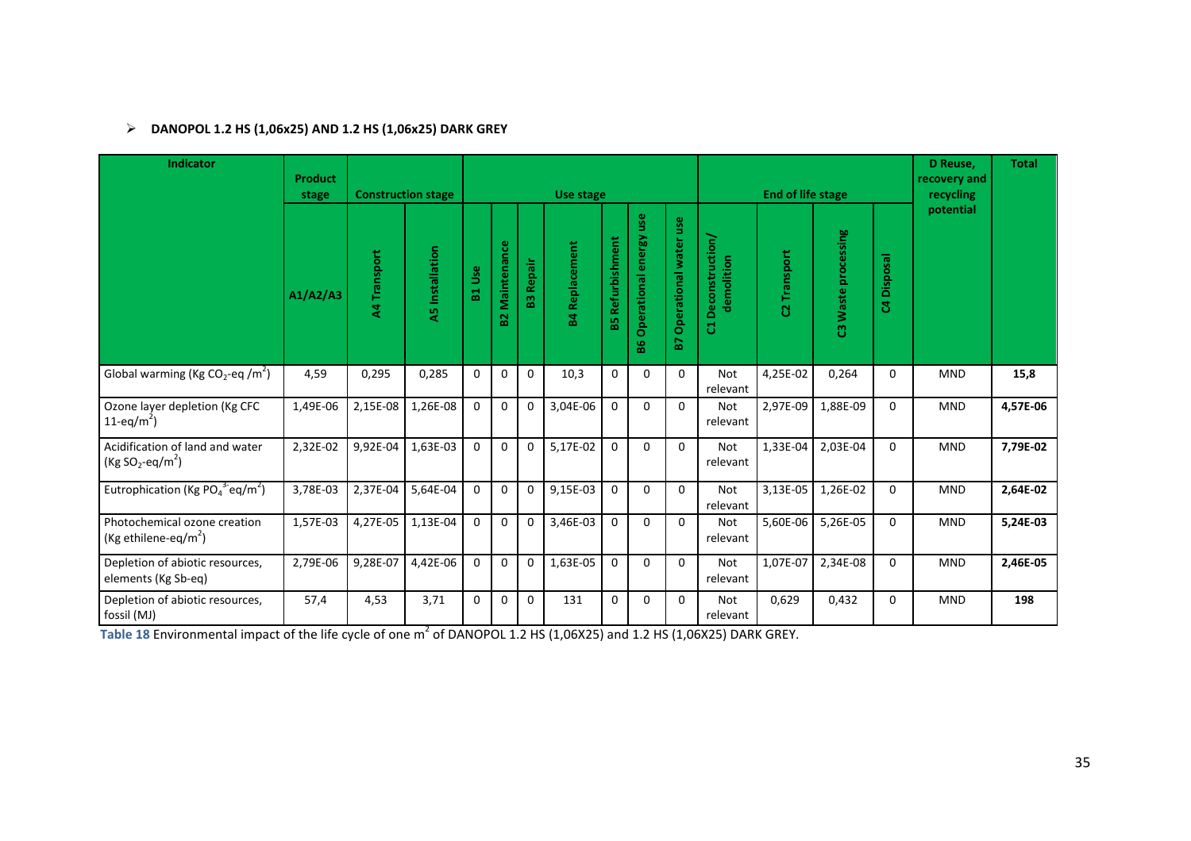- **DANOPOL 1.2 HS (1,06x25) AND 1.2 HS (1,06x25) DARK GREY**

| Indicator | Product stage | Construction stage | | Use stage | | | | | | | End of life stage | | | | D Reuse, recovery and recycling potential | Total |
|---|---|---|---|---|---|---|---|---|---|---|---|---|---|---|---|---|
| | A1/A2/A3 | A4 Transport | A5 Installation | B1 Use | B2 Maintenance | B3 Repair | B4 Replacement | B5 Refurbishment | B6 Operational energy use | B7 Operational water use | C1 Deconstruction/ demolition | C2 Transport | C3 Waste processing | C4 Disposal | | |
| Global warming (Kg $CO_2$-eq /$m^2$) | 4,59 | 0,295 | 0,285 | 0 | 0 | 0 | 10,3 | 0 | 0 | 0 | Not relevant | 4,25E-02 | 0,264 | 0 | MND | **15,8** |
| Ozone layer depletion (Kg CFC 11-eq/$m^2$) | 1,49E-06 | 2,15E-08 | 1,26E-08 | 0 | 0 | 0 | 3,04E-06 | 0 | 0 | 0 | Not relevant | 2,97E-09 | 1,88E-09 | 0 | MND | **4,57E-06** |
| Acidification of land and water (Kg $SO_2$-eq/$m^2$) | 2,32E-02 | 9,92E-04 | 1,63E-03 | 0 | 0 | 0 | 5,17E-02 | 0 | 0 | 0 | Not relevant | 1,33E-04 | 2,03E-04 | 0 | MND | **7,79E-02** |
| Eutrophication (Kg $PO_4^{3-}$eq/$m^2$) | 3,78E-03 | 2,37E-04 | 5,64E-04 | 0 | 0 | 0 | 9,15E-03 | 0 | 0 | 0 | Not relevant | 3,13E-05 | 1,26E-02 | 0 | MND | **2,64E-02** |
| Photochemical ozone creation (Kg ethilene-eq/$m^2$) | 1,57E-03 | 4,27E-05 | 1,13E-04 | 0 | 0 | 0 | 3,46E-03 | 0 | 0 | 0 | Not relevant | 5,60E-06 | 5,26E-05 | 0 | MND | **5,24E-03** |
| Depletion of abiotic resources, elements (Kg Sb-eq) | 2,79E-06 | 9,28E-07 | 4,42E-06 | 0 | 0 | 0 | 1,63E-05 | 0 | 0 | 0 | Not relevant | 1,07E-07 | 2,34E-08 | 0 | MND | **2,46E-05** |
| Depletion of abiotic resources, fossil (MJ) | 57,4 | 4,53 | 3,71 | 0 | 0 | 0 | 131 | 0 | 0 | 0 | Not relevant | 0,629 | 0,432 | 0 | MND | **198** |

**Table 18** Environmental impact of the life cycle of one $m^2$ of DANOPOL 1.2 HS (1,06X25) and 1.2 HS (1,06X25) DARK GREY.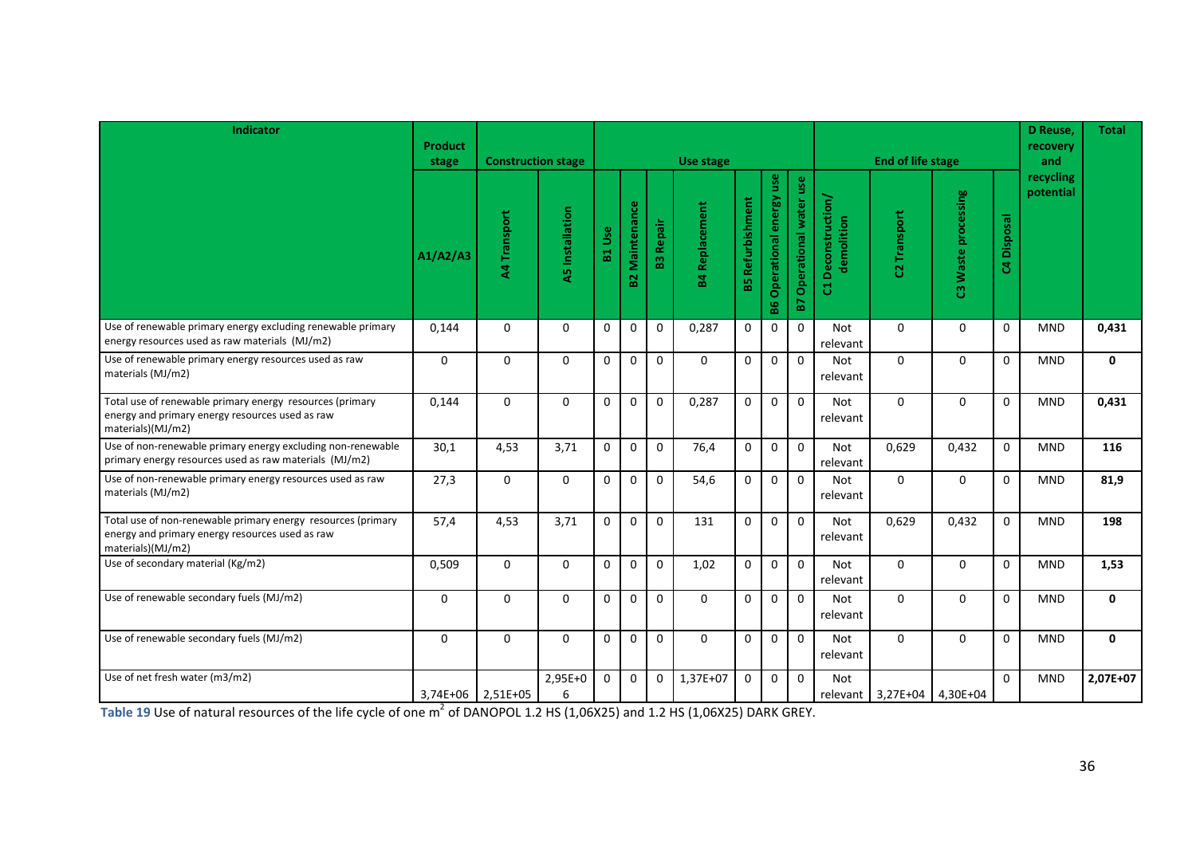| Indicator | Product stage | Construction stage | | Use stage | | | | | | | End of life stage | | | | D Reuse, recovery and recycling potential | Total |
|---|---|---|---|---|---|---|---|---|---|---|---|---|---|---|---|---|
| | A1/A2/A3 | A4 Transport | A5 Installation | B1 Use | B2 Maintenance | B3 Repair | B4 Replacement | B5 Refurbishment | B6 Operational energy use | B7 Operational water use | C1 Deconstruction/ demolition | C2 Transport | C3 Waste processing | C4 Disposal | | |
| Use of renewable primary energy excluding renewable primary energy resources used as raw materials (MJ/m2) | 0,144 | 0 | 0 | 0 | 0 | 0 | 0,287 | 0 | 0 | 0 | Not relevant | 0 | 0 | 0 | MND | **0,431** |
| Use of renewable primary energy resources used as raw materials (MJ/m2) | 0 | 0 | 0 | 0 | 0 | 0 | 0 | 0 | 0 | 0 | Not relevant | 0 | 0 | 0 | MND | **0** |
| Total use of renewable primary energy resources (primary energy and primary energy resources used as raw materials)(MJ/m2) | 0,144 | 0 | 0 | 0 | 0 | 0 | 0,287 | 0 | 0 | 0 | Not relevant | 0 | 0 | 0 | MND | **0,431** |
| Use of non-renewable primary energy excluding non-renewable primary energy resources used as raw materials (MJ/m2) | 30,1 | 4,53 | 3,71 | 0 | 0 | 0 | 76,4 | 0 | 0 | 0 | Not relevant | 0,629 | 0,432 | 0 | MND | **116** |
| Use of non-renewable primary energy resources used as raw materials (MJ/m2) | 27,3 | 0 | 0 | 0 | 0 | 0 | 54,6 | 0 | 0 | 0 | Not relevant | 0 | 0 | 0 | MND | **81,9** |
| Total use of non-renewable primary energy resources (primary energy and primary energy resources used as raw materials)(MJ/m2) | 57,4 | 4,53 | 3,71 | 0 | 0 | 0 | 131 | 0 | 0 | 0 | Not relevant | 0,629 | 0,432 | 0 | MND | **198** |
| Use of secondary material (Kg/m2) | 0,509 | 0 | 0 | 0 | 0 | 0 | 1,02 | 0 | 0 | 0 | Not relevant | 0 | 0 | 0 | MND | **1,53** |
| Use of renewable secondary fuels (MJ/m2) | 0 | 0 | 0 | 0 | 0 | 0 | 0 | 0 | 0 | 0 | Not relevant | 0 | 0 | 0 | MND | **0** |
| Use of renewable secondary fuels (MJ/m2) | 0 | 0 | 0 | 0 | 0 | 0 | 0 | 0 | 0 | 0 | Not relevant | 0 | 0 | 0 | MND | **0** |
| Use of net fresh water (m3/m2) | 3,74E+06 | 2,51E+05 | 2,95E+06 | 0 | 0 | 0 | 1,37E+07 | 0 | 0 | 0 | Not relevant | 3,27E+04 | 4,30E+04 | 0 | MND | **2,07E+07** |

**Table 19** Use of natural resources of the life cycle of one m$^2$ of DANOPOL 1.2 HS (1,06X25) and 1.2 HS (1,06X25) DARK GREY.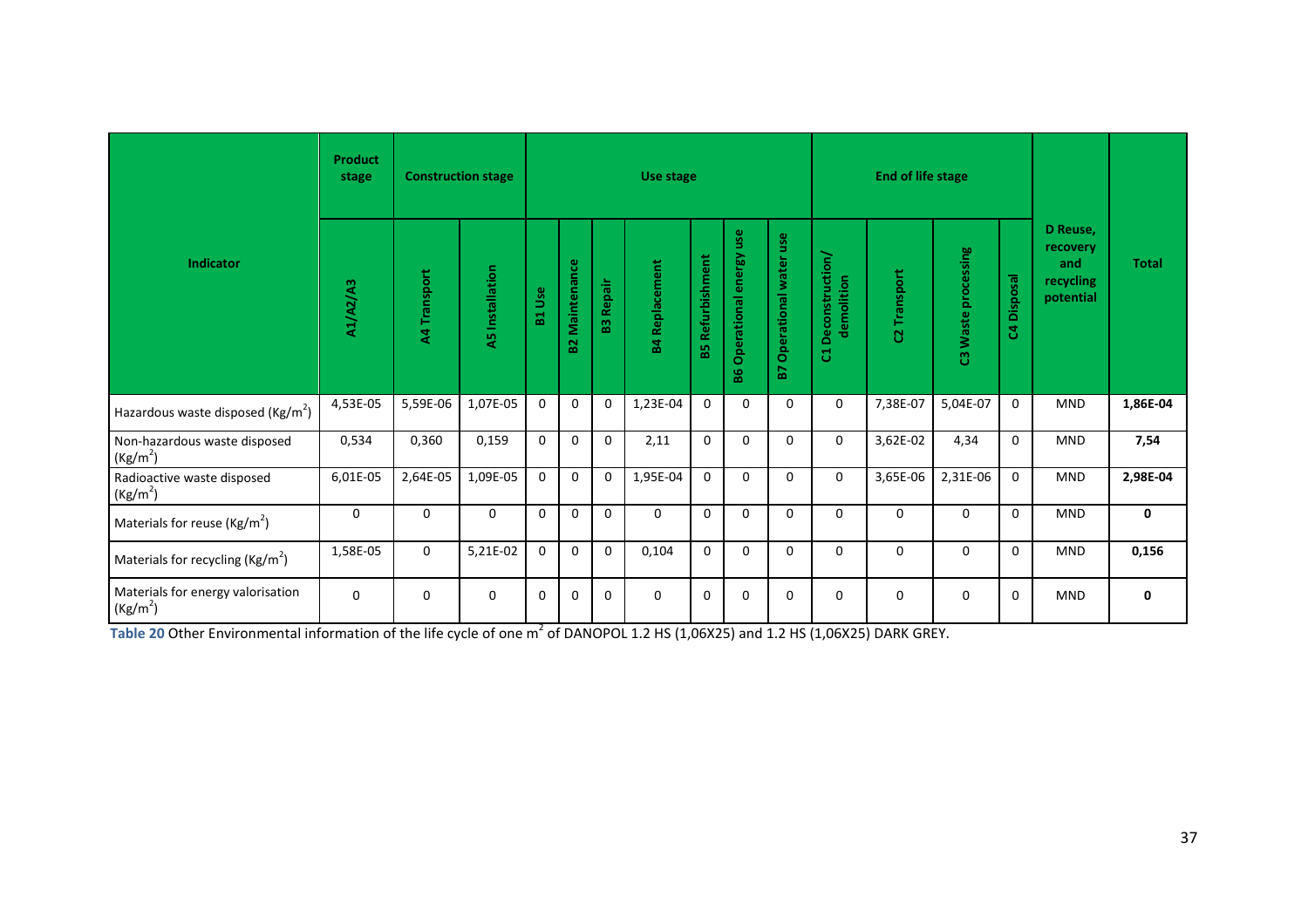| Indicator | Product stage | Construction stage | | Use stage | | | | | | | End of life stage | | | | D Reuse, recovery and recycling potential | Total |
|---|---|---|---|---|---|---|---|---|---|---|---|---|---|---|---|---|
| | A1/A2/A3 | A4 Transport | A5 Installation | B1 Use | B2 Maintenance | B3 Repair | B4 Replacement | B5 Refurbishment | B6 Operational energy use | B7 Operational water use | C1 Deconstruction/ demolition | C2 Transport | C3 Waste processing | C4 Disposal | | |
| Hazardous waste disposed (Kg/m$^2$) | 4,53E-05 | 5,59E-06 | 1,07E-05 | 0 | 0 | 0 | 1,23E-04 | 0 | 0 | 0 | 0 | 7,38E-07 | 5,04E-07 | 0 | MND | **1,86E-04** |
| Non-hazardous waste disposed (Kg/m$^2$) | 0,534 | 0,360 | 0,159 | 0 | 0 | 0 | 2,11 | 0 | 0 | 0 | 0 | 3,62E-02 | 4,34 | 0 | MND | **7,54** |
| Radioactive waste disposed (Kg/m$^2$) | 6,01E-05 | 2,64E-05 | 1,09E-05 | 0 | 0 | 0 | 1,95E-04 | 0 | 0 | 0 | 0 | 3,65E-06 | 2,31E-06 | 0 | MND | **2,98E-04** |
| Materials for reuse (Kg/m$^2$) | 0 | 0 | 0 | 0 | 0 | 0 | 0 | 0 | 0 | 0 | 0 | 0 | 0 | 0 | MND | **0** |
| Materials for recycling (Kg/m$^2$) | 1,58E-05 | 0 | 5,21E-02 | 0 | 0 | 0 | 0,104 | 0 | 0 | 0 | 0 | 0 | 0 | 0 | MND | **0,156** |
| Materials for energy valorisation (Kg/m$^2$) | 0 | 0 | 0 | 0 | 0 | 0 | 0 | 0 | 0 | 0 | 0 | 0 | 0 | 0 | MND | **0** |

**Table 20** Other Environmental information of the life cycle of one m$^2$ of DANOPOL 1.2 HS (1,06X25) and 1.2 HS (1,06X25) DARK GREY.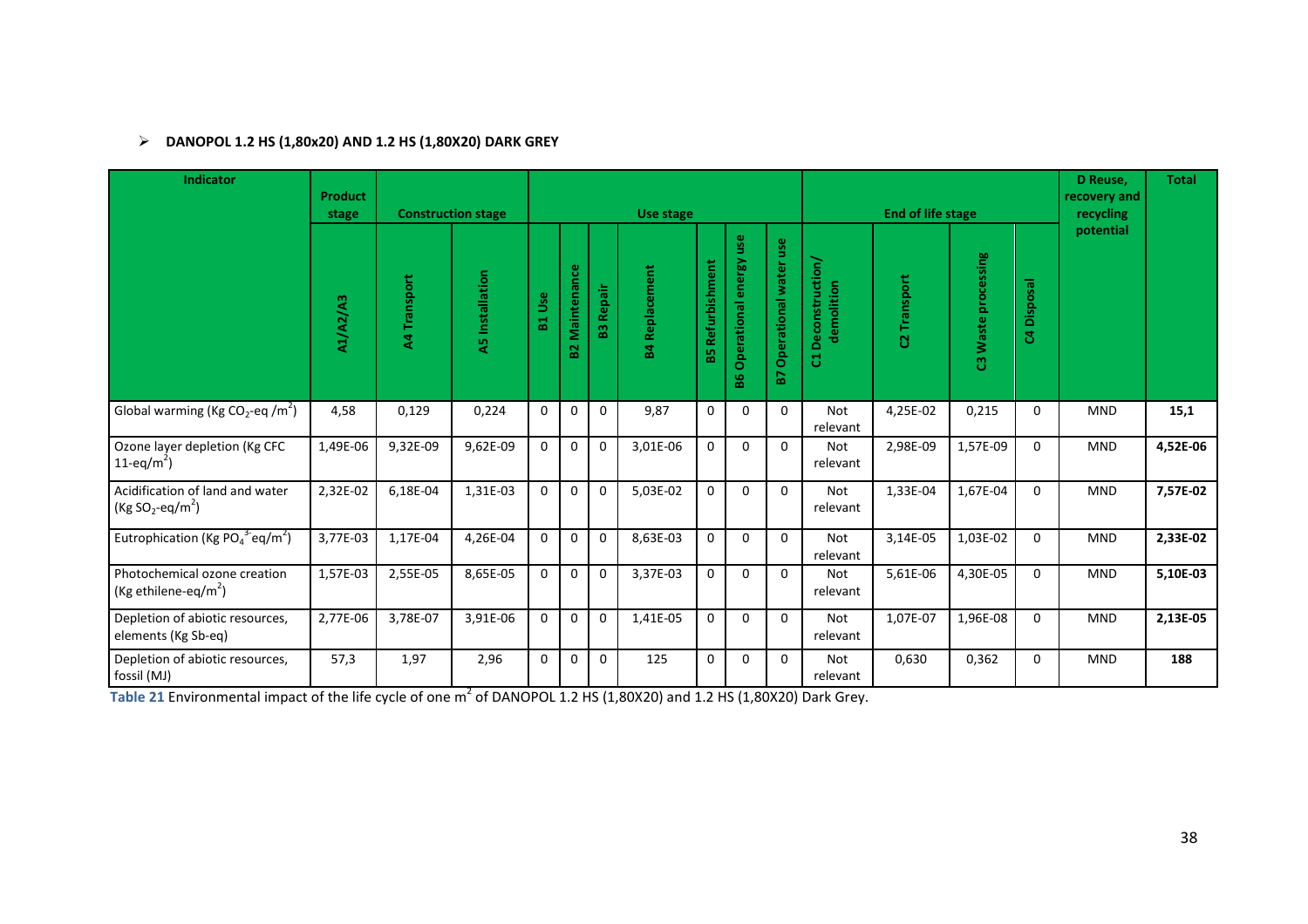- **DANOPOL 1.2 HS (1,80x20) AND 1.2 HS (1,80X20) DARK GREY**

| Indicator | Product stage | Construction stage | | Use stage | | | | | | | End of life stage | | | | D Reuse, recovery and recycling potential | Total |
|---|---|---|---|---|---|---|---|---|---|---|---|---|---|---|---|---|
| | A1/A2/A3 | A4 Transport | A5 Installation | B1 Use | B2 Maintenance | B3 Repair | B4 Replacement | B5 Refurbishment | B6 Operational energy use | B7 Operational water use | C1 Deconstruction/ demolition | C2 Transport | C3 Waste processing | C4 Disposal | | |
| Global warming (Kg $CO_2$-eq /$m^2$) | 4,58 | 0,129 | 0,224 | 0 | 0 | 0 | 9,87 | 0 | 0 | 0 | Not relevant | 4,25E-02 | 0,215 | 0 | MND | **15,1** |
| Ozone layer depletion (Kg CFC 11-eq/$m^2$) | 1,49E-06 | 9,32E-09 | 9,62E-09 | 0 | 0 | 0 | 3,01E-06 | 0 | 0 | 0 | Not relevant | 2,98E-09 | 1,57E-09 | 0 | MND | **4,52E-06** |
| Acidification of land and water (Kg $SO_2$-eq/$m^2$) | 2,32E-02 | 6,18E-04 | 1,31E-03 | 0 | 0 | 0 | 5,03E-02 | 0 | 0 | 0 | Not relevant | 1,33E-04 | 1,67E-04 | 0 | MND | **7,57E-02** |
| Eutrophication (Kg $PO_4^{3-}$ eq/$m^2$) | 3,77E-03 | 1,17E-04 | 4,26E-04 | 0 | 0 | 0 | 8,63E-03 | 0 | 0 | 0 | Not relevant | 3,14E-05 | 1,03E-02 | 0 | MND | **2,33E-02** |
| Photochemical ozone creation (Kg ethilene-eq/$m^2$) | 1,57E-03 | 2,55E-05 | 8,65E-05 | 0 | 0 | 0 | 3,37E-03 | 0 | 0 | 0 | Not relevant | 5,61E-06 | 4,30E-05 | 0 | MND | **5,10E-03** |
| Depletion of abiotic resources, elements (Kg Sb-eq) | 2,77E-06 | 3,78E-07 | 3,91E-06 | 0 | 0 | 0 | 1,41E-05 | 0 | 0 | 0 | Not relevant | 1,07E-07 | 1,96E-08 | 0 | MND | **2,13E-05** |
| Depletion of abiotic resources, fossil (MJ) | 57,3 | 1,97 | 2,96 | 0 | 0 | 0 | 125 | 0 | 0 | 0 | Not relevant | 0,630 | 0,362 | 0 | MND | **188** |

**Table 21** Environmental impact of the life cycle of one $m^2$ of DANOPOL 1.2 HS (1,80X20) and 1.2 HS (1,80X20) Dark Grey.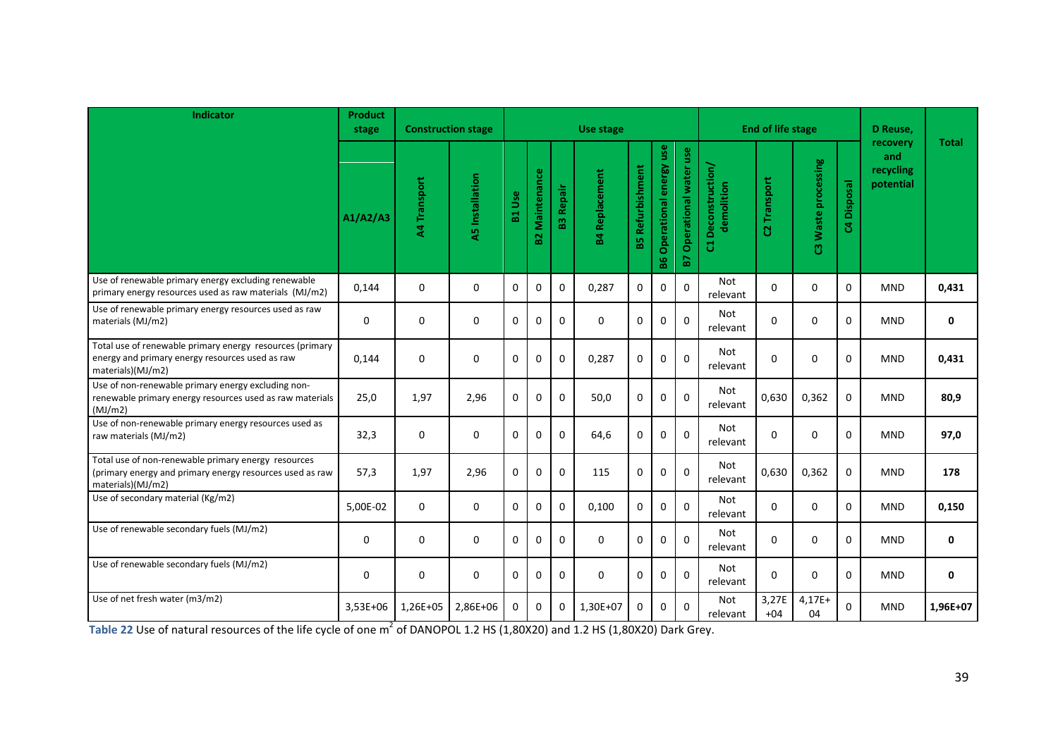| Indicator | Product stage | Construction stage | | Use stage | | | | | | | End of life stage | | | | D Reuse, recovery and recycling potential | Total |
|---|---|---|---|---|---|---|---|---|---|---|---|---|---|---|---|---|
| | A1/A2/A3 | A4 Transport | A5 Installation | B1 Use | B2 Maintenance | B3 Repair | B4 Replacement | B5 Refurbishment | B6 Operational energy use | B7 Operational water use | C1 Deconstruction/ demolition | C2 Transport | C3 Waste processing | C4 Disposal | | |
| Use of renewable primary energy excluding renewable primary energy resources used as raw materials (MJ/m2) | 0,144 | 0 | 0 | 0 | 0 | 0 | 0,287 | 0 | 0 | 0 | Not relevant | 0 | 0 | 0 | MND | **0,431** |
| Use of renewable primary energy resources used as raw materials (MJ/m2) | 0 | 0 | 0 | 0 | 0 | 0 | 0 | 0 | 0 | 0 | Not relevant | 0 | 0 | 0 | MND | **0** |
| Total use of renewable primary energy resources (primary energy and primary energy resources used as raw materials)(MJ/m2) | 0,144 | 0 | 0 | 0 | 0 | 0 | 0,287 | 0 | 0 | 0 | Not relevant | 0 | 0 | 0 | MND | **0,431** |
| Use of non-renewable primary energy excluding non-renewable primary energy resources used as raw materials (MJ/m2) | 25,0 | 1,97 | 2,96 | 0 | 0 | 0 | 50,0 | 0 | 0 | 0 | Not relevant | 0,630 | 0,362 | 0 | MND | **80,9** |
| Use of non-renewable primary energy resources used as raw materials (MJ/m2) | 32,3 | 0 | 0 | 0 | 0 | 0 | 64,6 | 0 | 0 | 0 | Not relevant | 0 | 0 | 0 | MND | **97,0** |
| Total use of non-renewable primary energy resources (primary energy and primary energy resources used as raw materials)(MJ/m2) | 57,3 | 1,97 | 2,96 | 0 | 0 | 0 | 115 | 0 | 0 | 0 | Not relevant | 0,630 | 0,362 | 0 | MND | **178** |
| Use of secondary material (Kg/m2) | 5,00E-02 | 0 | 0 | 0 | 0 | 0 | 0,100 | 0 | 0 | 0 | Not relevant | 0 | 0 | 0 | MND | **0,150** |
| Use of renewable secondary fuels (MJ/m2) | 0 | 0 | 0 | 0 | 0 | 0 | 0 | 0 | 0 | 0 | Not relevant | 0 | 0 | 0 | MND | **0** |
| Use of renewable secondary fuels (MJ/m2) | 0 | 0 | 0 | 0 | 0 | 0 | 0 | 0 | 0 | 0 | Not relevant | 0 | 0 | 0 | MND | **0** |
| Use of net fresh water (m3/m2) | 3,53E+06 | 1,26E+05 | 2,86E+06 | 0 | 0 | 0 | 1,30E+07 | 0 | 0 | 0 | Not relevant | 3,27E+04 | 4,17E+04 | 0 | MND | **1,96E+07** |

**Table 22** Use of natural resources of the life cycle of one m$^2$ of DANOPOL 1.2 HS (1,80X20) and 1.2 HS (1,80X20) Dark Grey.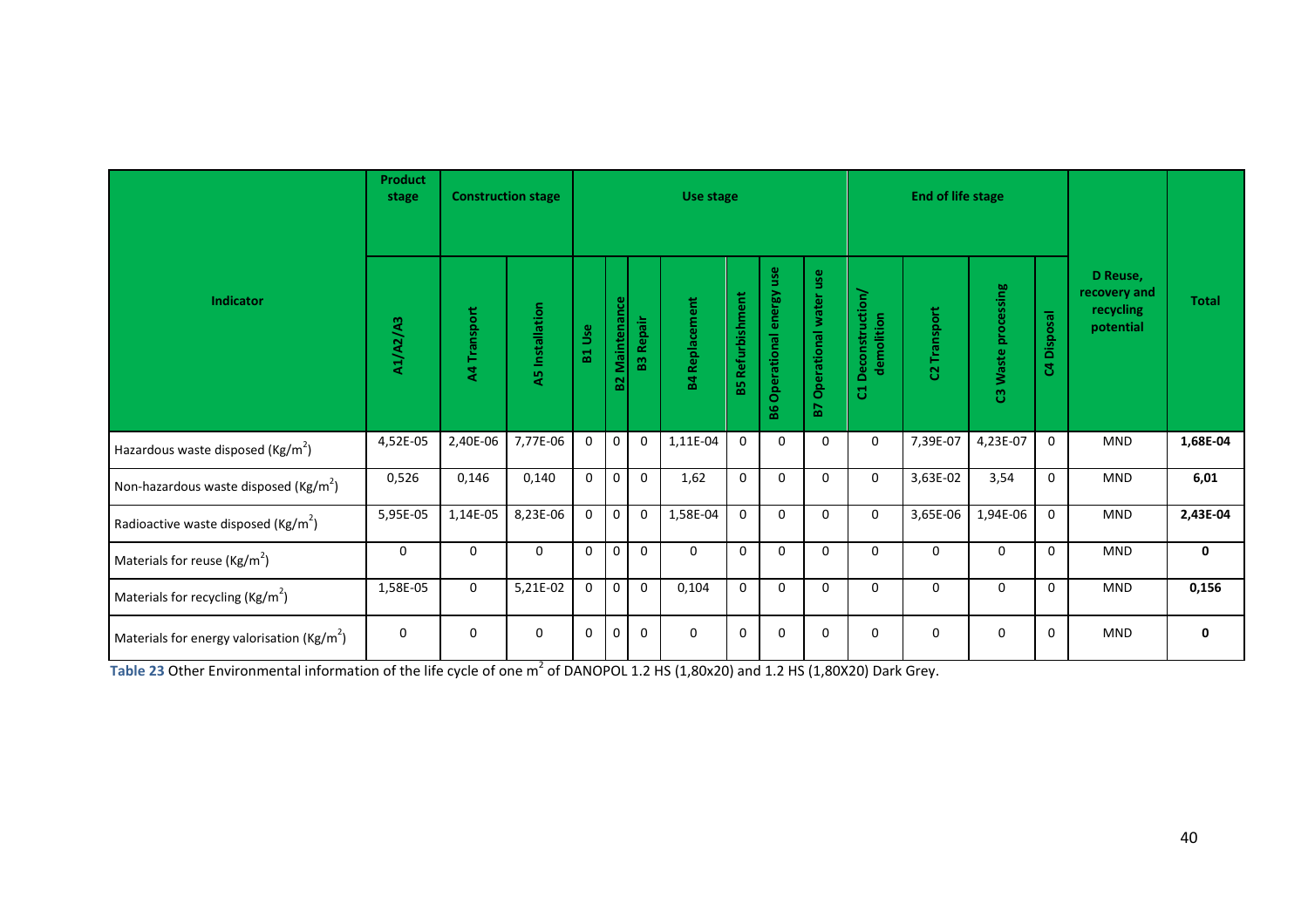| Indicator | Product stage | Construction stage | | Use stage | | | | | | | End of life stage | | | | D Reuse, recovery and recycling potential | Total |
|---|---|---|---|---|---|---|---|---|---|---|---|---|---|---|---|---|
| | A1/A2/A3 | A4 Transport | A5 Installation | B1 Use | B2 Maintenance | B3 Repair | B4 Replacement | B5 Refurbishment | B6 Operational energy use | B7 Operational water use | C1 Deconstruction/ demolition | C2 Transport | C3 Waste processing | C4 Disposal | | |
| Hazardous waste disposed (Kg/m$^2$) | 4,52E-05 | 2,40E-06 | 7,77E-06 | 0 | 0 | 0 | 1,11E-04 | 0 | 0 | 0 | 0 | 7,39E-07 | 4,23E-07 | 0 | MND | **1,68E-04** |
| Non-hazardous waste disposed (Kg/m$^2$) | 0,526 | 0,146 | 0,140 | 0 | 0 | 0 | 1,62 | 0 | 0 | 0 | 0 | 3,63E-02 | 3,54 | 0 | MND | **6,01** |
| Radioactive waste disposed (Kg/m$^2$) | 5,95E-05 | 1,14E-05 | 8,23E-06 | 0 | 0 | 0 | 1,58E-04 | 0 | 0 | 0 | 0 | 3,65E-06 | 1,94E-06 | 0 | MND | **2,43E-04** |
| Materials for reuse (Kg/m$^2$) | 0 | 0 | 0 | 0 | 0 | 0 | 0 | 0 | 0 | 0 | 0 | 0 | 0 | 0 | MND | **0** |
| Materials for recycling (Kg/m$^2$) | 1,58E-05 | 0 | 5,21E-02 | 0 | 0 | 0 | 0,104 | 0 | 0 | 0 | 0 | 0 | 0 | 0 | MND | **0,156** |
| Materials for energy valorisation (Kg/m$^2$) | 0 | 0 | 0 | 0 | 0 | 0 | 0 | 0 | 0 | 0 | 0 | 0 | 0 | 0 | MND | **0** |

**Table 23** Other Environmental information of the life cycle of one m$^2$ of DANOPOL 1.2 HS (1,80x20) and 1.2 HS (1,80X20) Dark Grey.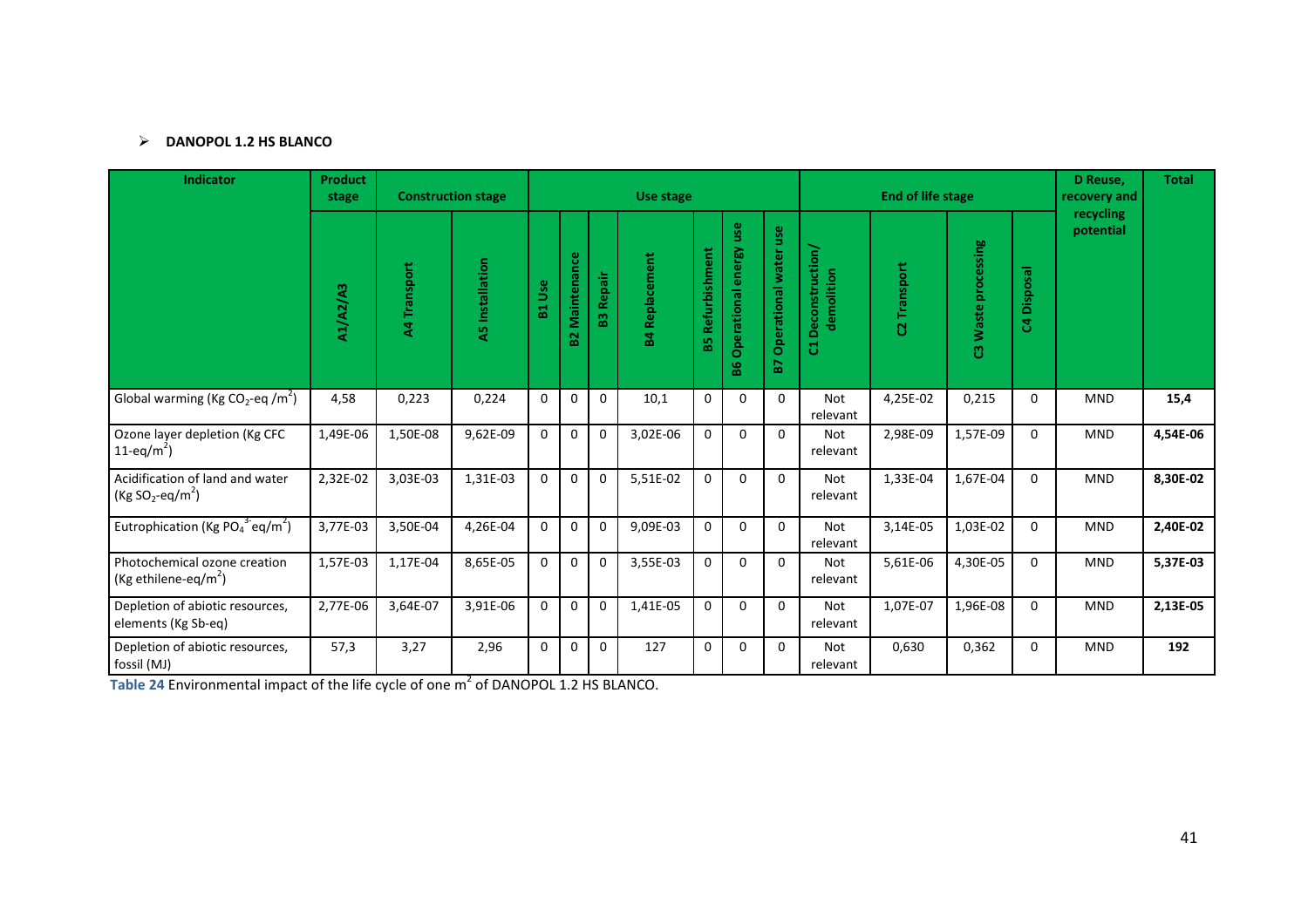- **DANOPOL 1.2 HS BLANCO**

| Indicator | Product stage | Construction stage | | Use stage | | | | | | | End of life stage | | | | D Reuse, recovery and recycling potential | Total |
|---|---|---|---|---|---|---|---|---|---|---|---|---|---|---|---|---|
| | A1/A2/A3 | A4 Transport | A5 Installation | B1 Use | B2 Maintenance | B3 Repair | B4 Replacement | B5 Refurbishment | B6 Operational energy use | B7 Operational water use | C1 Deconstruction/ demolition | C2 Transport | C3 Waste processing | C4 Disposal | | |
| Global warming (Kg $CO_2$-eq /$m^2$) | 4,58 | 0,223 | 0,224 | 0 | 0 | 0 | 10,1 | 0 | 0 | 0 | Not relevant | 4,25E-02 | 0,215 | 0 | MND | **15,4** |
| Ozone layer depletion (Kg CFC 11-eq/$m^2$) | 1,49E-06 | 1,50E-08 | 9,62E-09 | 0 | 0 | 0 | 3,02E-06 | 0 | 0 | 0 | Not relevant | 2,98E-09 | 1,57E-09 | 0 | MND | **4,54E-06** |
| Acidification of land and water (Kg $SO_2$-eq/$m^2$) | 2,32E-02 | 3,03E-03 | 1,31E-03 | 0 | 0 | 0 | 5,51E-02 | 0 | 0 | 0 | Not relevant | 1,33E-04 | 1,67E-04 | 0 | MND | **8,30E-02** |
| Eutrophication (Kg $PO_4^{3-}$ eq/$m^2$) | 3,77E-03 | 3,50E-04 | 4,26E-04 | 0 | 0 | 0 | 9,09E-03 | 0 | 0 | 0 | Not relevant | 3,14E-05 | 1,03E-02 | 0 | MND | **2,40E-02** |
| Photochemical ozone creation (Kg ethilene-eq/$m^2$) | 1,57E-03 | 1,17E-04 | 8,65E-05 | 0 | 0 | 0 | 3,55E-03 | 0 | 0 | 0 | Not relevant | 5,61E-06 | 4,30E-05 | 0 | MND | **5,37E-03** |
| Depletion of abiotic resources, elements (Kg Sb-eq) | 2,77E-06 | 3,64E-07 | 3,91E-06 | 0 | 0 | 0 | 1,41E-05 | 0 | 0 | 0 | Not relevant | 1,07E-07 | 1,96E-08 | 0 | MND | **2,13E-05** |
| Depletion of abiotic resources, fossil (MJ) | 57,3 | 3,27 | 2,96 | 0 | 0 | 0 | 127 | 0 | 0 | 0 | Not relevant | 0,630 | 0,362 | 0 | MND | **192** |

**Table 24** Environmental impact of the life cycle of one $m^2$ of DANOPOL 1.2 HS BLANCO.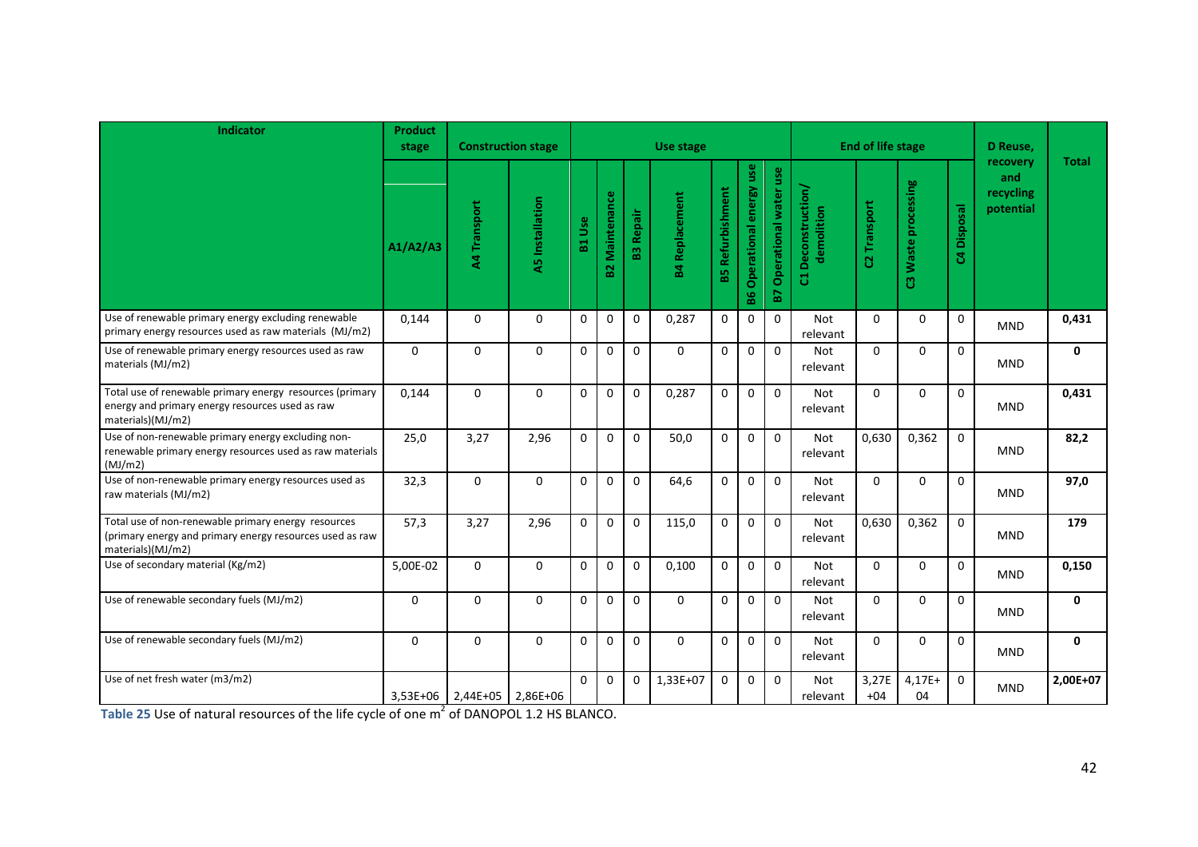| Indicator | Product stage | Construction stage | | Use stage | | | | | | | End of life stage | | | | D Reuse, recovery and recycling potential | Total |
|---|---|---|---|---|---|---|---|---|---|---|---|---|---|---|---|---|
| | A1/A2/A3 | A4 Transport | A5 Installation | B1 Use | B2 Maintenance | B3 Repair | B4 Replacement | B5 Refurbishment | B6 Operational energy use | B7 Operational water use | C1 Deconstruction/ demolition | C2 Transport | C3 Waste processing | C4 Disposal | | |
| Use of renewable primary energy excluding renewable primary energy resources used as raw materials (MJ/m2) | 0,144 | 0 | 0 | 0 | 0 | 0 | 0,287 | 0 | 0 | 0 | Not relevant | 0 | 0 | 0 | MND | **0,431** |
| Use of renewable primary energy resources used as raw materials (MJ/m2) | 0 | 0 | 0 | 0 | 0 | 0 | 0 | 0 | 0 | 0 | Not relevant | 0 | 0 | 0 | MND | **0** |
| Total use of renewable primary energy resources (primary energy and primary energy resources used as raw materials)(MJ/m2) | 0,144 | 0 | 0 | 0 | 0 | 0 | 0,287 | 0 | 0 | 0 | Not relevant | 0 | 0 | 0 | MND | **0,431** |
| Use of non-renewable primary energy excluding non-renewable primary energy resources used as raw materials (MJ/m2) | 25,0 | 3,27 | 2,96 | 0 | 0 | 0 | 50,0 | 0 | 0 | 0 | Not relevant | 0,630 | 0,362 | 0 | MND | **82,2** |
| Use of non-renewable primary energy resources used as raw materials (MJ/m2) | 32,3 | 0 | 0 | 0 | 0 | 0 | 64,6 | 0 | 0 | 0 | Not relevant | 0 | 0 | 0 | MND | **97,0** |
| Total use of non-renewable primary energy resources (primary energy and primary energy resources used as raw materials)(MJ/m2) | 57,3 | 3,27 | 2,96 | 0 | 0 | 0 | 115,0 | 0 | 0 | 0 | Not relevant | 0,630 | 0,362 | 0 | MND | **179** |
| Use of secondary material (Kg/m2) | 5,00E-02 | 0 | 0 | 0 | 0 | 0 | 0,100 | 0 | 0 | 0 | Not relevant | 0 | 0 | 0 | MND | **0,150** |
| Use of renewable secondary fuels (MJ/m2) | 0 | 0 | 0 | 0 | 0 | 0 | 0 | 0 | 0 | 0 | Not relevant | 0 | 0 | 0 | MND | **0** |
| Use of renewable secondary fuels (MJ/m2) | 0 | 0 | 0 | 0 | 0 | 0 | 0 | 0 | 0 | 0 | Not relevant | 0 | 0 | 0 | MND | **0** |
| Use of net fresh water (m3/m2) | 3,53E+06 | 2,44E+05 | 2,86E+06 | 0 | 0 | 0 | 1,33E+07 | 0 | 0 | 0 | Not relevant | 3,27E+04 | 4,17E+04 | 0 | MND | **2,00E+07** |

**Table 25** Use of natural resources of the life cycle of one $m^2$ of DANOPOL 1.2 HS BLANCO.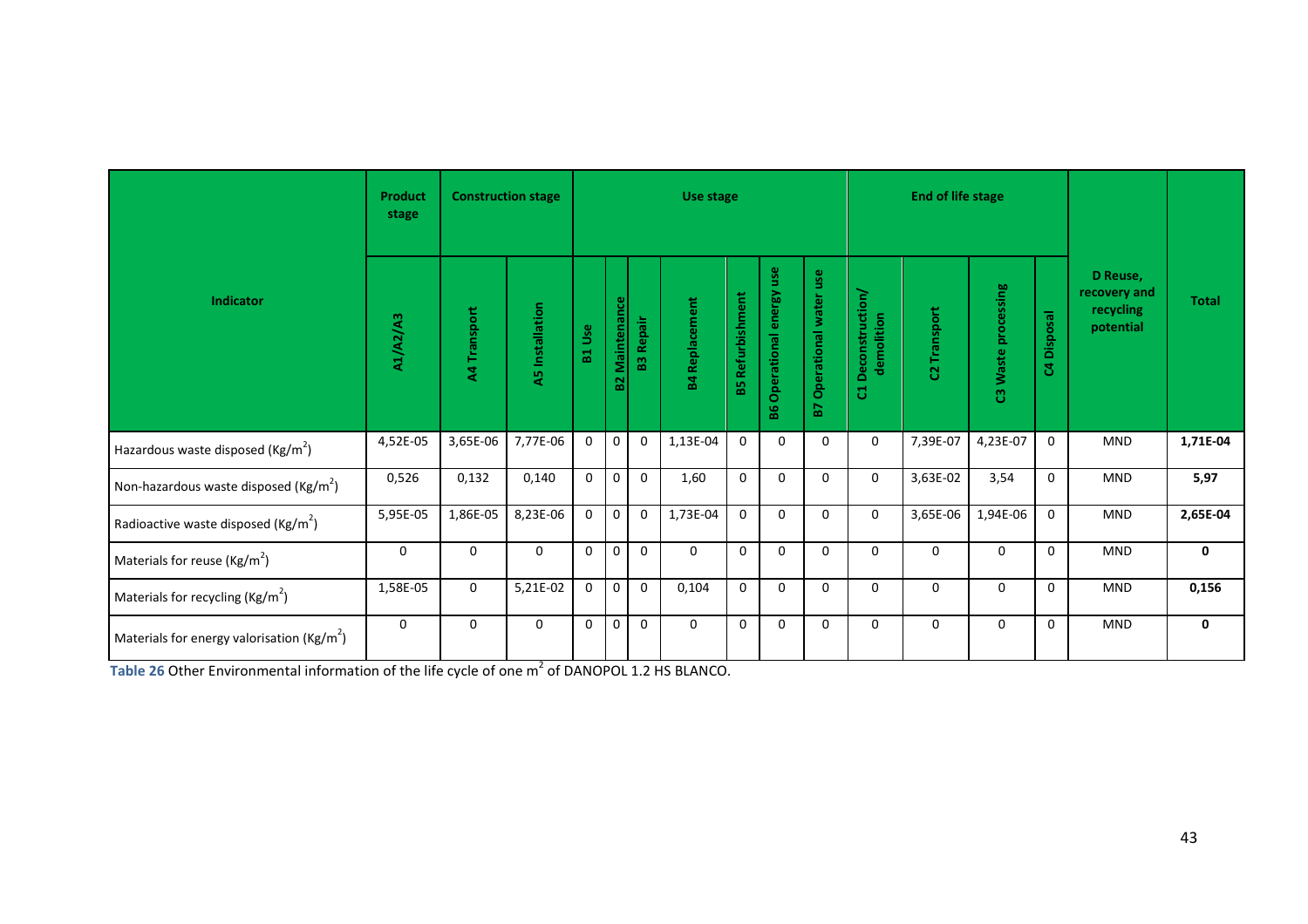| Indicator | Product stage | Construction stage | | Use stage | | | | | | | End of life stage | | | | D Reuse, recovery and recycling potential | Total |
|---|---|---|---|---|---|---|---|---|---|---|---|---|---|---|---|---|
| | A1/A2/A3 | A4 Transport | A5 Installation | B1 Use | B2 Maintenance | B3 Repair | B4 Replacement | B5 Refurbishment | B6 Operational energy use | B7 Operational water use | C1 Deconstruction/ demolition | C2 Transport | C3 Waste processing | C4 Disposal | | |
| Hazardous waste disposed (Kg/m$^2$) | 4,52E-05 | 3,65E-06 | 7,77E-06 | 0 | 0 | 0 | 1,13E-04 | 0 | 0 | 0 | 0 | 7,39E-07 | 4,23E-07 | 0 | MND | **1,71E-04** |
| Non-hazardous waste disposed (Kg/m$^2$) | 0,526 | 0,132 | 0,140 | 0 | 0 | 0 | 1,60 | 0 | 0 | 0 | 0 | 3,63E-02 | 3,54 | 0 | MND | **5,97** |
| Radioactive waste disposed (Kg/m$^2$) | 5,95E-05 | 1,86E-05 | 8,23E-06 | 0 | 0 | 0 | 1,73E-04 | 0 | 0 | 0 | 0 | 3,65E-06 | 1,94E-06 | 0 | MND | **2,65E-04** |
| Materials for reuse (Kg/m$^2$) | 0 | 0 | 0 | 0 | 0 | 0 | 0 | 0 | 0 | 0 | 0 | 0 | 0 | 0 | MND | **0** |
| Materials for recycling (Kg/m$^2$) | 1,58E-05 | 0 | 5,21E-02 | 0 | 0 | 0 | 0,104 | 0 | 0 | 0 | 0 | 0 | 0 | 0 | MND | **0,156** |
| Materials for energy valorisation (Kg/m$^2$) | 0 | 0 | 0 | 0 | 0 | 0 | 0 | 0 | 0 | 0 | 0 | 0 | 0 | 0 | MND | **0** |

**Table 26** Other Environmental information of the life cycle of one m$^2$ of DANOPOL 1.2 HS BLANCO.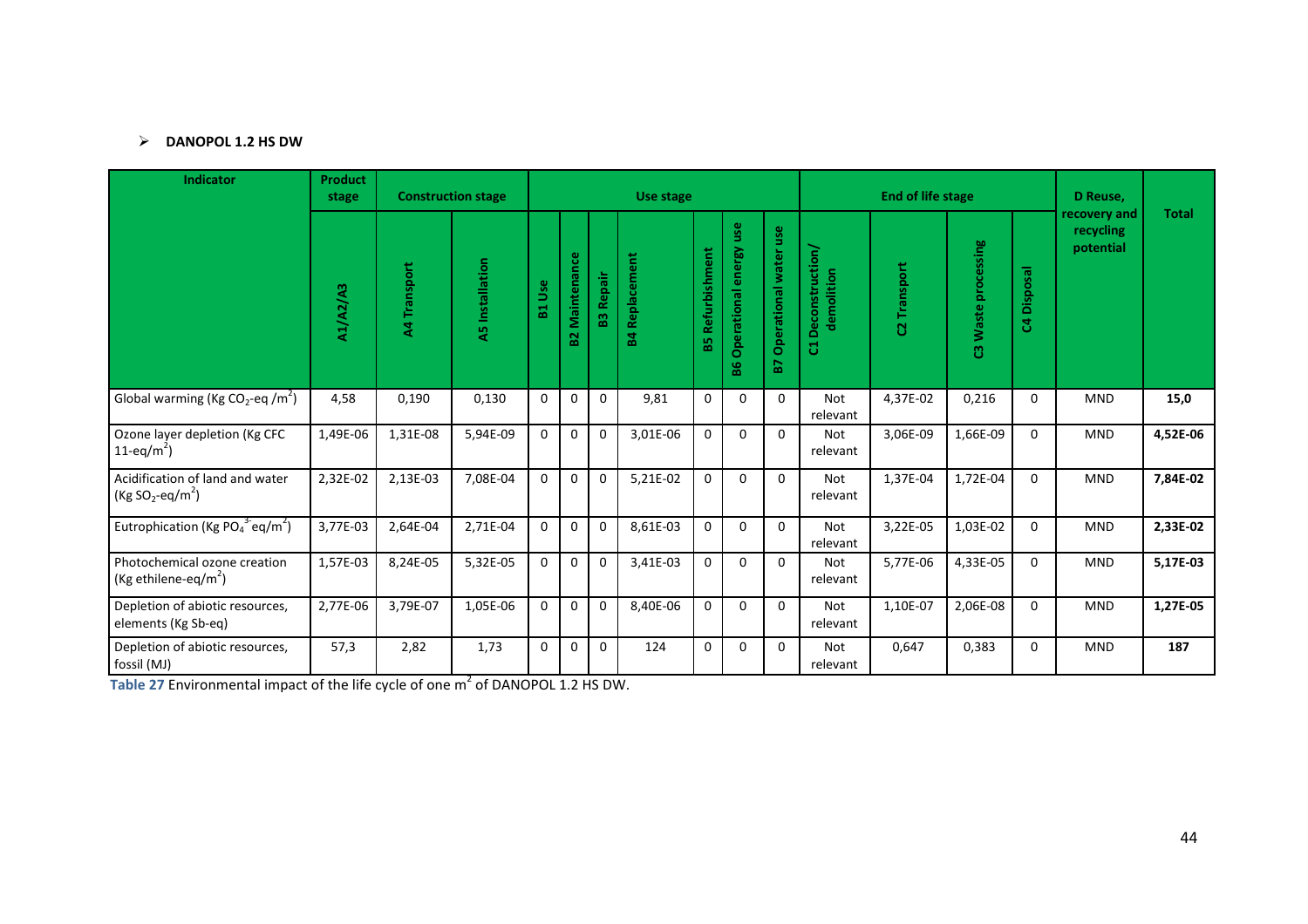- **DANOPOL 1.2 HS DW**

| Indicator | Product stage | Construction stage | | Use stage | | | | | | | End of life stage | | | | D Reuse, recovery and recycling potential | Total |
|---|---|---|---|---|---|---|---|---|---|---|---|---|---|---|---|---|
| | A1/A2/A3 | A4 Transport | A5 Installation | B1 Use | B2 Maintenance | B3 Repair | B4 Replacement | B5 Refurbishment | B6 Operational energy use | B7 Operational water use | C1 Deconstruction/ demolition | C2 Transport | C3 Waste processing | C4 Disposal | | |
| Global warming (Kg $CO_2$-eq /$m^2$) | 4,58 | 0,190 | 0,130 | 0 | 0 | 0 | 9,81 | 0 | 0 | 0 | Not relevant | 4,37E-02 | 0,216 | 0 | MND | **15,0** |
| Ozone layer depletion (Kg CFC 11-eq/$m^2$) | 1,49E-06 | 1,31E-08 | 5,94E-09 | 0 | 0 | 0 | 3,01E-06 | 0 | 0 | 0 | Not relevant | 3,06E-09 | 1,66E-09 | 0 | MND | **4,52E-06** |
| Acidification of land and water (Kg $SO_2$-eq/$m^2$) | 2,32E-02 | 2,13E-03 | 7,08E-04 | 0 | 0 | 0 | 5,21E-02 | 0 | 0 | 0 | Not relevant | 1,37E-04 | 1,72E-04 | 0 | MND | **7,84E-02** |
| Eutrophication (Kg $PO_4^{3-}$ eq/$m^2$) | 3,77E-03 | 2,64E-04 | 2,71E-04 | 0 | 0 | 0 | 8,61E-03 | 0 | 0 | 0 | Not relevant | 3,22E-05 | 1,03E-02 | 0 | MND | **2,33E-02** |
| Photochemical ozone creation (Kg ethilene-eq/$m^2$) | 1,57E-03 | 8,24E-05 | 5,32E-05 | 0 | 0 | 0 | 3,41E-03 | 0 | 0 | 0 | Not relevant | 5,77E-06 | 4,33E-05 | 0 | MND | **5,17E-03** |
| Depletion of abiotic resources, elements (Kg Sb-eq) | 2,77E-06 | 3,79E-07 | 1,05E-06 | 0 | 0 | 0 | 8,40E-06 | 0 | 0 | 0 | Not relevant | 1,10E-07 | 2,06E-08 | 0 | MND | **1,27E-05** |
| Depletion of abiotic resources, fossil (MJ) | 57,3 | 2,82 | 1,73 | 0 | 0 | 0 | 124 | 0 | 0 | 0 | Not relevant | 0,647 | 0,383 | 0 | MND | **187** |

**Table 27** Environmental impact of the life cycle of one $m^2$ of DANOPOL 1.2 HS DW.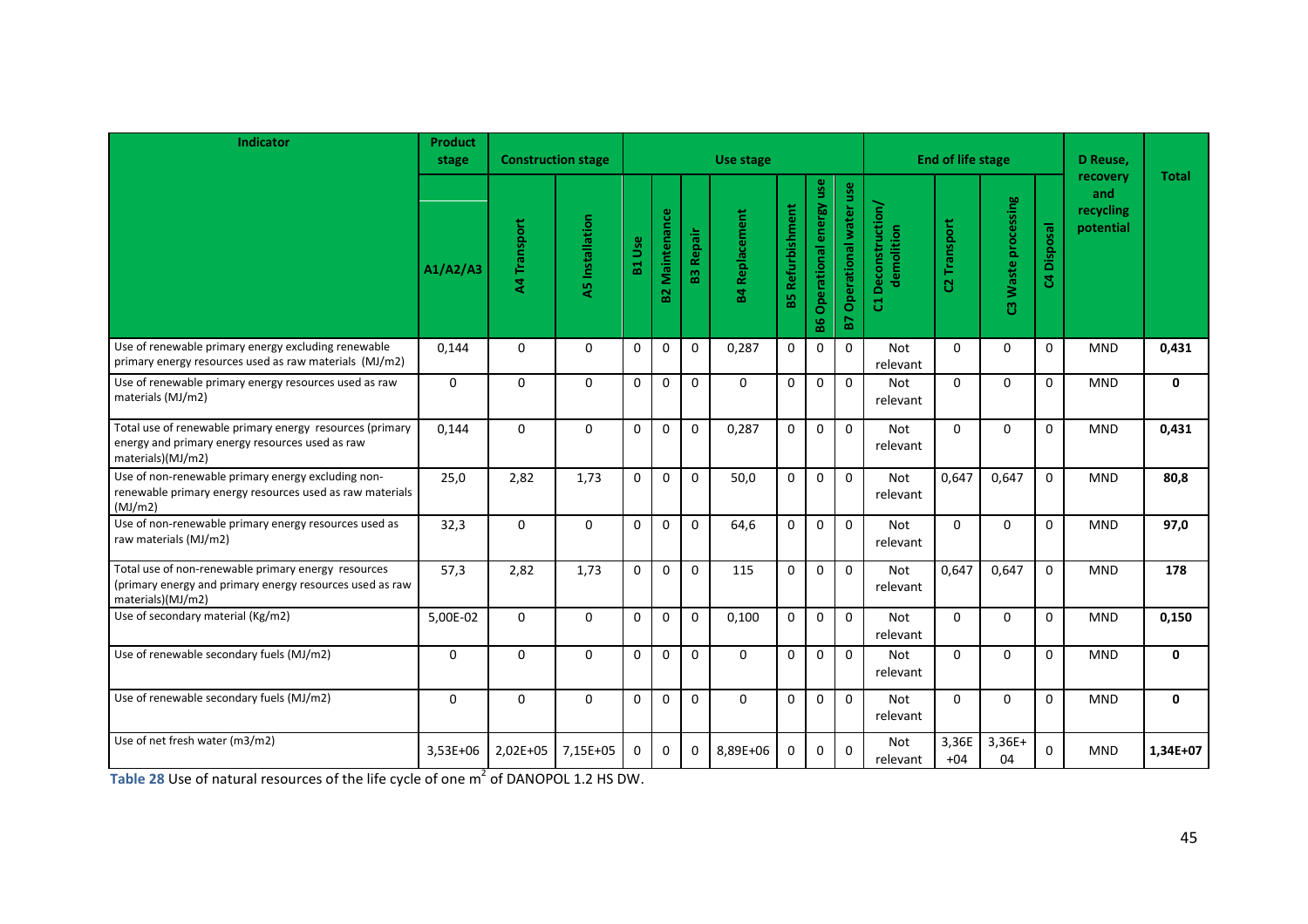| Indicator | Product stage | Construction stage | | Use stage | | | | | | | End of life stage | | | | D Reuse, recovery and recycling potential | Total |
|---|---|---|---|---|---|---|---|---|---|---|---|---|---|---|---|---|
| | A1/A2/A3 | A4 Transport | A5 Installation | B1 Use | B2 Maintenance | B3 Repair | B4 Replacement | B5 Refurbishment | B6 Operational energy use | B7 Operational water use | C1 Deconstruction/ demolition | C2 Transport | C3 Waste processing | C4 Disposal | | |
| Use of renewable primary energy excluding renewable primary energy resources used as raw materials (MJ/m2) | 0,144 | 0 | 0 | 0 | 0 | 0 | 0,287 | 0 | 0 | 0 | Not relevant | 0 | 0 | 0 | MND | **0,431** |
| Use of renewable primary energy resources used as raw materials (MJ/m2) | 0 | 0 | 0 | 0 | 0 | 0 | 0 | 0 | 0 | 0 | Not relevant | 0 | 0 | 0 | MND | **0** |
| Total use of renewable primary energy resources (primary energy and primary energy resources used as raw materials)(MJ/m2) | 0,144 | 0 | 0 | 0 | 0 | 0 | 0,287 | 0 | 0 | 0 | Not relevant | 0 | 0 | 0 | MND | **0,431** |
| Use of non-renewable primary energy excluding non-renewable primary energy resources used as raw materials (MJ/m2) | 25,0 | 2,82 | 1,73 | 0 | 0 | 0 | 50,0 | 0 | 0 | 0 | Not relevant | 0,647 | 0,647 | 0 | MND | **80,8** |
| Use of non-renewable primary energy resources used as raw materials (MJ/m2) | 32,3 | 0 | 0 | 0 | 0 | 0 | 64,6 | 0 | 0 | 0 | Not relevant | 0 | 0 | 0 | MND | **97,0** |
| Total use of non-renewable primary energy resources (primary energy and primary energy resources used as raw materials)(MJ/m2) | 57,3 | 2,82 | 1,73 | 0 | 0 | 0 | 115 | 0 | 0 | 0 | Not relevant | 0,647 | 0,647 | 0 | MND | **178** |
| Use of secondary material (Kg/m2) | 5,00E-02 | 0 | 0 | 0 | 0 | 0 | 0,100 | 0 | 0 | 0 | Not relevant | 0 | 0 | 0 | MND | **0,150** |
| Use of renewable secondary fuels (MJ/m2) | 0 | 0 | 0 | 0 | 0 | 0 | 0 | 0 | 0 | 0 | Not relevant | 0 | 0 | 0 | MND | **0** |
| Use of renewable secondary fuels (MJ/m2) | 0 | 0 | 0 | 0 | 0 | 0 | 0 | 0 | 0 | 0 | Not relevant | 0 | 0 | 0 | MND | **0** |
| Use of net fresh water (m3/m2) | 3,53E+06 | 2,02E+05 | 7,15E+05 | 0 | 0 | 0 | 8,89E+06 | 0 | 0 | 0 | Not relevant | 3,36E+04 | 3,36E+04 | 0 | MND | **1,34E+07** |

**Table 28** Use of natural resources of the life cycle of one m$^2$ of DANOPOL 1.2 HS DW.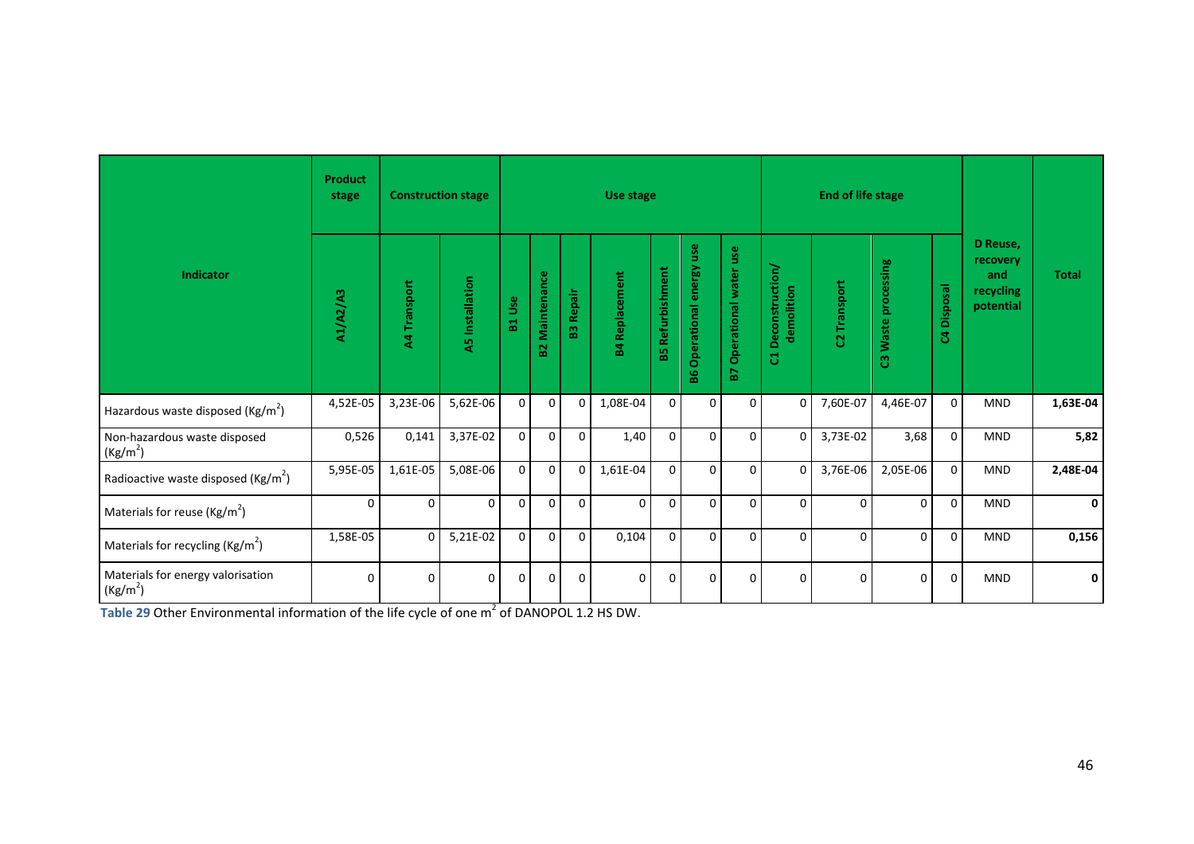| Indicator | Product stage | Construction stage | | Use stage | | | | | | | End of life stage | | | | D Reuse, recovery and recycling potential | Total |
|---|---|---|---|---|---|---|---|---|---|---|---|---|---|---|---|---|
| | A1/A2/A3 | A4 Transport | A5 Installation | B1 Use | B2 Maintenance | B3 Repair | B4 Replacement | B5 Refurbishment | B6 Operational energy use | B7 Operational water use | C1 Deconstruction/ demolition | C2 Transport | C3 Waste processing | C4 Disposal | | |
| Hazardous waste disposed (Kg/m$^2$) | 4,52E-05 | 3,23E-06 | 5,62E-06 | 0 | 0 | 0 | 1,08E-04 | 0 | 0 | 0 | 0 | 7,60E-07 | 4,46E-07 | 0 | MND | **1,63E-04** |
| Non-hazardous waste disposed (Kg/m$^2$) | 0,526 | 0,141 | 3,37E-02 | 0 | 0 | 0 | 1,40 | 0 | 0 | 0 | 0 | 3,73E-02 | 3,68 | 0 | MND | **5,82** |
| Radioactive waste disposed (Kg/m$^2$) | 5,95E-05 | 1,61E-05 | 5,08E-06 | 0 | 0 | 0 | 1,61E-04 | 0 | 0 | 0 | 0 | 3,76E-06 | 2,05E-06 | 0 | MND | **2,48E-04** |
| Materials for reuse (Kg/m$^2$) | 0 | 0 | 0 | 0 | 0 | 0 | 0 | 0 | 0 | 0 | 0 | 0 | 0 | 0 | MND | **0** |
| Materials for recycling (Kg/m$^2$) | 1,58E-05 | 0 | 5,21E-02 | 0 | 0 | 0 | 0,104 | 0 | 0 | 0 | 0 | 0 | 0 | 0 | MND | **0,156** |
| Materials for energy valorisation (Kg/m$^2$) | 0 | 0 | 0 | 0 | 0 | 0 | 0 | 0 | 0 | 0 | 0 | 0 | 0 | 0 | MND | **0** |

**Table 29** Other Environmental information of the life cycle of one m$^2$ of DANOPOL 1.2 HS DW.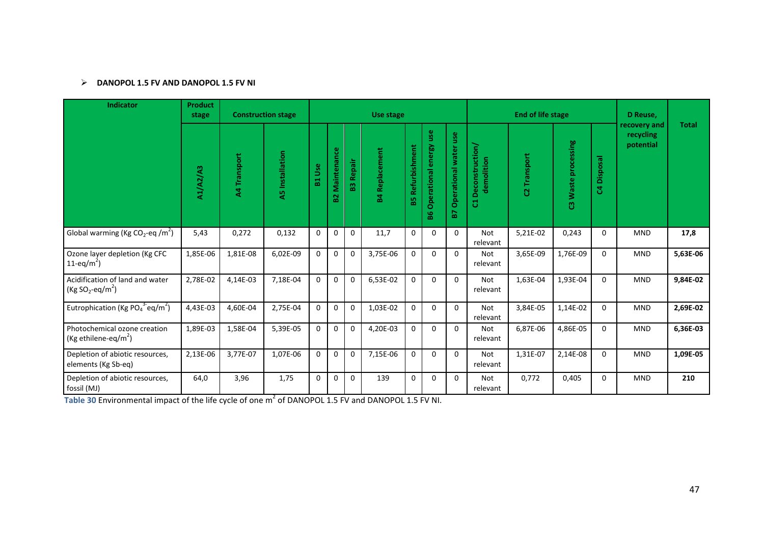- **DANOPOL 1.5 FV AND DANOPOL 1.5 FV NI**

| Indicator | Product stage | Construction stage | | Use stage | | | | | | | End of life stage | | | | D Reuse, recovery and recycling potential | Total |
|---|---|---|---|---|---|---|---|---|---|---|---|---|---|---|---|---|
| | A1/A2/A3 | A4 Transport | A5 Installation | B1 Use | B2 Maintenance | B3 Repair | B4 Replacement | B5 Refurbishment | B6 Operational energy use | B7 Operational water use | C1 Deconstruction/ demolition | C2 Transport | C3 Waste processing | C4 Disposal | | |
| Global warming (Kg $CO_2$-eq /$m^2$) | 5,43 | 0,272 | 0,132 | 0 | 0 | 0 | 11,7 | 0 | 0 | 0 | Not relevant | 5,21E-02 | 0,243 | 0 | MND | **17,8** |
| Ozone layer depletion (Kg CFC 11-eq/$m^2$) | 1,85E-06 | 1,81E-08 | 6,02E-09 | 0 | 0 | 0 | 3,75E-06 | 0 | 0 | 0 | Not relevant | 3,65E-09 | 1,76E-09 | 0 | MND | **5,63E-06** |
| Acidification of land and water (Kg $SO_2$-eq/$m^2$) | 2,78E-02 | 4,14E-03 | 7,18E-04 | 0 | 0 | 0 | 6,53E-02 | 0 | 0 | 0 | Not relevant | 1,63E-04 | 1,93E-04 | 0 | MND | **9,84E-02** |
| Eutrophication (Kg $PO_4^{3-}$ eq/$m^2$) | 4,43E-03 | 4,60E-04 | 2,75E-04 | 0 | 0 | 0 | 1,03E-02 | 0 | 0 | 0 | Not relevant | 3,84E-05 | 1,14E-02 | 0 | MND | **2,69E-02** |
| Photochemical ozone creation (Kg ethilene-eq/$m^2$) | 1,89E-03 | 1,58E-04 | 5,39E-05 | 0 | 0 | 0 | 4,20E-03 | 0 | 0 | 0 | Not relevant | 6,87E-06 | 4,86E-05 | 0 | MND | **6,36E-03** |
| Depletion of abiotic resources, elements (Kg Sb-eq) | 2,13E-06 | 3,77E-07 | 1,07E-06 | 0 | 0 | 0 | 7,15E-06 | 0 | 0 | 0 | Not relevant | 1,31E-07 | 2,14E-08 | 0 | MND | **1,09E-05** |
| Depletion of abiotic resources, fossil (MJ) | 64,0 | 3,96 | 1,75 | 0 | 0 | 0 | 139 | 0 | 0 | 0 | Not relevant | 0,772 | 0,405 | 0 | MND | **210** |

**Table 30** Environmental impact of the life cycle of one $m^2$ of DANOPOL 1.5 FV and DANOPOL 1.5 FV NI.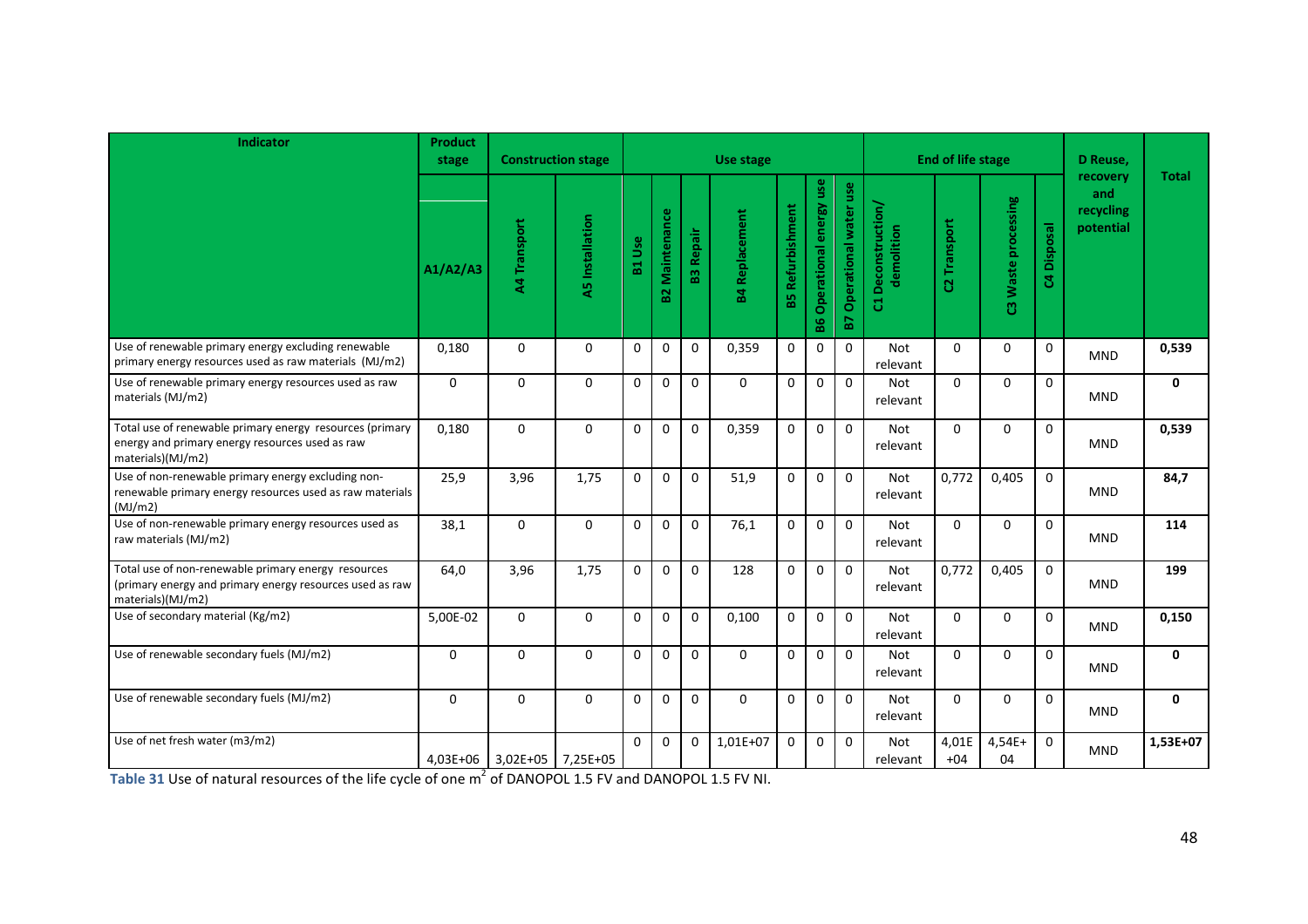| Indicator | Product stage | Construction stage | | Use stage | | | | | | | End of life stage | | | | D Reuse, recovery and recycling potential | Total |
|---|---|---|---|---|---|---|---|---|---|---|---|---|---|---|---|---|
| | A1/A2/A3 | A4 Transport | A5 Installation | B1 Use | B2 Maintenance | B3 Repair | B4 Replacement | B5 Refurbishment | B6 Operational energy use | B7 Operational water use | C1 Deconstruction/ demolition | C2 Transport | C3 Waste processing | C4 Disposal | | |
| Use of renewable primary energy excluding renewable primary energy resources used as raw materials (MJ/m2) | 0,180 | 0 | 0 | 0 | 0 | 0 | 0,359 | 0 | 0 | 0 | Not relevant | 0 | 0 | 0 | MND | **0,539** |
| Use of renewable primary energy resources used as raw materials (MJ/m2) | 0 | 0 | 0 | 0 | 0 | 0 | 0 | 0 | 0 | 0 | Not relevant | 0 | 0 | 0 | MND | **0** |
| Total use of renewable primary energy resources (primary energy and primary energy resources used as raw materials)(MJ/m2) | 0,180 | 0 | 0 | 0 | 0 | 0 | 0,359 | 0 | 0 | 0 | Not relevant | 0 | 0 | 0 | MND | **0,539** |
| Use of non-renewable primary energy excluding non-renewable primary energy resources used as raw materials (MJ/m2) | 25,9 | 3,96 | 1,75 | 0 | 0 | 0 | 51,9 | 0 | 0 | 0 | Not relevant | 0,772 | 0,405 | 0 | MND | **84,7** |
| Use of non-renewable primary energy resources used as raw materials (MJ/m2) | 38,1 | 0 | 0 | 0 | 0 | 0 | 76,1 | 0 | 0 | 0 | Not relevant | 0 | 0 | 0 | MND | **114** |
| Total use of non-renewable primary energy resources (primary energy and primary energy resources used as raw materials)(MJ/m2) | 64,0 | 3,96 | 1,75 | 0 | 0 | 0 | 128 | 0 | 0 | 0 | Not relevant | 0,772 | 0,405 | 0 | MND | **199** |
| Use of secondary material (Kg/m2) | 5,00E-02 | 0 | 0 | 0 | 0 | 0 | 0,100 | 0 | 0 | 0 | Not relevant | 0 | 0 | 0 | MND | **0,150** |
| Use of renewable secondary fuels (MJ/m2) | 0 | 0 | 0 | 0 | 0 | 0 | 0 | 0 | 0 | 0 | Not relevant | 0 | 0 | 0 | MND | **0** |
| Use of renewable secondary fuels (MJ/m2) | 0 | 0 | 0 | 0 | 0 | 0 | 0 | 0 | 0 | 0 | Not relevant | 0 | 0 | 0 | MND | **0** |
| Use of net fresh water (m3/m2) | 4,03E+06 | 3,02E+05 | 7,25E+05 | 0 | 0 | 0 | 1,01E+07 | 0 | 0 | 0 | Not relevant | 4,01E+04 | 4,54E+04 | 0 | MND | **1,53E+07** |

**Table 31** Use of natural resources of the life cycle of one m[2] of DANOPOL 1.5 FV and DANOPOL 1.5 FV NI.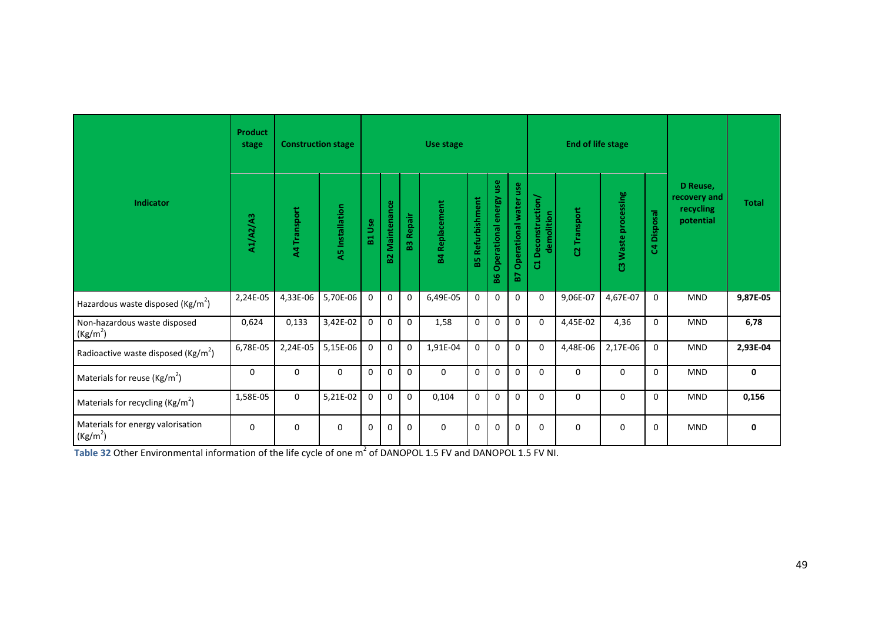| Indicator | Product stage | Construction stage | | Use stage | | | | | | | End of life stage | | | | D Reuse, recovery and recycling potential | Total |
|---|---|---|---|---|---|---|---|---|---|---|---|---|---|---|---|---|
| | A1/A2/A3 | A4 Transport | A5 Installation | B1 Use | B2 Maintenance | B3 Repair | B4 Replacement | B5 Refurbishment | B6 Operational energy use | B7 Operational water use | C1 Deconstruction/ demolition | C2 Transport | C3 Waste processing | C4 Disposal | | |
| Hazardous waste disposed (Kg/m$^2$) | 2,24E-05 | 4,33E-06 | 5,70E-06 | 0 | 0 | 0 | 6,49E-05 | 0 | 0 | 0 | 0 | 9,06E-07 | 4,67E-07 | 0 | MND | **9,87E-05** |
| Non-hazardous waste disposed (Kg/m$^2$) | 0,624 | 0,133 | 3,42E-02 | 0 | 0 | 0 | 1,58 | 0 | 0 | 0 | 0 | 4,45E-02 | 4,36 | 0 | MND | **6,78** |
| Radioactive waste disposed (Kg/m$^2$) | 6,78E-05 | 2,24E-05 | 5,15E-06 | 0 | 0 | 0 | 1,91E-04 | 0 | 0 | 0 | 0 | 4,48E-06 | 2,17E-06 | 0 | MND | **2,93E-04** |
| Materials for reuse (Kg/m$^2$) | 0 | 0 | 0 | 0 | 0 | 0 | 0 | 0 | 0 | 0 | 0 | 0 | 0 | 0 | MND | **0** |
| Materials for recycling (Kg/m$^2$) | 1,58E-05 | 0 | 5,21E-02 | 0 | 0 | 0 | 0,104 | 0 | 0 | 0 | 0 | 0 | 0 | 0 | MND | **0,156** |
| Materials for energy valorisation (Kg/m$^2$) | 0 | 0 | 0 | 0 | 0 | 0 | 0 | 0 | 0 | 0 | 0 | 0 | 0 | 0 | MND | **0** |

**Table 32** Other Environmental information of the life cycle of one m$^2$ of DANOPOL 1.5 FV and DANOPOL 1.5 FV NI.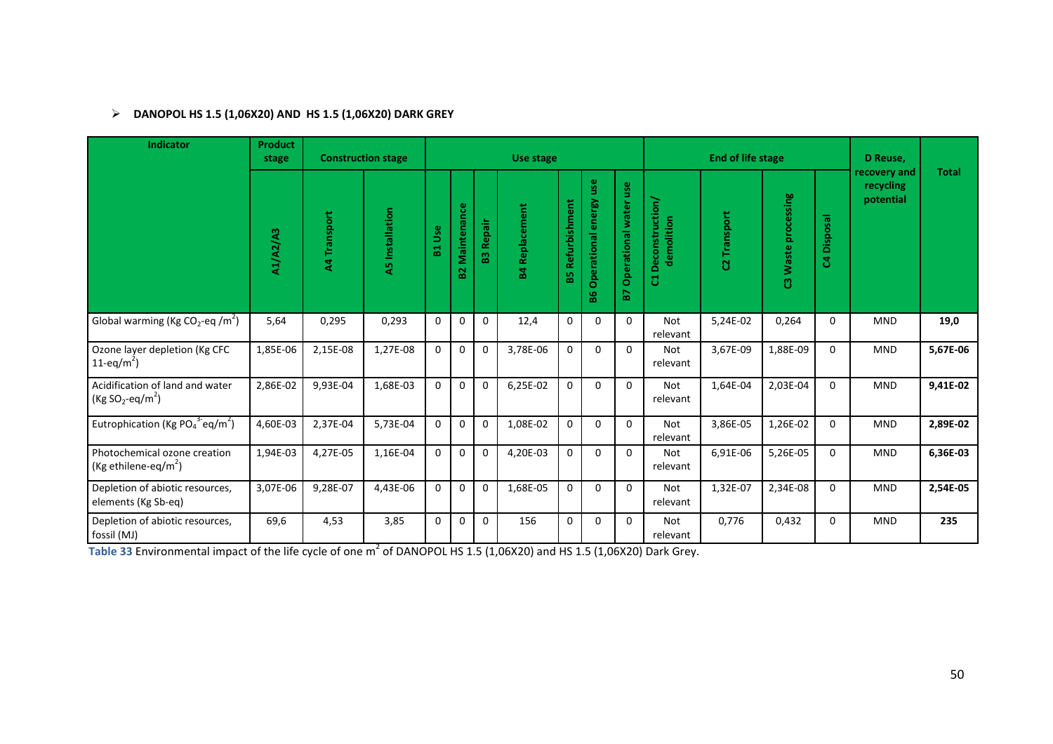- **DANOPOL HS 1.5 (1,06X20) AND HS 1.5 (1,06X20) DARK GREY**

| Indicator | Product stage | Construction stage | | Use stage | | | | | | | End of life stage | | | | D Reuse, recovery and recycling potential | Total |
|---|---|---|---|---|---|---|---|---|---|---|---|---|---|---|---|---|
| | A1/A2/A3 | A4 Transport | A5 Installation | B1 Use | B2 Maintenance | B3 Repair | B4 Replacement | B5 Refurbishment | B6 Operational energy use | B7 Operational water use | C1 Deconstruction/ demolition | C2 Transport | C3 Waste processing | C4 Disposal | | |
| Global warming (Kg $CO_2$-eq /$m^2$) | 5,64 | 0,295 | 0,293 | 0 | 0 | 0 | 12,4 | 0 | 0 | 0 | Not relevant | 5,24E-02 | 0,264 | 0 | MND | **19,0** |
| Ozone layer depletion (Kg CFC 11-eq/$m^2$) | 1,85E-06 | 2,15E-08 | 1,27E-08 | 0 | 0 | 0 | 3,78E-06 | 0 | 0 | 0 | Not relevant | 3,67E-09 | 1,88E-09 | 0 | MND | **5,67E-06** |
| Acidification of land and water (Kg $SO_2$-eq/$m^2$) | 2,86E-02 | 9,93E-04 | 1,68E-03 | 0 | 0 | 0 | 6,25E-02 | 0 | 0 | 0 | Not relevant | 1,64E-04 | 2,03E-04 | 0 | MND | **9,41E-02** |
| Eutrophication (Kg $PO_4^{3-}$ eq/$m^2$) | 4,60E-03 | 2,37E-04 | 5,73E-04 | 0 | 0 | 0 | 1,08E-02 | 0 | 0 | 0 | Not relevant | 3,86E-05 | 1,26E-02 | 0 | MND | **2,89E-02** |
| Photochemical ozone creation (Kg ethilene-eq/$m^2$) | 1,94E-03 | 4,27E-05 | 1,16E-04 | 0 | 0 | 0 | 4,20E-03 | 0 | 0 | 0 | Not relevant | 6,91E-06 | 5,26E-05 | 0 | MND | **6,36E-03** |
| Depletion of abiotic resources, elements (Kg Sb-eq) | 3,07E-06 | 9,28E-07 | 4,43E-06 | 0 | 0 | 0 | 1,68E-05 | 0 | 0 | 0 | Not relevant | 1,32E-07 | 2,34E-08 | 0 | MND | **2,54E-05** |
| Depletion of abiotic resources, fossil (MJ) | 69,6 | 4,53 | 3,85 | 0 | 0 | 0 | 156 | 0 | 0 | 0 | Not relevant | 0,776 | 0,432 | 0 | MND | **235** |

**Table 33** Environmental impact of the life cycle of one $m^2$ of DANOPOL HS 1.5 (1,06X20) and HS 1.5 (1,06X20) Dark Grey.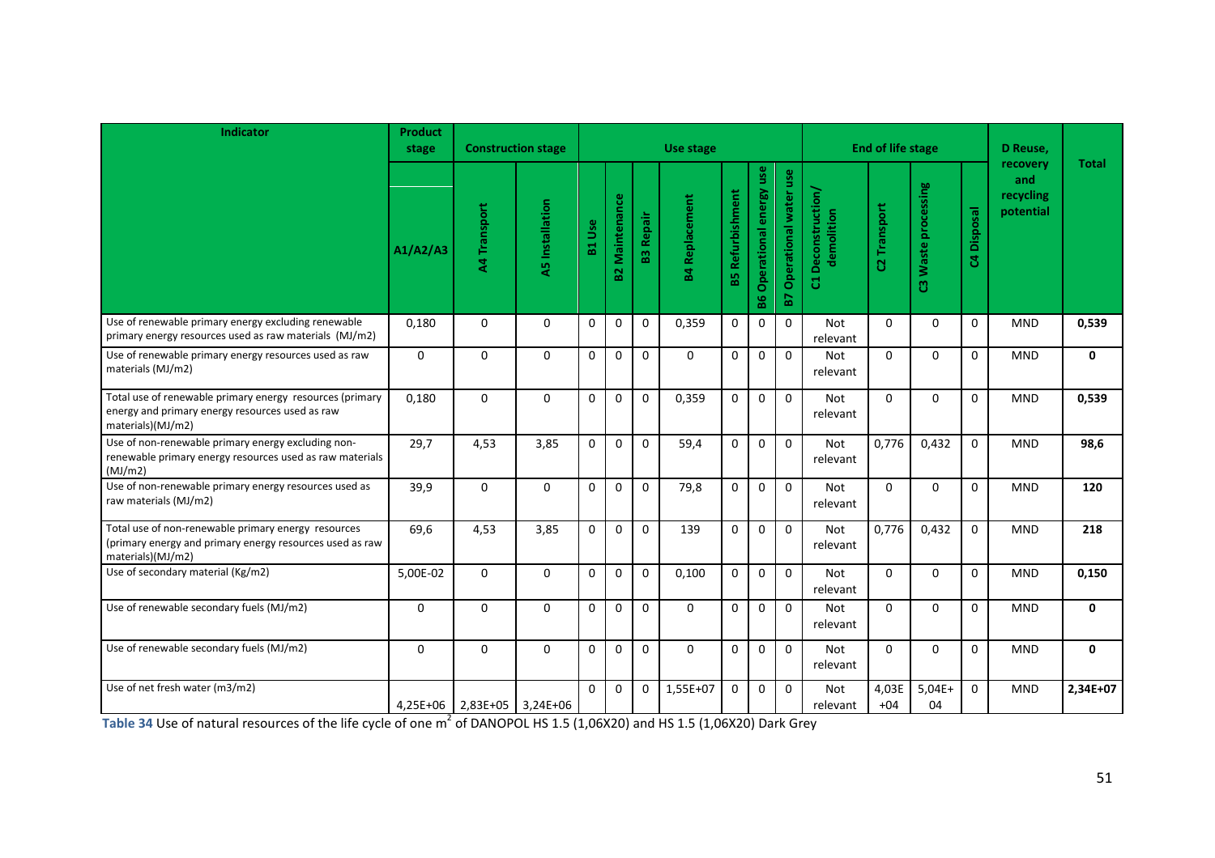| Indicator | Product stage | Construction stage | | Use stage | | | | | | | End of life stage | | | | D Reuse, recovery and recycling potential | Total |
|---|---|---|---|---|---|---|---|---|---|---|---|---|---|---|---|---|
| | A1/A2/A3 | A4 Transport | A5 Installation | B1 Use | B2 Maintenance | B3 Repair | B4 Replacement | B5 Refurbishment | B6 Operational energy use | B7 Operational water use | C1 Deconstruction/ demolition | C2 Transport | C3 Waste processing | C4 Disposal | | |
| Use of renewable primary energy excluding renewable primary energy resources used as raw materials (MJ/m2) | 0,180 | 0 | 0 | 0 | 0 | 0 | 0,359 | 0 | 0 | 0 | Not relevant | 0 | 0 | 0 | MND | **0,539** |
| Use of renewable primary energy resources used as raw materials (MJ/m2) | 0 | 0 | 0 | 0 | 0 | 0 | 0 | 0 | 0 | 0 | Not relevant | 0 | 0 | 0 | MND | **0** |
| Total use of renewable primary energy resources (primary energy and primary energy resources used as raw materials)(MJ/m2) | 0,180 | 0 | 0 | 0 | 0 | 0 | 0,359 | 0 | 0 | 0 | Not relevant | 0 | 0 | 0 | MND | **0,539** |
| Use of non-renewable primary energy excluding non-renewable primary energy resources used as raw materials (MJ/m2) | 29,7 | 4,53 | 3,85 | 0 | 0 | 0 | 59,4 | 0 | 0 | 0 | Not relevant | 0,776 | 0,432 | 0 | MND | **98,6** |
| Use of non-renewable primary energy resources used as raw materials (MJ/m2) | 39,9 | 0 | 0 | 0 | 0 | 0 | 79,8 | 0 | 0 | 0 | Not relevant | 0 | 0 | 0 | MND | **120** |
| Total use of non-renewable primary energy resources (primary energy and primary energy resources used as raw materials)(MJ/m2) | 69,6 | 4,53 | 3,85 | 0 | 0 | 0 | 139 | 0 | 0 | 0 | Not relevant | 0,776 | 0,432 | 0 | MND | **218** |
| Use of secondary material (Kg/m2) | 5,00E-02 | 0 | 0 | 0 | 0 | 0 | 0,100 | 0 | 0 | 0 | Not relevant | 0 | 0 | 0 | MND | **0,150** |
| Use of renewable secondary fuels (MJ/m2) | 0 | 0 | 0 | 0 | 0 | 0 | 0 | 0 | 0 | 0 | Not relevant | 0 | 0 | 0 | MND | **0** |
| Use of renewable secondary fuels (MJ/m2) | 0 | 0 | 0 | 0 | 0 | 0 | 0 | 0 | 0 | 0 | Not relevant | 0 | 0 | 0 | MND | **0** |
| Use of net fresh water (m3/m2) | 4,25E+06 | 2,83E+05 | 3,24E+06 | 0 | 0 | 0 | 1,55E+07 | 0 | 0 | 0 | Not relevant | 4,03E+04 | 5,04E+04 | 0 | MND | **2,34E+07** |

**Table 34** Use of natural resources of the life cycle of one $m^2$ of DANOPOL HS 1.5 (1,06X20) and HS 1.5 (1,06X20) Dark Grey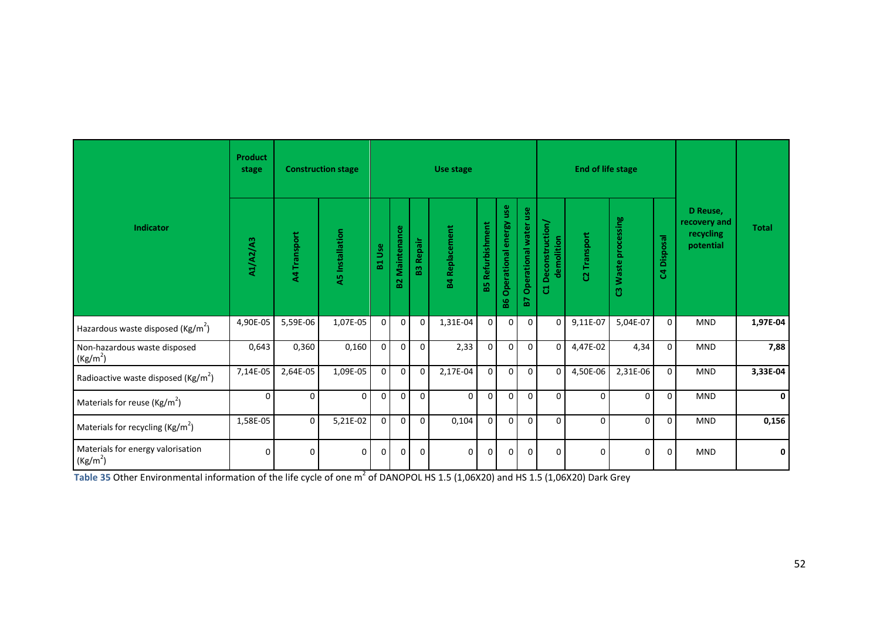| Indicator | Product stage | Construction stage | | Use stage | | | | | | | End of life stage | | | | D Reuse, recovery and recycling potential | Total |
|---|---|---|---|---|---|---|---|---|---|---|---|---|---|---|---|---|
| | A1/A2/A3 | A4 Transport | A5 Installation | B1 Use | B2 Maintenance | B3 Repair | B4 Replacement | B5 Refurbishment | B6 Operational energy use | B7 Operational water use | C1 Deconstruction/ demolition | C2 Transport | C3 Waste processing | C4 Disposal | | |
| Hazardous waste disposed (Kg/m$^2$) | 4,90E-05 | 5,59E-06 | 1,07E-05 | 0 | 0 | 0 | 1,31E-04 | 0 | 0 | 0 | 0 | 9,11E-07 | 5,04E-07 | 0 | MND | **1,97E-04** |
| Non-hazardous waste disposed (Kg/m$^2$) | 0,643 | 0,360 | 0,160 | 0 | 0 | 0 | 2,33 | 0 | 0 | 0 | 0 | 4,47E-02 | 4,34 | 0 | MND | **7,88** |
| Radioactive waste disposed (Kg/m$^2$) | 7,14E-05 | 2,64E-05 | 1,09E-05 | 0 | 0 | 0 | 2,17E-04 | 0 | 0 | 0 | 0 | 4,50E-06 | 2,31E-06 | 0 | MND | **3,33E-04** |
| Materials for reuse (Kg/m$^2$) | 0 | 0 | 0 | 0 | 0 | 0 | 0 | 0 | 0 | 0 | 0 | 0 | 0 | 0 | MND | **0** |
| Materials for recycling (Kg/m$^2$) | 1,58E-05 | 0 | 5,21E-02 | 0 | 0 | 0 | 0,104 | 0 | 0 | 0 | 0 | 0 | 0 | 0 | MND | **0,156** |
| Materials for energy valorisation (Kg/m$^2$) | 0 | 0 | 0 | 0 | 0 | 0 | 0 | 0 | 0 | 0 | 0 | 0 | 0 | 0 | MND | **0** |

**Table 35** Other Environmental information of the life cycle of one m$^2$ of DANOPOL HS 1.5 (1,06X20) and HS 1.5 (1,06X20) Dark Grey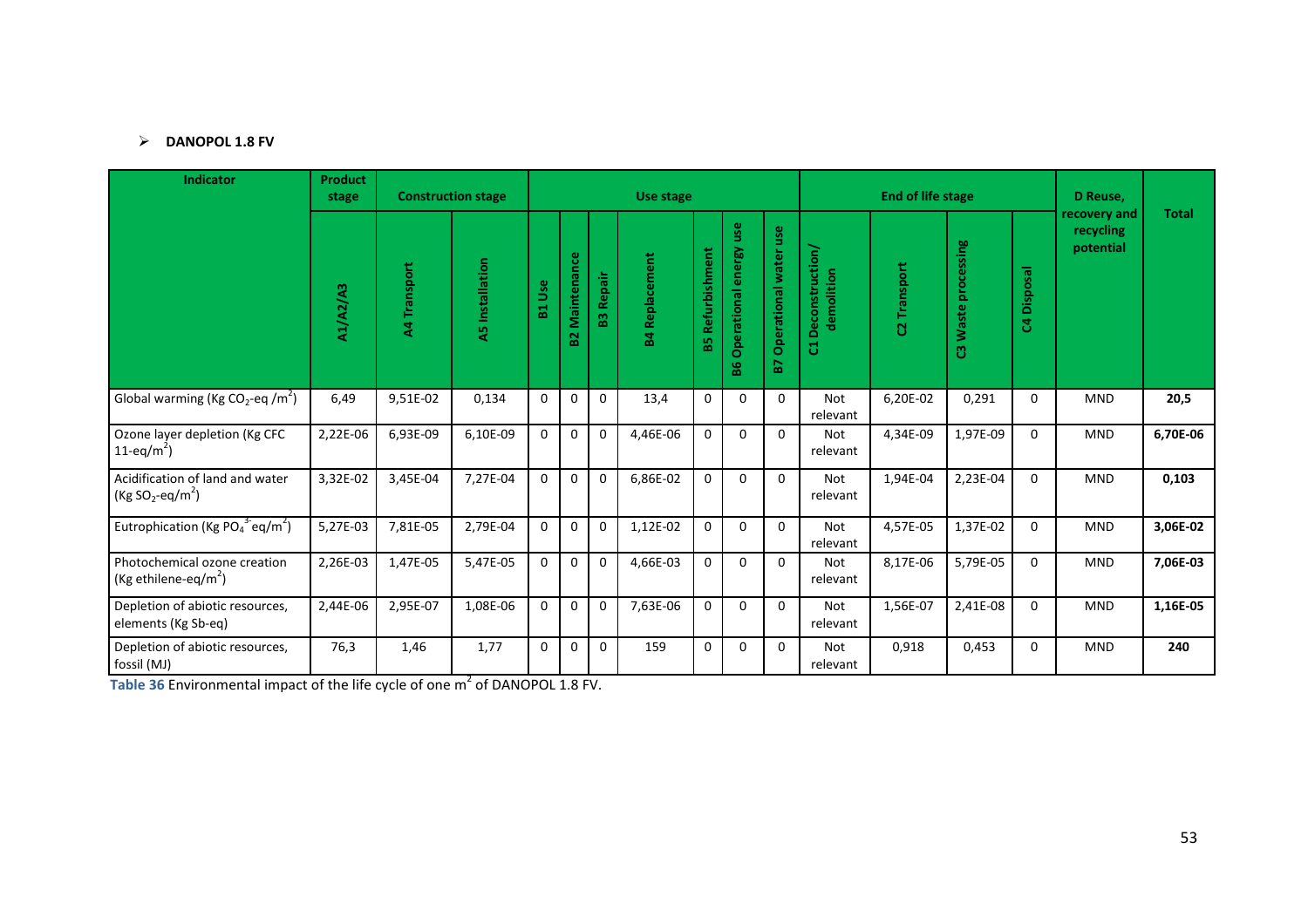- **DANOPOL 1.8 FV**

| Indicator | Product stage | Construction stage | | Use stage | | | | | | | End of life stage | | | | D Reuse, recovery and recycling potential | Total |
|---|---|---|---|---|---|---|---|---|---|---|---|---|---|---|---|---|
| | A1/A2/A3 | A4 Transport | A5 Installation | B1 Use | B2 Maintenance | B3 Repair | B4 Replacement | B5 Refurbishment | B6 Operational energy use | B7 Operational water use | C1 Deconstruction/ demolition | C2 Transport | C3 Waste processing | C4 Disposal | | |
| Global warming (Kg $CO_2$-eq /$m^2$) | 6,49 | 9,51E-02 | 0,134 | 0 | 0 | 0 | 13,4 | 0 | 0 | 0 | Not relevant | 6,20E-02 | 0,291 | 0 | MND | **20,5** |
| Ozone layer depletion (Kg CFC 11-eq/$m^2$) | 2,22E-06 | 6,93E-09 | 6,10E-09 | 0 | 0 | 0 | 4,46E-06 | 0 | 0 | 0 | Not relevant | 4,34E-09 | 1,97E-09 | 0 | MND | **6,70E-06** |
| Acidification of land and water (Kg $SO_2$-eq/$m^2$) | 3,32E-02 | 3,45E-04 | 7,27E-04 | 0 | 0 | 0 | 6,86E-02 | 0 | 0 | 0 | Not relevant | 1,94E-04 | 2,23E-04 | 0 | MND | **0,103** |
| Eutrophication (Kg $PO_4^{3-}$ eq/$m^2$) | 5,27E-03 | 7,81E-05 | 2,79E-04 | 0 | 0 | 0 | 1,12E-02 | 0 | 0 | 0 | Not relevant | 4,57E-05 | 1,37E-02 | 0 | MND | **3,06E-02** |
| Photochemical ozone creation (Kg ethilene-eq/$m^2$) | 2,26E-03 | 1,47E-05 | 5,47E-05 | 0 | 0 | 0 | 4,66E-03 | 0 | 0 | 0 | Not relevant | 8,17E-06 | 5,79E-05 | 0 | MND | **7,06E-03** |
| Depletion of abiotic resources, elements (Kg Sb-eq) | 2,44E-06 | 2,95E-07 | 1,08E-06 | 0 | 0 | 0 | 7,63E-06 | 0 | 0 | 0 | Not relevant | 1,56E-07 | 2,41E-08 | 0 | MND | **1,16E-05** |
| Depletion of abiotic resources, fossil (MJ) | 76,3 | 1,46 | 1,77 | 0 | 0 | 0 | 159 | 0 | 0 | 0 | Not relevant | 0,918 | 0,453 | 0 | MND | **240** |

**Table 36** Environmental impact of the life cycle of one $m^2$ of DANOPOL 1.8 FV.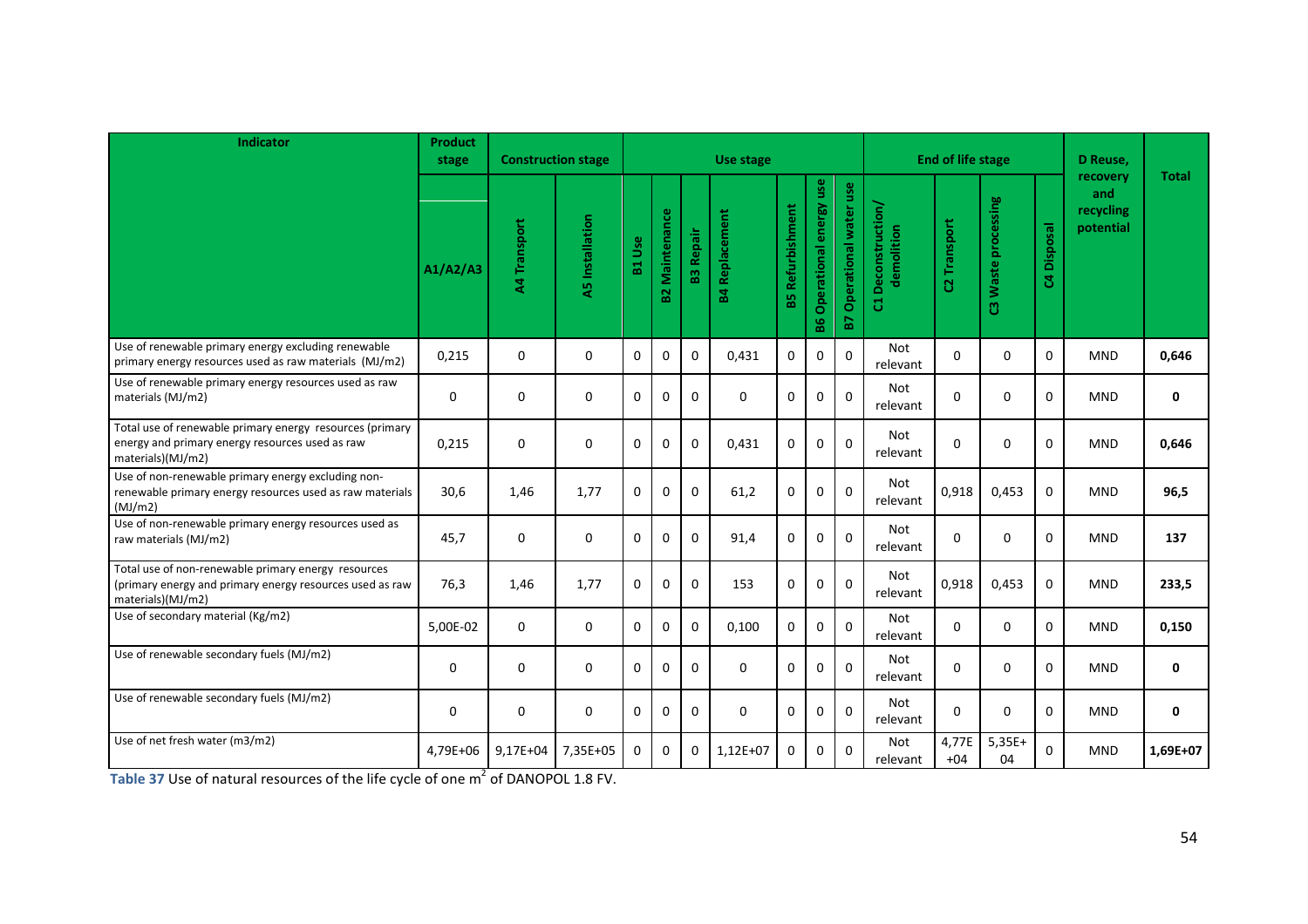| Indicator | Product stage | Construction stage | | Use stage | | | | | | | End of life stage | | | | D Reuse, recovery and recycling potential | Total |
|---|---|---|---|---|---|---|---|---|---|---|---|---|---|---|---|---|
| | A1/A2/A3 | A4 Transport | A5 Installation | B1 Use | B2 Maintenance | B3 Repair | B4 Replacement | B5 Refurbishment | B6 Operational energy use | B7 Operational water use | C1 Deconstruction/ demolition | C2 Transport | C3 Waste processing | C4 Disposal | | |
| Use of renewable primary energy excluding renewable primary energy resources used as raw materials (MJ/m2) | 0,215 | 0 | 0 | 0 | 0 | 0 | 0,431 | 0 | 0 | 0 | Not relevant | 0 | 0 | 0 | MND | **0,646** |
| Use of renewable primary energy resources used as raw materials (MJ/m2) | 0 | 0 | 0 | 0 | 0 | 0 | 0 | 0 | 0 | 0 | Not relevant | 0 | 0 | 0 | MND | **0** |
| Total use of renewable primary energy resources (primary energy and primary energy resources used as raw materials)(MJ/m2) | 0,215 | 0 | 0 | 0 | 0 | 0 | 0,431 | 0 | 0 | 0 | Not relevant | 0 | 0 | 0 | MND | **0,646** |
| Use of non-renewable primary energy excluding non-renewable primary energy resources used as raw materials (MJ/m2) | 30,6 | 1,46 | 1,77 | 0 | 0 | 0 | 61,2 | 0 | 0 | 0 | Not relevant | 0,918 | 0,453 | 0 | MND | **96,5** |
| Use of non-renewable primary energy resources used as raw materials (MJ/m2) | 45,7 | 0 | 0 | 0 | 0 | 0 | 91,4 | 0 | 0 | 0 | Not relevant | 0 | 0 | 0 | MND | **137** |
| Total use of non-renewable primary energy resources (primary energy and primary energy resources used as raw materials)(MJ/m2) | 76,3 | 1,46 | 1,77 | 0 | 0 | 0 | 153 | 0 | 0 | 0 | Not relevant | 0,918 | 0,453 | 0 | MND | **233,5** |
| Use of secondary material (Kg/m2) | 5,00E-02 | 0 | 0 | 0 | 0 | 0 | 0,100 | 0 | 0 | 0 | Not relevant | 0 | 0 | 0 | MND | **0,150** |
| Use of renewable secondary fuels (MJ/m2) | 0 | 0 | 0 | 0 | 0 | 0 | 0 | 0 | 0 | 0 | Not relevant | 0 | 0 | 0 | MND | **0** |
| Use of renewable secondary fuels (MJ/m2) | 0 | 0 | 0 | 0 | 0 | 0 | 0 | 0 | 0 | 0 | Not relevant | 0 | 0 | 0 | MND | **0** |
| Use of net fresh water (m3/m2) | 4,79E+06 | 9,17E+04 | 7,35E+05 | 0 | 0 | 0 | 1,12E+07 | 0 | 0 | 0 | Not relevant | 4,77E+04 | 5,35E+04 | 0 | MND | **1,69E+07** |

**Table 37** Use of natural resources of the life cycle of one $m^2$ of DANOPOL 1.8 FV.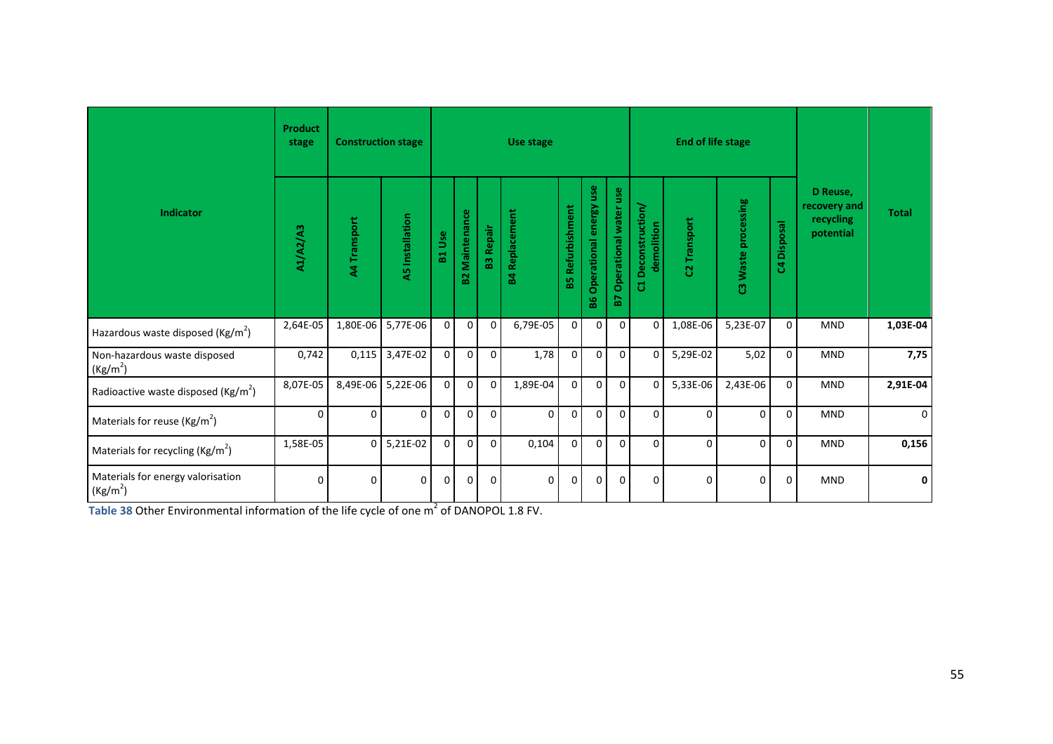| Indicator | Product stage | Construction stage | | Use stage | | | | | | | End of life stage | | | | D Reuse, recovery and recycling potential | Total |
|---|---|---|---|---|---|---|---|---|---|---|---|---|---|---|---|---|
| | A1/A2/A3 | A4 Transport | A5 Installation | B1 Use | B2 Maintenance | B3 Repair | B4 Replacement | B5 Refurbishment | B6 Operational energy use | B7 Operational water use | C1 Deconstruction/ demolition | C2 Transport | C3 Waste processing | C4 Disposal | | |
| Hazardous waste disposed (Kg/m$^2$) | 2,64E-05 | 1,80E-06 | 5,77E-06 | 0 | 0 | 0 | 6,79E-05 | 0 | 0 | 0 | 0 | 1,08E-06 | 5,23E-07 | 0 | MND | **1,03E-04** |
| Non-hazardous waste disposed (Kg/m$^2$) | 0,742 | 0,115 | 3,47E-02 | 0 | 0 | 0 | 1,78 | 0 | 0 | 0 | 0 | 5,29E-02 | 5,02 | 0 | MND | **7,75** |
| Radioactive waste disposed (Kg/m$^2$) | 8,07E-05 | 8,49E-06 | 5,22E-06 | 0 | 0 | 0 | 1,89E-04 | 0 | 0 | 0 | 0 | 5,33E-06 | 2,43E-06 | 0 | MND | **2,91E-04** |
| Materials for reuse (Kg/m$^2$) | 0 | 0 | 0 | 0 | 0 | 0 | 0 | 0 | 0 | 0 | 0 | 0 | 0 | 0 | MND | 0 |
| Materials for recycling (Kg/m$^2$) | 1,58E-05 | 0 | 5,21E-02 | 0 | 0 | 0 | 0,104 | 0 | 0 | 0 | 0 | 0 | 0 | 0 | MND | **0,156** |
| Materials for energy valorisation (Kg/m$^2$) | 0 | 0 | 0 | 0 | 0 | 0 | 0 | 0 | 0 | 0 | 0 | 0 | 0 | 0 | MND | **0** |

**Table 38** Other Environmental information of the life cycle of one m$^2$ of DANOPOL 1.8 FV.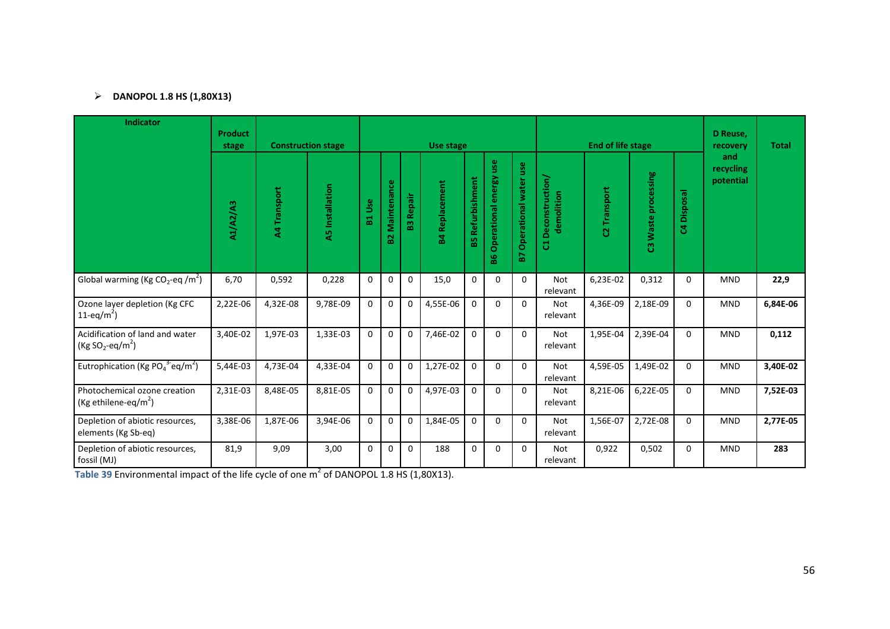- **DANOPOL 1.8 HS (1,80X13)**

| Indicator | Product stage | Construction stage | | Use stage | | | | | | | End of life stage | | | | D Reuse, recovery and recycling potential | Total |
|---|---|---|---|---|---|---|---|---|---|---|---|---|---|---|---|---|
| | A1/A2/A3 | A4 Transport | A5 Installation | B1 Use | B2 Maintenance | B3 Repair | B4 Replacement | B5 Refurbishment | B6 Operational energy use | B7 Operational water use | C1 Deconstruction/ demolition | C2 Transport | C3 Waste processing | C4 Disposal | | |
| Global warming (Kg $CO_2$-eq /$m^2$) | 6,70 | 0,592 | 0,228 | 0 | 0 | 0 | 15,0 | 0 | 0 | 0 | Not relevant | 6,23E-02 | 0,312 | 0 | MND | **22,9** |
| Ozone layer depletion (Kg CFC 11-eq/$m^2$) | 2,22E-06 | 4,32E-08 | 9,78E-09 | 0 | 0 | 0 | 4,55E-06 | 0 | 0 | 0 | Not relevant | 4,36E-09 | 2,18E-09 | 0 | MND | **6,84E-06** |
| Acidification of land and water (Kg $SO_2$-eq/$m^2$) | 3,40E-02 | 1,97E-03 | 1,33E-03 | 0 | 0 | 0 | 7,46E-02 | 0 | 0 | 0 | Not relevant | 1,95E-04 | 2,39E-04 | 0 | MND | **0,112** |
| Eutrophication (Kg $PO_4^{3-}$ eq/$m^2$) | 5,44E-03 | 4,73E-04 | 4,33E-04 | 0 | 0 | 0 | 1,27E-02 | 0 | 0 | 0 | Not relevant | 4,59E-05 | 1,49E-02 | 0 | MND | **3,40E-02** |
| Photochemical ozone creation (Kg ethilene-eq/$m^2$) | 2,31E-03 | 8,48E-05 | 8,81E-05 | 0 | 0 | 0 | 4,97E-03 | 0 | 0 | 0 | Not relevant | 8,21E-06 | 6,22E-05 | 0 | MND | **7,52E-03** |
| Depletion of abiotic resources, elements (Kg Sb-eq) | 3,38E-06 | 1,87E-06 | 3,94E-06 | 0 | 0 | 0 | 1,84E-05 | 0 | 0 | 0 | Not relevant | 1,56E-07 | 2,72E-08 | 0 | MND | **2,77E-05** |
| Depletion of abiotic resources, fossil (MJ) | 81,9 | 9,09 | 3,00 | 0 | 0 | 0 | 188 | 0 | 0 | 0 | Not relevant | 0,922 | 0,502 | 0 | MND | **283** |

**Table 39** Environmental impact of the life cycle of one $m^2$ of DANOPOL 1.8 HS (1,80X13).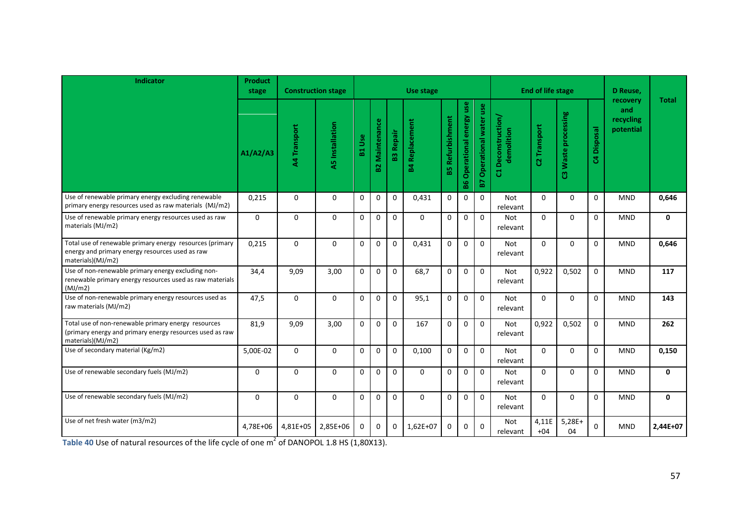| Indicator | Product stage | Construction stage | | Use stage | | | | | | | End of life stage | | | | D Reuse, recovery and recycling potential | Total |
|---|---|---|---|---|---|---|---|---|---|---|---|---|---|---|---|---|
| | A1/A2/A3 | A4 Transport | A5 Installation | B1 Use | B2 Maintenance | B3 Repair | B4 Replacement | B5 Refurbishment | B6 Operational energy use | B7 Operational water use | C1 Deconstruction/ demolition | C2 Transport | C3 Waste processing | C4 Disposal | | |
| Use of renewable primary energy excluding renewable primary energy resources used as raw materials (MJ/m2) | 0,215 | 0 | 0 | 0 | 0 | 0 | 0,431 | 0 | 0 | 0 | Not relevant | 0 | 0 | 0 | MND | **0,646** |
| Use of renewable primary energy resources used as raw materials (MJ/m2) | 0 | 0 | 0 | 0 | 0 | 0 | 0 | 0 | 0 | 0 | Not relevant | 0 | 0 | 0 | MND | **0** |
| Total use of renewable primary energy resources (primary energy and primary energy resources used as raw materials)(MJ/m2) | 0,215 | 0 | 0 | 0 | 0 | 0 | 0,431 | 0 | 0 | 0 | Not relevant | 0 | 0 | 0 | MND | **0,646** |
| Use of non-renewable primary energy excluding non-renewable primary energy resources used as raw materials (MJ/m2) | 34,4 | 9,09 | 3,00 | 0 | 0 | 0 | 68,7 | 0 | 0 | 0 | Not relevant | 0,922 | 0,502 | 0 | MND | **117** |
| Use of non-renewable primary energy resources used as raw materials (MJ/m2) | 47,5 | 0 | 0 | 0 | 0 | 0 | 95,1 | 0 | 0 | 0 | Not relevant | 0 | 0 | 0 | MND | **143** |
| Total use of non-renewable primary energy resources (primary energy and primary energy resources used as raw materials)(MJ/m2) | 81,9 | 9,09 | 3,00 | 0 | 0 | 0 | 167 | 0 | 0 | 0 | Not relevant | 0,922 | 0,502 | 0 | MND | **262** |
| Use of secondary material (Kg/m2) | 5,00E-02 | 0 | 0 | 0 | 0 | 0 | 0,100 | 0 | 0 | 0 | Not relevant | 0 | 0 | 0 | MND | **0,150** |
| Use of renewable secondary fuels (MJ/m2) | 0 | 0 | 0 | 0 | 0 | 0 | 0 | 0 | 0 | 0 | Not relevant | 0 | 0 | 0 | MND | **0** |
| Use of renewable secondary fuels (MJ/m2) | 0 | 0 | 0 | 0 | 0 | 0 | 0 | 0 | 0 | 0 | Not relevant | 0 | 0 | 0 | MND | **0** |
| Use of net fresh water (m3/m2) | 4,78E+06 | 4,81E+05 | 2,85E+06 | 0 | 0 | 0 | 1,62E+07 | 0 | 0 | 0 | Not relevant | 4,11E+04 | 5,28E+04 | 0 | MND | **2,44E+07** |

**Table 40** Use of natural resources of the life cycle of one m$^2$ of DANOPOL 1.8 HS (1,80X13).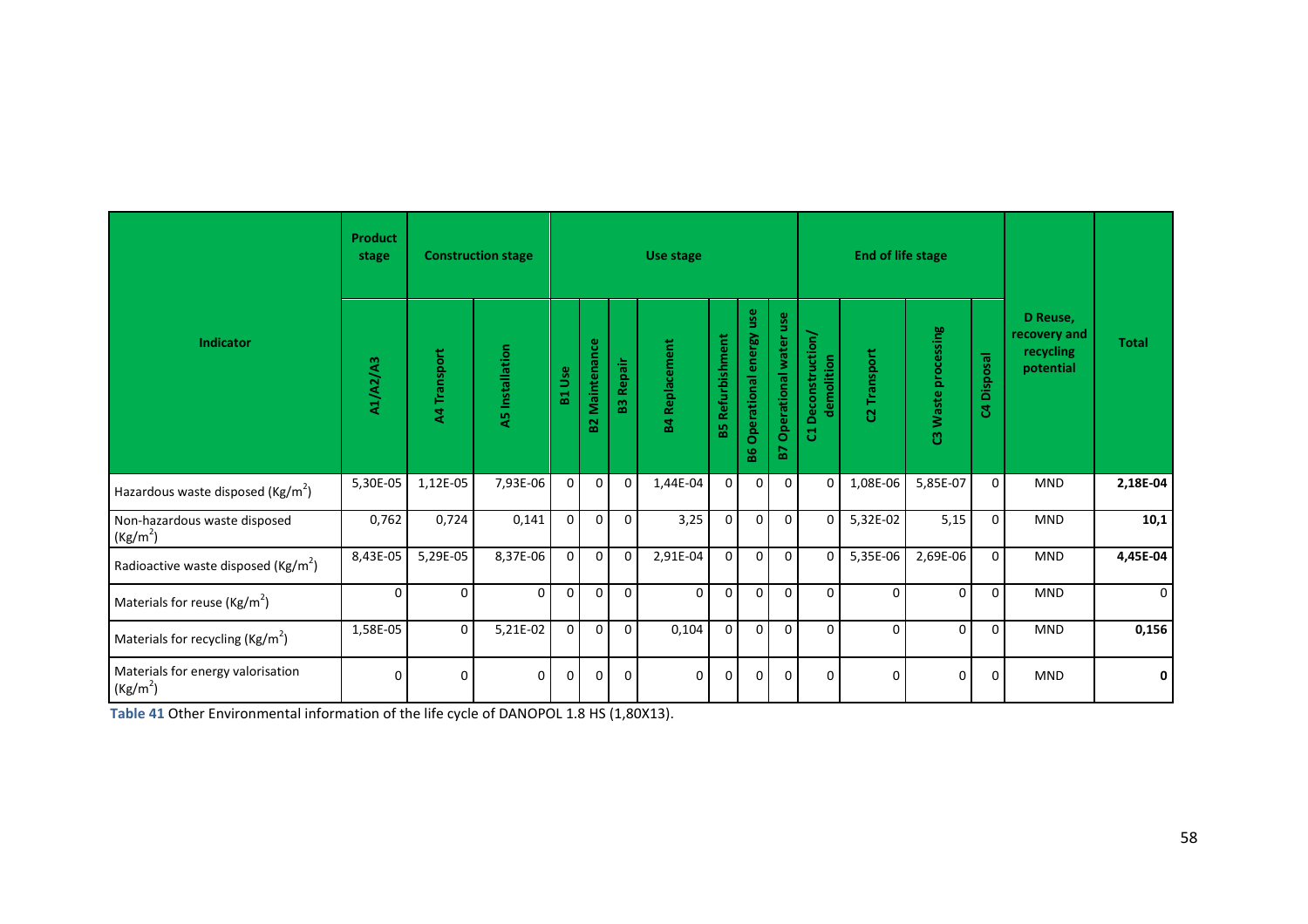| Indicator | Product stage | Construction stage | | Use stage | | | | | | | End of life stage | | | | D Reuse, recovery and recycling potential | Total |
|---|---|---|---|---|---|---|---|---|---|---|---|---|---|---|---|---|
| | A1/A2/A3 | A4 Transport | A5 Installation | B1 Use | B2 Maintenance | B3 Repair | B4 Replacement | B5 Refurbishment | B6 Operational energy use | B7 Operational water use | C1 Deconstruction/ demolition | C2 Transport | C3 Waste processing | C4 Disposal | | |
| Hazardous waste disposed (Kg/m$^2$) | 5,30E-05 | 1,12E-05 | 7,93E-06 | 0 | 0 | 0 | 1,44E-04 | 0 | 0 | 0 | 0 | 1,08E-06 | 5,85E-07 | 0 | MND | **2,18E-04** |
| Non-hazardous waste disposed (Kg/m$^2$) | 0,762 | 0,724 | 0,141 | 0 | 0 | 0 | 3,25 | 0 | 0 | 0 | 0 | 5,32E-02 | 5,15 | 0 | MND | **10,1** |
| Radioactive waste disposed (Kg/m$^2$) | 8,43E-05 | 5,29E-05 | 8,37E-06 | 0 | 0 | 0 | 2,91E-04 | 0 | 0 | 0 | 0 | 5,35E-06 | 2,69E-06 | 0 | MND | **4,45E-04** |
| Materials for reuse (Kg/m$^2$) | 0 | 0 | 0 | 0 | 0 | 0 | 0 | 0 | 0 | 0 | 0 | 0 | 0 | 0 | MND | 0 |
| Materials for recycling (Kg/m$^2$) | 1,58E-05 | 0 | 5,21E-02 | 0 | 0 | 0 | 0,104 | 0 | 0 | 0 | 0 | 0 | 0 | 0 | MND | **0,156** |
| Materials for energy valorisation (Kg/m$^2$) | 0 | 0 | 0 | 0 | 0 | 0 | 0 | 0 | 0 | 0 | 0 | 0 | 0 | 0 | MND | **0** |

**Table 41** Other Environmental information of the life cycle of DANOPOL 1.8 HS (1,80X13).